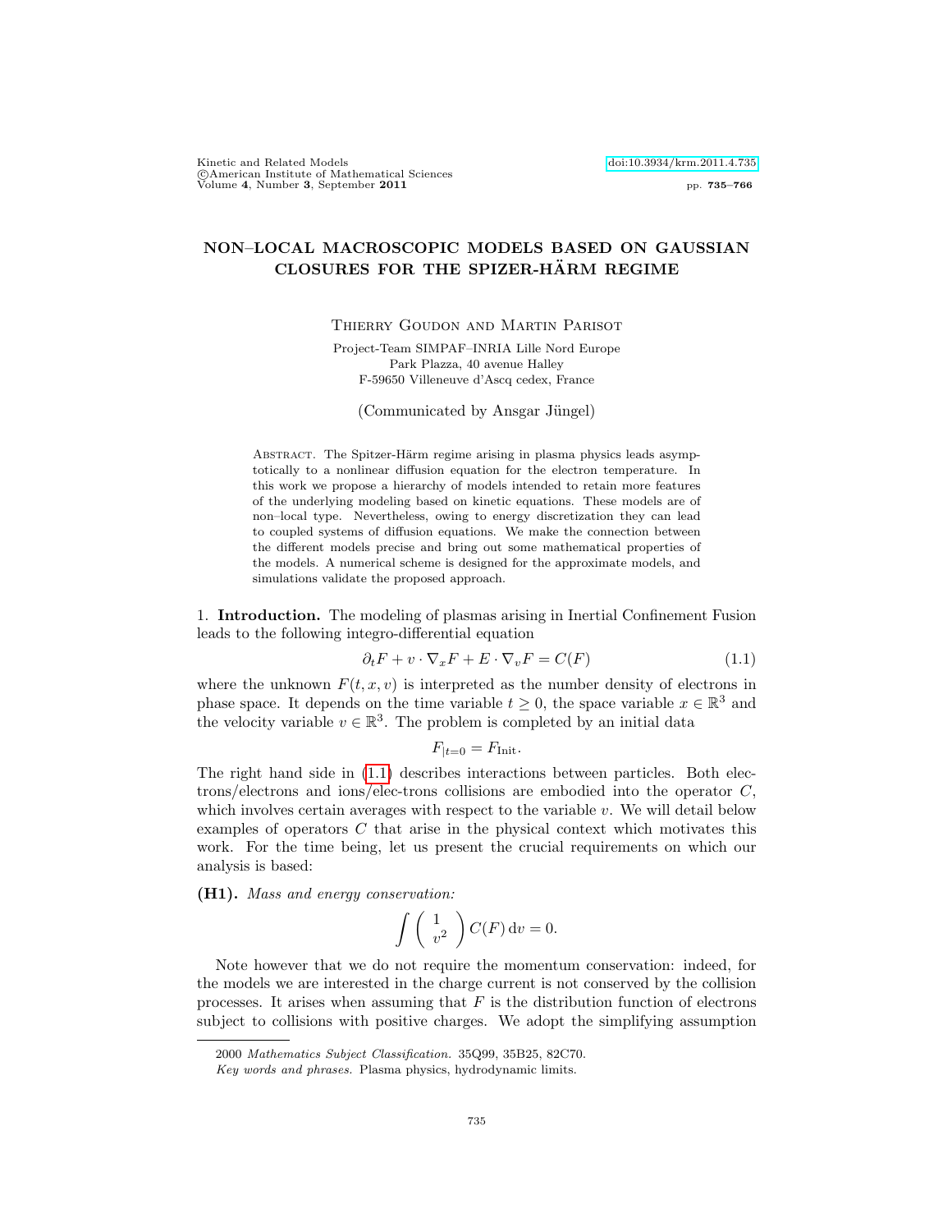# NON–LOCAL MACROSCOPIC MODELS BASED ON GAUSSIAN CLOSURES FOR THE SPIZER-HÄRM REGIME

Thierry Goudon and Martin Parisot

Project-Team SIMPAF–INRIA Lille Nord Europe
Park Plazza, 40 avenue Halley
F-59650 Villeneuve d'Ascq cedex, France

(Communicated by Ansgar Jüngel)

Abstract. The Spitzer-Härm regime arising in plasma physics leads asymptotically to a nonlinear diffusion equation for the electron temperature. In this work we propose a hierarchy of models intended to retain more features of the underlying modeling based on kinetic equations. These models are of non–local type. Nevertheless, owing to energy discretization they can lead to coupled systems of diffusion equations. We make the connection between the different models precise and bring out some mathematical properties of the models. A numerical scheme is designed for the approximate models, and simulations validate the proposed approach.

## 1. Introduction.

The modeling of plasmas arising in Inertial Confinement Fusion leads to the following integro-differential equation

$$\partial_t F + v \cdot \nabla_x F + E \cdot \nabla_v F = C(F) \tag{1.1}$$

where the unknown $F(t, x, v)$ is interpreted as the number density of electrons in phase space. It depends on the time variable $t \geq 0$, the space variable $x \in \mathbb{R}^3$ and the velocity variable $v \in \mathbb{R}^3$. The problem is completed by an initial data

$$F_{|t=0} = F_{\text{Init}}.$$

The right hand side in (1.1) describes interactions between particles. Both electrons/electrons and ions/elec-trons collisions are embodied into the operator $C$, which involves certain averages with respect to the variable $v$. We will detail below examples of operators $C$ that arise in the physical context which motivates this work. For the time being, let us present the crucial requirements on which our analysis is based:

**(H1).** *Mass and energy conservation:*

$$\int \begin{pmatrix} 1 \\ v^2 \end{pmatrix} C(F)\, \mathrm{d}v = 0.$$

Note however that we do not require the momentum conservation: indeed, for the models we are interested in the charge current is not conserved by the collision processes. It arises when assuming that $F$ is the distribution function of electrons subject to collisions with positive charges. We adopt the simplifying assumption

2000 *Mathematics Subject Classification.* 35Q99, 35B25, 82C70.

*Key words and phrases.* Plasma physics, hydrodynamic limits.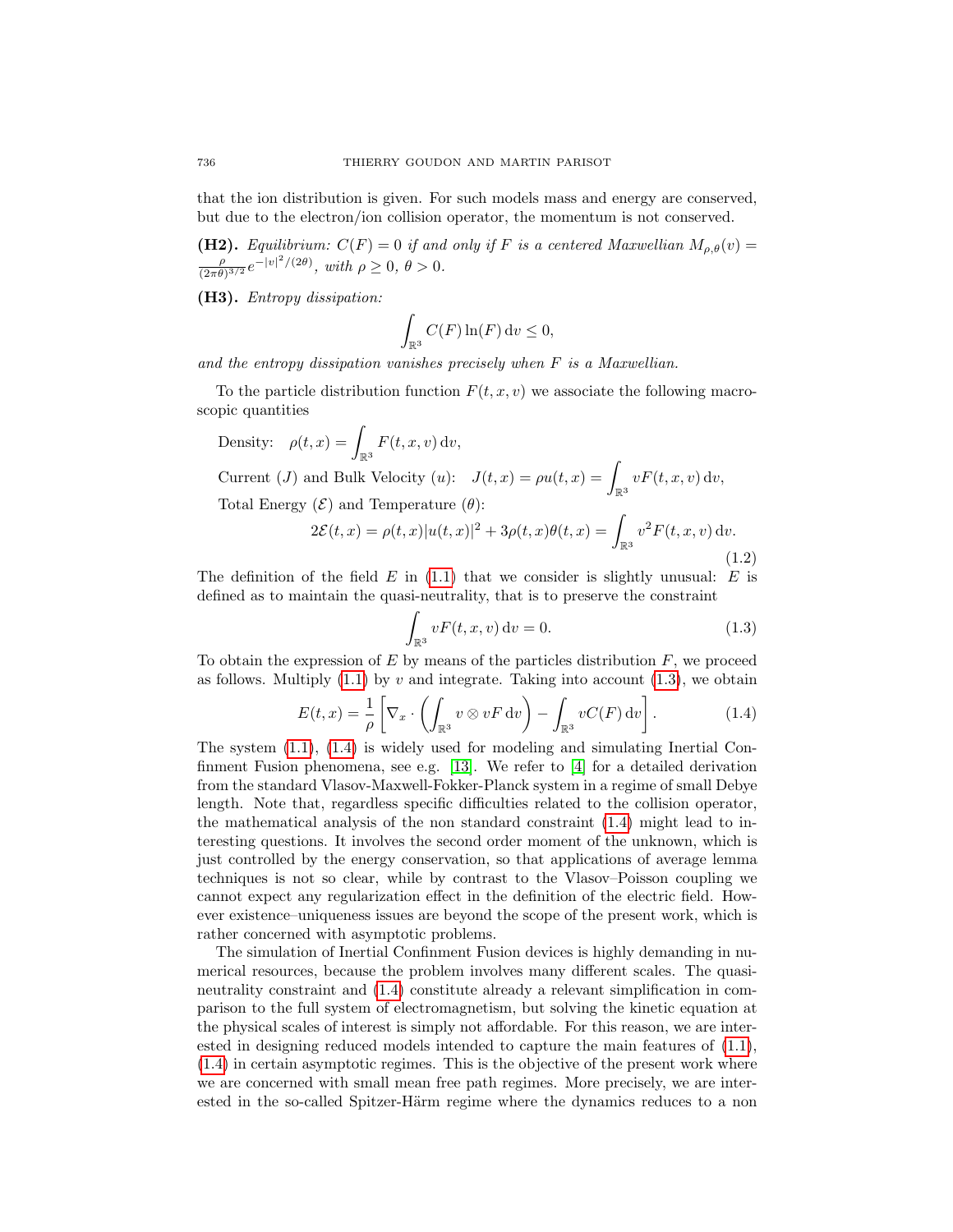that the ion distribution is given. For such models mass and energy are conserved, but due to the electron/ion collision operator, the momentum is not conserved.

**(H2).** *Equilibrium: $C(F) = 0$ if and only if $F$ is a centered Maxwellian $M_{\rho,\theta}(v) = \frac{\rho}{(2\pi\theta)^{3/2}} e^{-|v|^2/(2\theta)}$, with $\rho \geq 0$, $\theta > 0$.*

**(H3).** *Entropy dissipation:*

$$\int_{\mathbb{R}^3} C(F) \ln(F) \, \mathrm{d}v \leq 0,$$

*and the entropy dissipation vanishes precisely when $F$ is a Maxwellian.*

To the particle distribution function $F(t, x, v)$ we associate the following macroscopic quantities

Density: $\rho(t,x) = \int_{\mathbb{R}^3} F(t,x,v) \, \mathrm{d}v,$

Current ($J$) and Bulk Velocity ($u$): $J(t,x) = \rho u(t,x) = \int_{\mathbb{R}^3} vF(t,x,v) \, \mathrm{d}v,$

Total Energy ($\mathcal{E}$) and Temperature ($\theta$):

$$2\mathcal{E}(t,x) = \rho(t,x)|u(t,x)|^2 + 3\rho(t,x)\theta(t,x) = \int_{\mathbb{R}^3} v^2 F(t,x,v) \, \mathrm{d}v. \tag{1.2}$$

The definition of the field $E$ in (1.1) that we consider is slightly unusual: $E$ is defined as to maintain the quasi-neutrality, that is to preserve the constraint

$$\int_{\mathbb{R}^3} vF(t,x,v) \, \mathrm{d}v = 0. \tag{1.3}$$

To obtain the expression of $E$ by means of the particles distribution $F$, we proceed as follows. Multiply (1.1) by $v$ and integrate. Taking into account (1.3), we obtain

$$E(t,x) = \frac{1}{\rho} \left[ \nabla_x \cdot \left( \int_{\mathbb{R}^3} v \otimes vF \, \mathrm{d}v \right) - \int_{\mathbb{R}^3} vC(F) \, \mathrm{d}v \right]. \tag{1.4}$$

The system (1.1), (1.4) is widely used for modeling and simulating Inertial Confinment Fusion phenomena, see e.g. [13]. We refer to [4] for a detailed derivation from the standard Vlasov-Maxwell-Fokker-Planck system in a regime of small Debye length. Note that, regardless specific difficulties related to the collision operator, the mathematical analysis of the non standard constraint (1.4) might lead to interesting questions. It involves the second order moment of the unknown, which is just controlled by the energy conservation, so that applications of average lemma techniques is not so clear, while by contrast to the Vlasov–Poisson coupling we cannot expect any regularization effect in the definition of the electric field. However existence–uniqueness issues are beyond the scope of the present work, which is rather concerned with asymptotic problems.

The simulation of Inertial Confinment Fusion devices is highly demanding in numerical resources, because the problem involves many different scales. The quasi-neutrality constraint and (1.4) constitute already a relevant simplification in comparison to the full system of electromagnetism, but solving the kinetic equation at the physical scales of interest is simply not affordable. For this reason, we are interested in designing reduced models intended to capture the main features of (1.1), (1.4) in certain asymptotic regimes. This is the objective of the present work where we are concerned with small mean free path regimes. More precisely, we are interested in the so-called Spitzer-Härm regime where the dynamics reduces to a non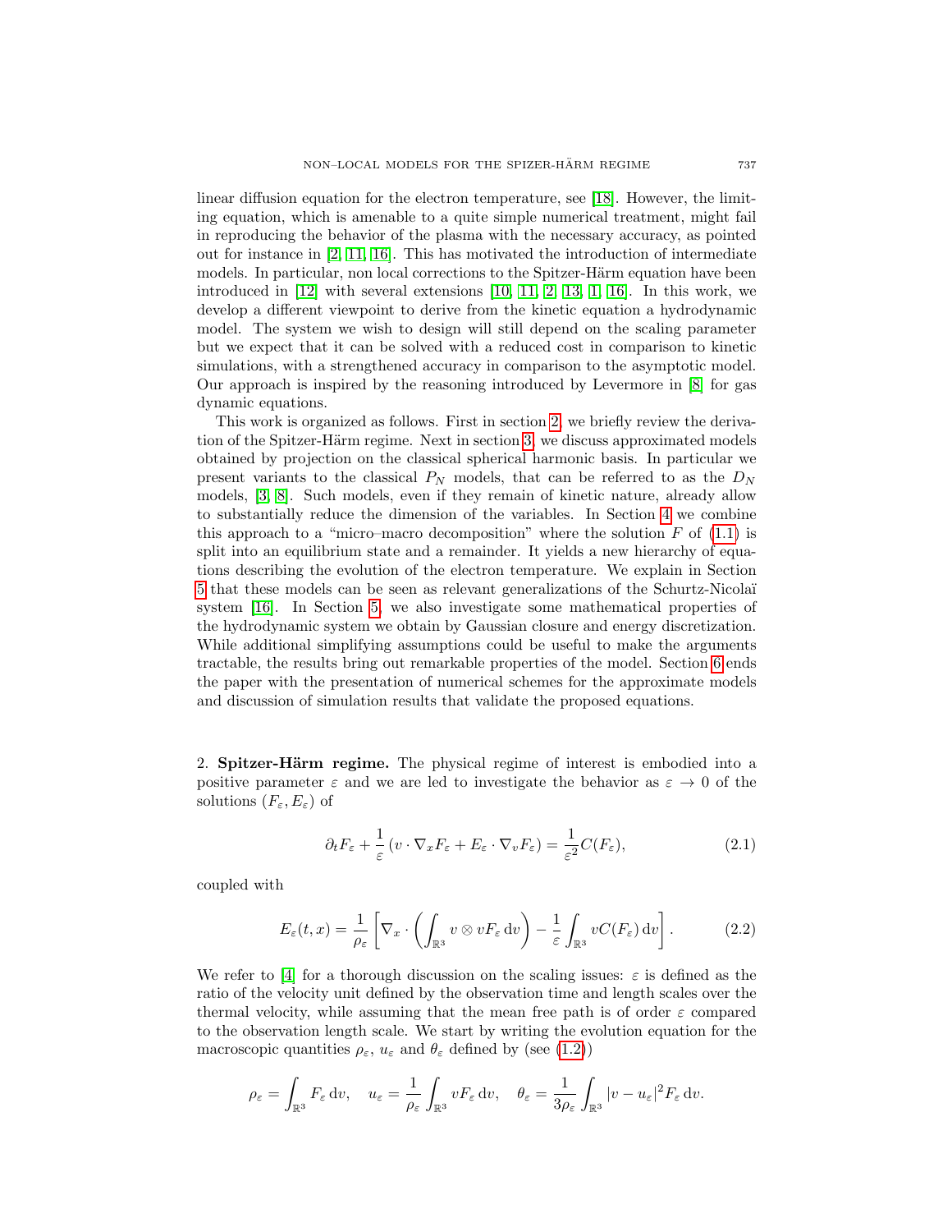linear diffusion equation for the electron temperature, see [18]. However, the limiting equation, which is amenable to a quite simple numerical treatment, might fail in reproducing the behavior of the plasma with the necessary accuracy, as pointed out for instance in [2, 11, 16]. This has motivated the introduction of intermediate models. In particular, non local corrections to the Spitzer-Härm equation have been introduced in [12] with several extensions [10, 11, 2, 13, 1, 16]. In this work, we develop a different viewpoint to derive from the kinetic equation a hydrodynamic model. The system we wish to design will still depend on the scaling parameter but we expect that it can be solved with a reduced cost in comparison to kinetic simulations, with a strengthened accuracy in comparison to the asymptotic model. Our approach is inspired by the reasoning introduced by Levermore in [8] for gas dynamic equations.

This work is organized as follows. First in section 2, we briefly review the derivation of the Spitzer-Härm regime. Next in section 3, we discuss approximated models obtained by projection on the classical spherical harmonic basis. In particular we present variants to the classical $P_N$ models, that can be referred to as the $D_N$ models, [3, 8]. Such models, even if they remain of kinetic nature, already allow to substantially reduce the dimension of the variables. In Section 4 we combine this approach to a "micro–macro decomposition" where the solution $F$ of (1.1) is split into an equilibrium state and a remainder. It yields a new hierarchy of equations describing the evolution of the electron temperature. We explain in Section 5 that these models can be seen as relevant generalizations of the Schurtz-Nicolaï system [16]. In Section 5, we also investigate some mathematical properties of the hydrodynamic system we obtain by Gaussian closure and energy discretization. While additional simplifying assumptions could be useful to make the arguments tractable, the results bring out remarkable properties of the model. Section 6 ends the paper with the presentation of numerical schemes for the approximate models and discussion of simulation results that validate the proposed equations.

## 2. Spitzer-Härm regime.

The physical regime of interest is embodied into a positive parameter $\varepsilon$ and we are led to investigate the behavior as $\varepsilon \to 0$ of the solutions $(F_\varepsilon, E_\varepsilon)$ of

$$\partial_t F_\varepsilon + \frac{1}{\varepsilon}\left(v \cdot \nabla_x F_\varepsilon + E_\varepsilon \cdot \nabla_v F_\varepsilon\right) = \frac{1}{\varepsilon^2} C(F_\varepsilon), \tag{2.1}$$

coupled with

$$E_\varepsilon(t,x) = \frac{1}{\rho_\varepsilon}\left[\nabla_x \cdot \left(\int_{\mathbb{R}^3} v \otimes v F_\varepsilon \,\mathrm{d}v\right) - \frac{1}{\varepsilon}\int_{\mathbb{R}^3} v C(F_\varepsilon)\,\mathrm{d}v\right]. \tag{2.2}$$

We refer to [4] for a thorough discussion on the scaling issues: $\varepsilon$ is defined as the ratio of the velocity unit defined by the observation time and length scales over the thermal velocity, while assuming that the mean free path is of order $\varepsilon$ compared to the observation length scale. We start by writing the evolution equation for the macroscopic quantities $\rho_\varepsilon$, $u_\varepsilon$ and $\theta_\varepsilon$ defined by (see (1.2))

$$\rho_\varepsilon = \int_{\mathbb{R}^3} F_\varepsilon \,\mathrm{d}v, \quad u_\varepsilon = \frac{1}{\rho_\varepsilon}\int_{\mathbb{R}^3} v F_\varepsilon \,\mathrm{d}v, \quad \theta_\varepsilon = \frac{1}{3\rho_\varepsilon}\int_{\mathbb{R}^3} |v - u_\varepsilon|^2 F_\varepsilon \,\mathrm{d}v.$$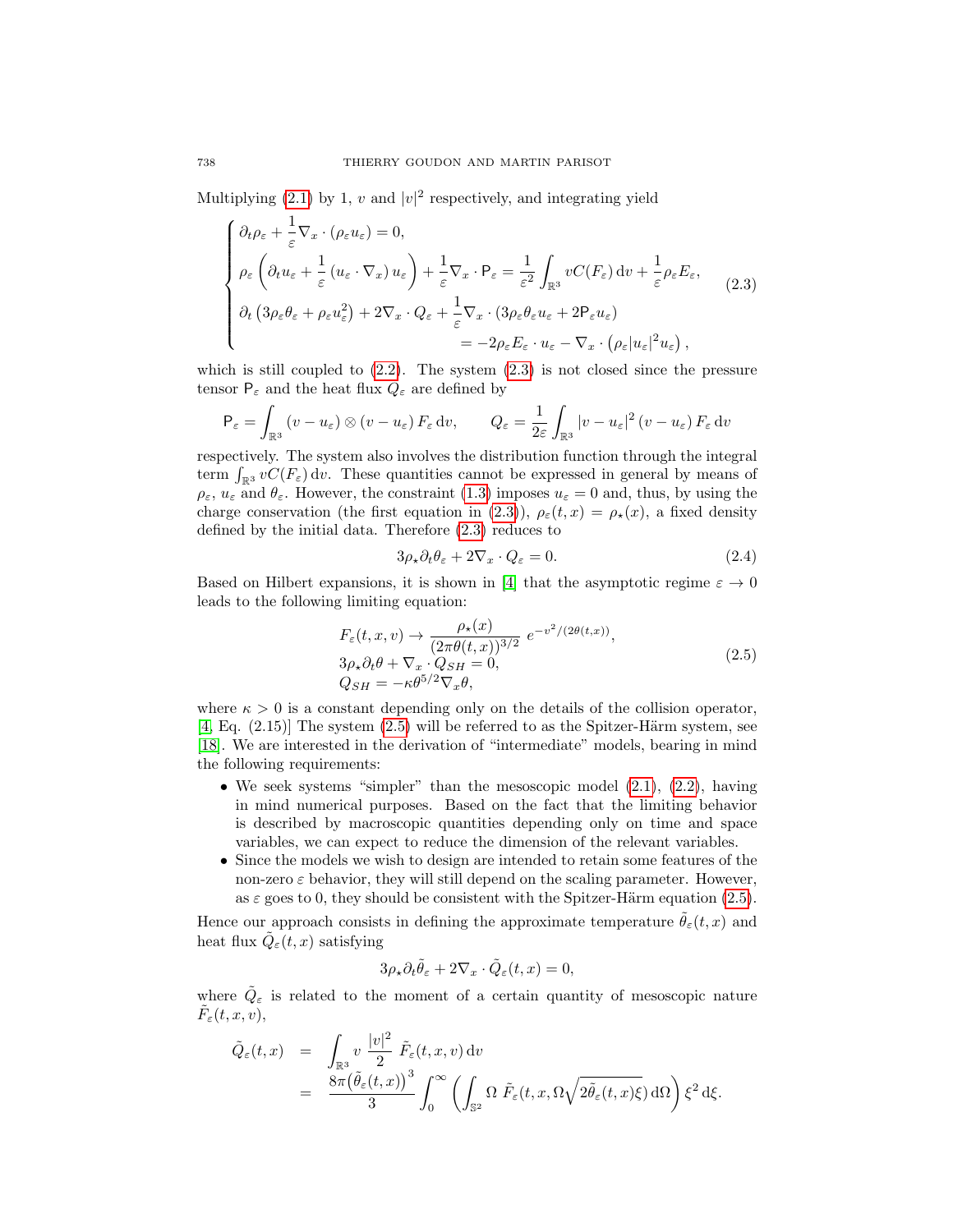Multiplying (2.1) by 1, $v$ and $|v|^2$ respectively, and integrating yield

$$
\begin{cases}
\partial_t \rho_\varepsilon + \dfrac{1}{\varepsilon}\nabla_x \cdot (\rho_\varepsilon u_\varepsilon) = 0, \\[2mm]
\rho_\varepsilon \left( \partial_t u_\varepsilon + \dfrac{1}{\varepsilon}\left(u_\varepsilon \cdot \nabla_x\right) u_\varepsilon \right) + \dfrac{1}{\varepsilon}\nabla_x \cdot \mathsf{P}_\varepsilon = \dfrac{1}{\varepsilon^2}\displaystyle\int_{\mathbb{R}^3} v C(F_\varepsilon)\,\mathrm{d}v + \dfrac{1}{\varepsilon}\rho_\varepsilon E_\varepsilon, \\[2mm]
\partial_t \left(3\rho_\varepsilon\theta_\varepsilon + \rho_\varepsilon u_\varepsilon^2\right) + 2\nabla_x \cdot Q_\varepsilon + \dfrac{1}{\varepsilon}\nabla_x \cdot \left(3\rho_\varepsilon\theta_\varepsilon u_\varepsilon + 2\mathsf{P}_\varepsilon u_\varepsilon\right) \\
\qquad\qquad\qquad\qquad = -2\rho_\varepsilon E_\varepsilon \cdot u_\varepsilon - \nabla_x \cdot \left(\rho_\varepsilon |u_\varepsilon|^2 u_\varepsilon\right),
\end{cases}
\tag{2.3}
$$

which is still coupled to (2.2). The system (2.3) is not closed since the pressure tensor $\mathsf{P}_\varepsilon$ and the heat flux $Q_\varepsilon$ are defined by

$$
\mathsf{P}_\varepsilon = \int_{\mathbb{R}^3} (v - u_\varepsilon) \otimes (v - u_\varepsilon)\, F_\varepsilon \,\mathrm{d}v, \qquad Q_\varepsilon = \frac{1}{2\varepsilon}\int_{\mathbb{R}^3} |v - u_\varepsilon|^2 \,(v - u_\varepsilon)\, F_\varepsilon \,\mathrm{d}v
$$

respectively. The system also involves the distribution function through the integral term $\int_{\mathbb{R}^3} vC(F_\varepsilon)\,\mathrm{d}v$. These quantities cannot be expressed in general by means of $\rho_\varepsilon$, $u_\varepsilon$ and $\theta_\varepsilon$. However, the constraint (1.3) imposes $u_\varepsilon = 0$ and, thus, by using the charge conservation (the first equation in (2.3)), $\rho_\varepsilon(t,x) = \rho_\star(x)$, a fixed density defined by the initial data. Therefore (2.3) reduces to

$$
3\rho_\star \partial_t \theta_\varepsilon + 2\nabla_x \cdot Q_\varepsilon = 0. \tag{2.4}
$$

Based on Hilbert expansions, it is shown in [4] that the asymptotic regime $\varepsilon \to 0$ leads to the following limiting equation:

$$
\begin{array}{l}
F_\varepsilon(t,x,v) \to \dfrac{\rho_\star(x)}{(2\pi\theta(t,x))^{3/2}}\; e^{-v^2/(2\theta(t,x))}, \\
3\rho_\star \partial_t \theta + \nabla_x \cdot Q_{SH} = 0, \\
Q_{SH} = -\kappa \theta^{5/2}\nabla_x \theta,
\end{array}
\tag{2.5}
$$

where $\kappa > 0$ is a constant depending only on the details of the collision operator, [4, Eq. (2.15)] The system (2.5) will be referred to as the Spitzer-Härm system, see [18]. We are interested in the derivation of "intermediate" models, bearing in mind the following requirements:

- We seek systems "simpler" than the mesoscopic model (2.1), (2.2), having in mind numerical purposes. Based on the fact that the limiting behavior is described by macroscopic quantities depending only on time and space variables, we can expect to reduce the dimension of the relevant variables.
- Since the models we wish to design are intended to retain some features of the non-zero $\varepsilon$ behavior, they will still depend on the scaling parameter. However, as $\varepsilon$ goes to 0, they should be consistent with the Spitzer-Härm equation (2.5).

Hence our approach consists in defining the approximate temperature $\tilde{\theta}_\varepsilon(t,x)$ and heat flux $\tilde{Q}_\varepsilon(t,x)$ satisfying

$$
3\rho_\star \partial_t \tilde{\theta}_\varepsilon + 2\nabla_x \cdot \tilde{Q}_\varepsilon(t,x) = 0,
$$

where $\tilde{Q}_\varepsilon$ is related to the moment of a certain quantity of mesoscopic nature $\tilde{F}_\varepsilon(t,x,v)$,

$$
\begin{aligned}
\tilde{Q}_\varepsilon(t,x) &= \int_{\mathbb{R}^3} v\; \frac{|v|^2}{2}\; \tilde{F}_\varepsilon(t,x,v)\,\mathrm{d}v \\
&= \frac{8\pi\big(\tilde{\theta}_\varepsilon(t,x)\big)^3}{3}\int_0^\infty \left( \int_{\mathbb{S}^2} \Omega\; \tilde{F}_\varepsilon(t,x,\Omega\sqrt{2\tilde{\theta}_\varepsilon(t,x)\xi})\,\mathrm{d}\Omega \right) \xi^2 \,\mathrm{d}\xi.
\end{aligned}
$$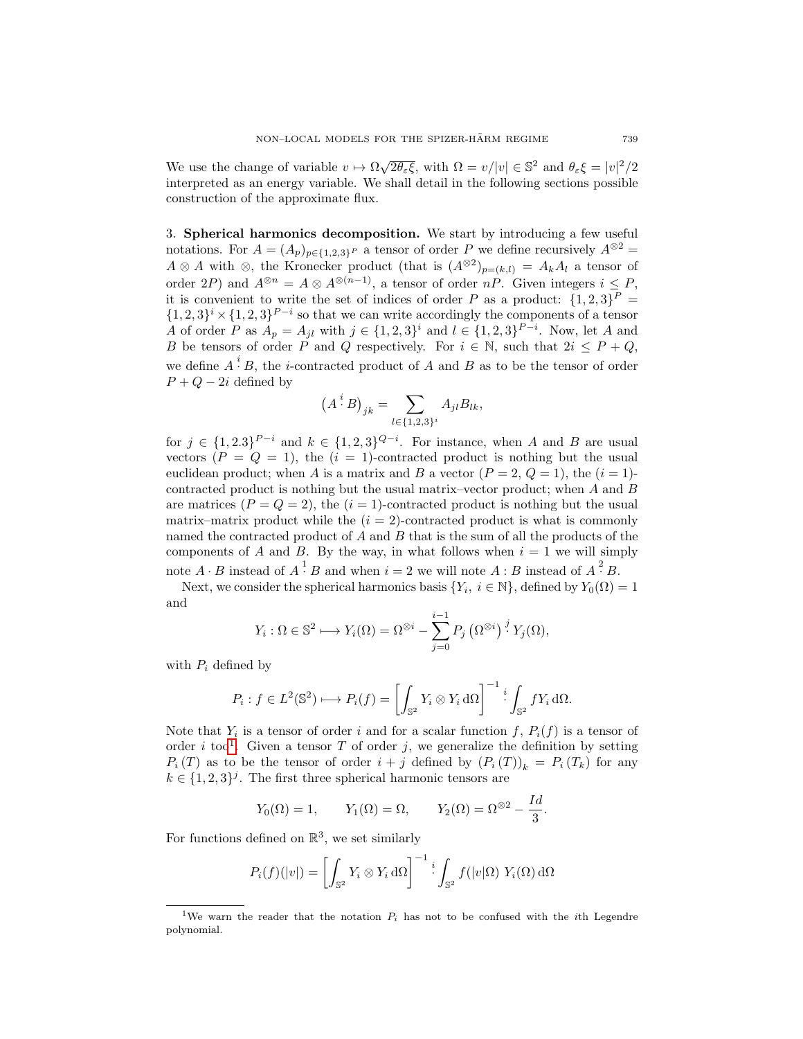We use the change of variable $v \mapsto \Omega\sqrt{2\theta_\varepsilon \xi}$, with $\Omega = v/|v| \in \mathbb{S}^2$ and $\theta_\varepsilon \xi = |v|^2/2$ interpreted as an energy variable. We shall detail in the following sections possible construction of the approximate flux.

## 3. Spherical harmonics decomposition.

We start by introducing a few useful notations. For $A = (A_p)_{p\in\{1,2,3\}^P}$ a tensor of order $P$ we define recursively $A^{\otimes 2} = A \otimes A$ with $\otimes$, the Kronecker product (that is $(A^{\otimes 2})_{p=(k,l)} = A_k A_l$ a tensor of order $2P$) and $A^{\otimes n} = A \otimes A^{\otimes(n-1)}$, a tensor of order $nP$. Given integers $i \leq P$, it is convenient to write the set of indices of order $P$ as a product: $\{1,2,3\}^P = \{1,2,3\}^i \times \{1,2,3\}^{P-i}$ so that we can write accordingly the components of a tensor $A$ of order $P$ as $A_p = A_{jl}$ with $j \in \{1,2,3\}^i$ and $l \in \{1,2,3\}^{P-i}$. Now, let $A$ and $B$ be tensors of order $P$ and $Q$ respectively. For $i \in \mathbb{N}$, such that $2i \leq P+Q$, we define $A \overset{i}{\cdot} B$, the $i$-contracted product of $A$ and $B$ as to be the tensor of order $P+Q-2i$ defined by

$$\left(A \overset{i}{\cdot} B\right)_{jk} = \sum_{l\in\{1,2,3\}^i} A_{jl} B_{lk},$$

for $j \in \{1,2.3\}^{P-i}$ and $k \in \{1,2,3\}^{Q-i}$. For instance, when $A$ and $B$ are usual vectors ($P = Q = 1$), the ($i = 1$)-contracted product is nothing but the usual euclidean product; when $A$ is a matrix and $B$ a vector ($P = 2$, $Q = 1$), the ($i = 1$)-contracted product is nothing but the usual matrix–vector product; when $A$ and $B$ are matrices ($P = Q = 2$), the ($i = 1$)-contracted product is nothing but the usual matrix–matrix product while the ($i = 2$)-contracted product is what is commonly named the contracted product of $A$ and $B$ that is the sum of all the products of the components of $A$ and $B$. By the way, in what follows when $i = 1$ we will simply note $A \cdot B$ instead of $A \overset{1}{\cdot} B$ and when $i = 2$ we will note $A : B$ instead of $A \overset{2}{\cdot} B$.

Next, we consider the spherical harmonics basis $\{Y_i,\ i \in \mathbb{N}\}$, defined by $Y_0(\Omega) = 1$ and

$$Y_i : \Omega \in \mathbb{S}^2 \longmapsto Y_i(\Omega) = \Omega^{\otimes i} - \sum_{j=0}^{i-1} P_j\left(\Omega^{\otimes i}\right) \overset{j}{\cdot} Y_j(\Omega),$$

with $P_i$ defined by

$$P_i : f \in L^2(\mathbb{S}^2) \longmapsto P_i(f) = \left[\int_{\mathbb{S}^2} Y_i \otimes Y_i \,\mathrm{d}\Omega\right]^{-1} \overset{i}{\cdot} \int_{\mathbb{S}^2} f Y_i \,\mathrm{d}\Omega.$$

Note that $Y_i$ is a tensor of order $i$ and for a scalar function $f$, $P_i(f)$ is a tensor of order $i$ too[1]. Given a tensor $T$ of order $j$, we generalize the definition by setting $P_i(T)$ as to be the tensor of order $i+j$ defined by $(P_i(T))_k = P_i(T_k)$ for any $k \in \{1,2,3\}^j$. The first three spherical harmonic tensors are

$$Y_0(\Omega) = 1, \qquad Y_1(\Omega) = \Omega, \qquad Y_2(\Omega) = \Omega^{\otimes 2} - \frac{Id}{3}.$$

For functions defined on $\mathbb{R}^3$, we set similarly

$$P_i(f)(|v|) = \left[\int_{\mathbb{S}^2} Y_i \otimes Y_i \,\mathrm{d}\Omega\right]^{-1} \overset{i}{\cdot} \int_{\mathbb{S}^2} f(|v|\Omega)\ Y_i(\Omega) \,\mathrm{d}\Omega$$

[1] We warn the reader that the notation $P_i$ has not to be confused with the $i$th Legendre polynomial.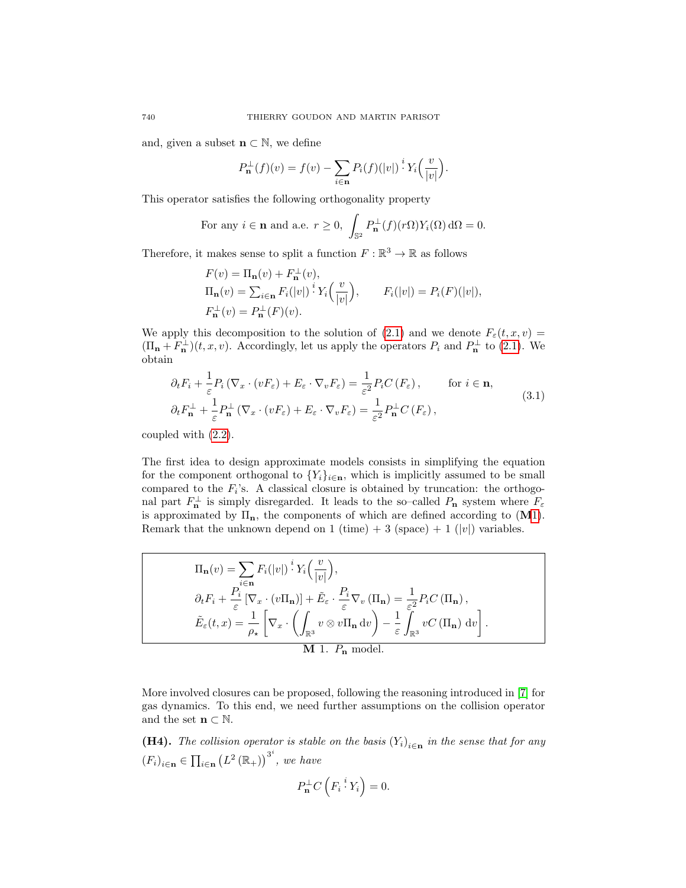and, given a subset $\mathbf{n} \subset \mathbb{N}$, we define

$$P_{\mathbf{n}}^{\perp}(f)(v) = f(v) - \sum_{i \in \mathbf{n}} P_i(f)(|v|) \overset{i}{\cdot} Y_i\Big(\frac{v}{|v|}\Big).$$

This operator satisfies the following orthogonality property

$$\text{For any } i \in \mathbf{n} \text{ and a.e. } r \geq 0, \ \int_{\mathbb{S}^2} P_{\mathbf{n}}^{\perp}(f)(r\Omega) Y_i(\Omega)\, \mathrm{d}\Omega = 0.$$

Therefore, it makes sense to split a function $F : \mathbb{R}^3 \to \mathbb{R}$ as follows

$$\begin{aligned}
&F(v) = \Pi_{\mathbf{n}}(v) + F_{\mathbf{n}}^{\perp}(v),\\
&\Pi_{\mathbf{n}}(v) = \textstyle\sum_{i \in \mathbf{n}} F_i(|v|) \overset{i}{\cdot} Y_i\Big(\frac{v}{|v|}\Big), \qquad F_i(|v|) = P_i(F)(|v|),\\
&F_{\mathbf{n}}^{\perp}(v) = P_{\mathbf{n}}^{\perp}(F)(v).
\end{aligned}$$

We apply this decomposition to the solution of (2.1) and we denote $F_\varepsilon(t,x,v) = (\Pi_{\mathbf{n}} + F_{\mathbf{n}}^{\perp})(t,x,v)$. Accordingly, let us apply the operators $P_i$ and $P_{\mathbf{n}}^{\perp}$ to (2.1). We obtain

$$\begin{aligned}
&\partial_t F_i + \frac{1}{\varepsilon} P_i\left(\nabla_x \cdot (vF_\varepsilon) + E_\varepsilon \cdot \nabla_v F_\varepsilon\right) = \frac{1}{\varepsilon^2} P_i C\left(F_\varepsilon\right), \qquad \text{for } i \in \mathbf{n},\\
&\partial_t F_{\mathbf{n}}^{\perp} + \frac{1}{\varepsilon} P_{\mathbf{n}}^{\perp}\left(\nabla_x \cdot (vF_\varepsilon) + E_\varepsilon \cdot \nabla_v F_\varepsilon\right) = \frac{1}{\varepsilon^2} P_{\mathbf{n}}^{\perp} C\left(F_\varepsilon\right),
\end{aligned} \tag{3.1}$$

coupled with (2.2).

The first idea to design approximate models consists in simplifying the equation for the component orthogonal to $\{Y_i\}_{i \in \mathbf{n}}$, which is implicitly assumed to be small compared to the $F_i$'s. A classical closure is obtained by truncation: the orthogonal part $F_{\mathbf{n}}^{\perp}$ is simply disregarded. It leads to the so–called $P_{\mathbf{n}}$ system where $F_\varepsilon$ is approximated by $\Pi_{\mathbf{n}}$, the components of which are defined according to (**M**1). Remark that the unknown depend on 1 (time) + 3 (space) + 1 ($|v|$) variables.

$$\begin{aligned}
&\Pi_{\mathbf{n}}(v) = \sum_{i \in \mathbf{n}} F_i(|v|) \overset{i}{\cdot} Y_i\Big(\frac{v}{|v|}\Big),\\
&\partial_t F_i + \frac{P_i}{\varepsilon}\left[\nabla_x \cdot (v\Pi_{\mathbf{n}})\right] + \tilde{E}_\varepsilon \cdot \frac{P_i}{\varepsilon} \nabla_v \left(\Pi_{\mathbf{n}}\right) = \frac{1}{\varepsilon^2} P_i C\left(\Pi_{\mathbf{n}}\right),\\
&\tilde{E}_\varepsilon(t,x) = \frac{1}{\rho_\star}\left[\nabla_x \cdot \left(\int_{\mathbb{R}^3} v \otimes v \Pi_{\mathbf{n}}\, \mathrm{d}v\right) - \frac{1}{\varepsilon}\int_{\mathbb{R}^3} v C\left(\Pi_{\mathbf{n}}\right)\, \mathrm{d}v\right].
\end{aligned}$$

**M** 1. $P_{\mathbf{n}}$ model.

More involved closures can be proposed, following the reasoning introduced in [7] for gas dynamics. To this end, we need further assumptions on the collision operator and the set $\mathbf{n} \subset \mathbb{N}$.

**(H4).** *The collision operator is stable on the basis $(Y_i)_{i \in \mathbf{n}}$ in the sense that for any $(F_i)_{i \in \mathbf{n}} \in \prod_{i \in \mathbf{n}} \left(L^2(\mathbb{R}_+)\right)^{3^i}$, we have*

$$P_{\mathbf{n}}^{\perp} C\left(F_i \overset{i}{\cdot} Y_i\right) = 0.$$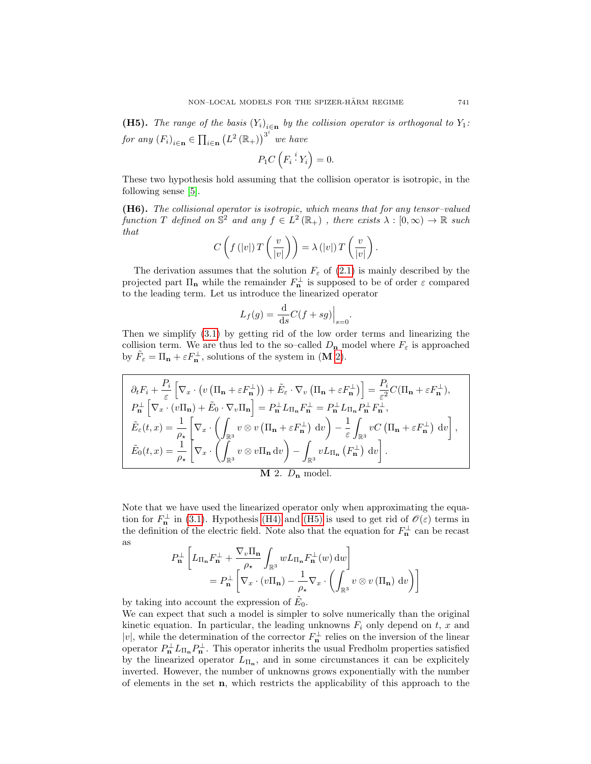**(H5).** *The range of the basis $(Y_i)_{i\in\mathbf{n}}$ by the collision operator is orthogonal to $Y_1$: for any $(F_i)_{i\in\mathbf{n}} \in \prod_{i\in\mathbf{n}} \left(L^2(\mathbb{R}_+)\right)^{3^i}$ we have*

$$P_1 C\left(F_i \overset{i}{:} Y_i\right) = 0.$$

These two hypothesis hold assuming that the collision operator is isotropic, in the following sense [5].

**(H6).** *The collisional operator is isotropic, which means that for any tensor–valued function $T$ defined on $\mathbb{S}^2$ and any $f \in L^2(\mathbb{R}_+)$ , there exists $\lambda : [0,\infty) \to \mathbb{R}$ such that*

$$C\left(f(|v|)\, T\left(\frac{v}{|v|}\right)\right) = \lambda(|v|)\, T\left(\frac{v}{|v|}\right).$$

The derivation assumes that the solution $F_\varepsilon$ of (2.1) is mainly described by the projected part $\Pi_\mathbf{n}$ while the remainder $F_\mathbf{n}^\perp$ is supposed to be of order $\varepsilon$ compared to the leading term. Let us introduce the linearized operator

$$L_f(g) = \frac{\mathrm{d}}{\mathrm{d}s} C(f+sg)\Big|_{s=0}.$$

Then we simplify (3.1) by getting rid of the low order terms and linearizing the collision term. We are thus led to the so–called $D_\mathbf{n}$ model where $F_\varepsilon$ is approached by $\tilde{F}_\varepsilon = \Pi_\mathbf{n} + \varepsilon F_\mathbf{n}^\perp$, solutions of the system in (**M** 2).

$$
\begin{aligned}
&\partial_t F_i + \frac{P_i}{\varepsilon}\left[\nabla_x \cdot \left(v\left(\Pi_\mathbf{n} + \varepsilon F_\mathbf{n}^\perp\right)\right) + \tilde{E}_\varepsilon \cdot \nabla_v \left(\Pi_\mathbf{n} + \varepsilon F_\mathbf{n}^\perp\right)\right] = \frac{P_i}{\varepsilon^2} C(\Pi_\mathbf{n} + \varepsilon F_\mathbf{n}^\perp),\\
&P_\mathbf{n}^\perp\left[\nabla_x \cdot (v\Pi_\mathbf{n}) + \tilde{E}_0 \cdot \nabla_v \Pi_\mathbf{n}\right] = P_\mathbf{n}^\perp L_{\Pi_\mathbf{n}} F_\mathbf{n}^\perp = P_\mathbf{n}^\perp L_{\Pi_\mathbf{n}} P_\mathbf{n}^\perp F_\mathbf{n}^\perp,\\
&\tilde{E}_\varepsilon(t,x) = \frac{1}{\rho_\star}\left[\nabla_x \cdot \left(\int_{\mathbb{R}^3} v\otimes v\left(\Pi_\mathbf{n} + \varepsilon F_\mathbf{n}^\perp\right)\,\mathrm{d}v\right) - \frac{1}{\varepsilon}\int_{\mathbb{R}^3} vC\left(\Pi_\mathbf{n} + \varepsilon F_\mathbf{n}^\perp\right)\,\mathrm{d}v\right],\\
&\tilde{E}_0(t,x) = \frac{1}{\rho_\star}\left[\nabla_x \cdot \left(\int_{\mathbb{R}^3} v\otimes v \Pi_\mathbf{n}\,\mathrm{d}v\right) - \int_{\mathbb{R}^3} v L_{\Pi_\mathbf{n}}\left(F_\mathbf{n}^\perp\right)\,\mathrm{d}v\right].
\end{aligned}
$$

**M** 2. $D_\mathbf{n}$ model.

Note that we have used the linearized operator only when approximating the equation for $F_\mathbf{n}^\perp$ in (3.1). Hypothesis (H4) and (H5) is used to get rid of $\mathscr{O}(\varepsilon)$ terms in the definition of the electric field. Note also that the equation for $F_\mathbf{n}^\perp$ can be recast as

$$
\begin{aligned}
P_\mathbf{n}^\perp &\left[L_{\Pi_\mathbf{n}} F_\mathbf{n}^\perp + \frac{\nabla_v \Pi_\mathbf{n}}{\rho_\star}\int_{\mathbb{R}^3} w L_{\Pi_\mathbf{n}} F_\mathbf{n}^\perp(w)\,\mathrm{d}w\right]\\
&= P_\mathbf{n}^\perp\left[\nabla_x \cdot (v\Pi_\mathbf{n}) - \frac{1}{\rho_\star}\nabla_x \cdot \left(\int_{\mathbb{R}^3} v\otimes v\left(\Pi_\mathbf{n}\right)\,\mathrm{d}v\right)\right]
\end{aligned}
$$

by taking into account the expression of $\tilde{E}_0$.

We can expect that such a model is simpler to solve numerically than the original kinetic equation. In particular, the leading unknowns $F_i$ only depend on $t$, $x$ and $|v|$, while the determination of the corrector $F_\mathbf{n}^\perp$ relies on the inversion of the linear operator $P_\mathbf{n}^\perp L_{\Pi_\mathbf{n}} P_\mathbf{n}^\perp$. This operator inherits the usual Fredholm properties satisfied by the linearized operator $L_{\Pi_\mathbf{n}}$, and in some circumstances it can be explicitely inverted. However, the number of unknowns grows exponentially with the number of elements in the set $\mathbf{n}$, which restricts the applicability of this approach to the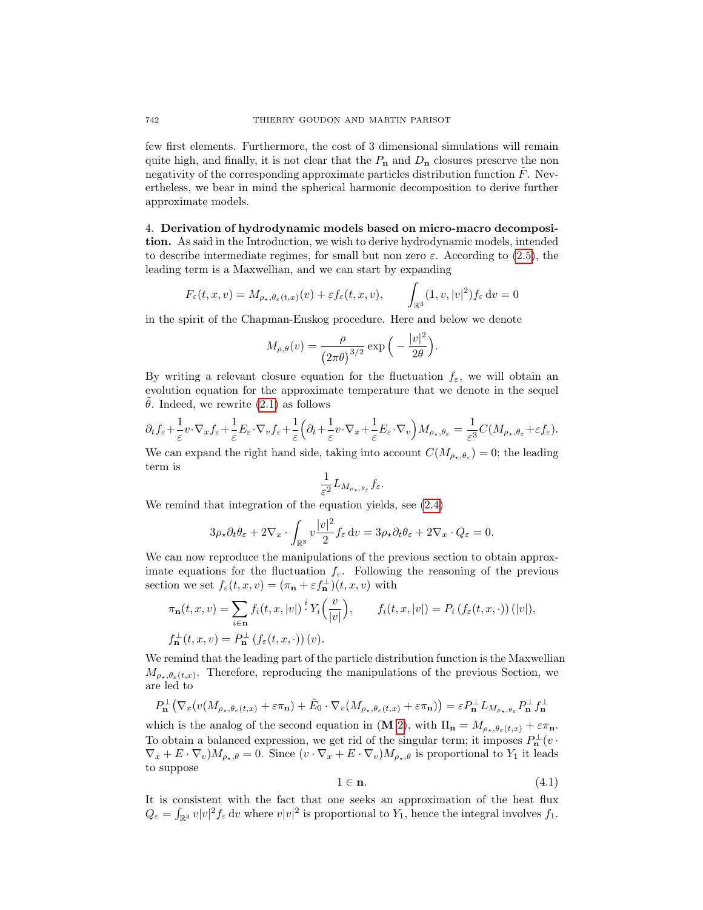few first elements. Furthermore, the cost of 3 dimensional simulations will remain quite high, and finally, it is not clear that the $P_{\mathbf{n}}$ and $D_{\mathbf{n}}$ closures preserve the non negativity of the corresponding approximate particles distribution function $\tilde{F}$. Nevertheless, we bear in mind the spherical harmonic decomposition to derive further approximate models.

## 4. Derivation of hydrodynamic models based on micro-macro decomposition.

As said in the Introduction, we wish to derive hydrodynamic models, intended to describe intermediate regimes, for small but non zero $\varepsilon$. According to (2.5), the leading term is a Maxwellian, and we can start by expanding

$$F_\varepsilon(t,x,v) = M_{\rho_\star,\theta_\varepsilon(t,x)}(v) + \varepsilon f_\varepsilon(t,x,v), \qquad \int_{\mathbb{R}^3} (1, v, |v|^2) f_\varepsilon \,\mathrm{d}v = 0$$

in the spirit of the Chapman-Enskog procedure. Here and below we denote

$$M_{\rho,\theta}(v) = \frac{\rho}{\big(2\pi\theta\big)^{3/2}} \exp\Big(-\frac{|v|^2}{2\theta}\Big).$$

By writing a relevant closure equation for the fluctuation $f_\varepsilon$, we will obtain an evolution equation for the approximate temperature that we denote in the sequel $\tilde{\theta}$. Indeed, we rewrite (2.1) as follows

$$\partial_t f_\varepsilon + \frac{1}{\varepsilon} v\cdot\nabla_x f_\varepsilon + \frac{1}{\varepsilon} E_\varepsilon \cdot \nabla_v f_\varepsilon + \frac{1}{\varepsilon}\Big(\partial_t + \frac{1}{\varepsilon} v\cdot\nabla_x + \frac{1}{\varepsilon} E_\varepsilon\cdot\nabla_v\Big) M_{\rho_\star,\theta_\varepsilon} = \frac{1}{\varepsilon^3} C(M_{\rho_\star,\theta_\varepsilon} + \varepsilon f_\varepsilon).$$

We can expand the right hand side, taking into account $C(M_{\rho_\star,\theta_\varepsilon}) = 0$; the leading term is

$$\frac{1}{\varepsilon^2} L_{M_{\rho_\star,\theta_\varepsilon}} f_\varepsilon.$$

We remind that integration of the equation yields, see (2.4)

$$3\rho_\star \partial_t \theta_\varepsilon + 2\nabla_x \cdot \int_{\mathbb{R}^3} v\frac{|v|^2}{2} f_\varepsilon \,\mathrm{d}v = 3\rho_\star\partial_t\theta_\varepsilon + 2\nabla_x \cdot Q_\varepsilon = 0.$$

We can now reproduce the manipulations of the previous section to obtain approximate equations for the fluctuation $f_\varepsilon$. Following the reasoning of the previous section we set $f_\varepsilon(t,x,v) = (\pi_{\mathbf{n}} + \varepsilon f_{\mathbf{n}}^\perp)(t,x,v)$ with

$$\pi_{\mathbf{n}}(t,x,v) = \sum_{i\in\mathbf{n}} f_i(t,x,|v|) \stackrel{i}{\cdot} Y_i\Big(\frac{v}{|v|}\Big), \qquad f_i(t,x,|v|) = P_i\left(f_\varepsilon(t,x,\cdot)\right)(|v|),$$

$$f_{\mathbf{n}}^\perp(t,x,v) = P_{\mathbf{n}}^\perp\left(f_\varepsilon(t,x,\cdot)\right)(v).$$

We remind that the leading part of the particle distribution function is the Maxwellian $M_{\rho_\star,\theta_\varepsilon(t,x)}$. Therefore, reproducing the manipulations of the previous Section, we are led to

$$P_{\mathbf{n}}^\perp\big(\nabla_x(v(M_{\rho_\star,\theta_\varepsilon(t,x)} + \varepsilon\pi_{\mathbf{n}}) + \tilde{E}_0\cdot\nabla_v(M_{\rho_\star,\theta_\varepsilon(t,x)} + \varepsilon\pi_{\mathbf{n}})\big) = \varepsilon P_{\mathbf{n}}^\perp L_{M_{\rho_\star,\theta_\varepsilon}} P_{\mathbf{n}}^\perp f_{\mathbf{n}}^\perp$$

which is the analog of the second equation in (**M** 2), with $\Pi_{\mathbf{n}} = M_{\rho_\star,\theta_\varepsilon(t,x)} + \varepsilon\pi_{\mathbf{n}}$. To obtain a balanced expression, we get rid of the singular term; it imposes $P_{\mathbf{n}}^\perp(v\cdot\nabla_x + E\cdot\nabla_v)M_{\rho_\star,\theta} = 0$. Since $(v\cdot\nabla_x + E\cdot\nabla_v)M_{\rho_\star,\theta}$ is proportional to $Y_1$ it leads to suppose

$$1 \in \mathbf{n}. \tag{4.1}$$

It is consistent with the fact that one seeks an approximation of the heat flux $Q_\varepsilon = \int_{\mathbb{R}^3} v|v|^2 f_\varepsilon \,\mathrm{d}v$ where $v|v|^2$ is proportional to $Y_1$, hence the integral involves $f_1$.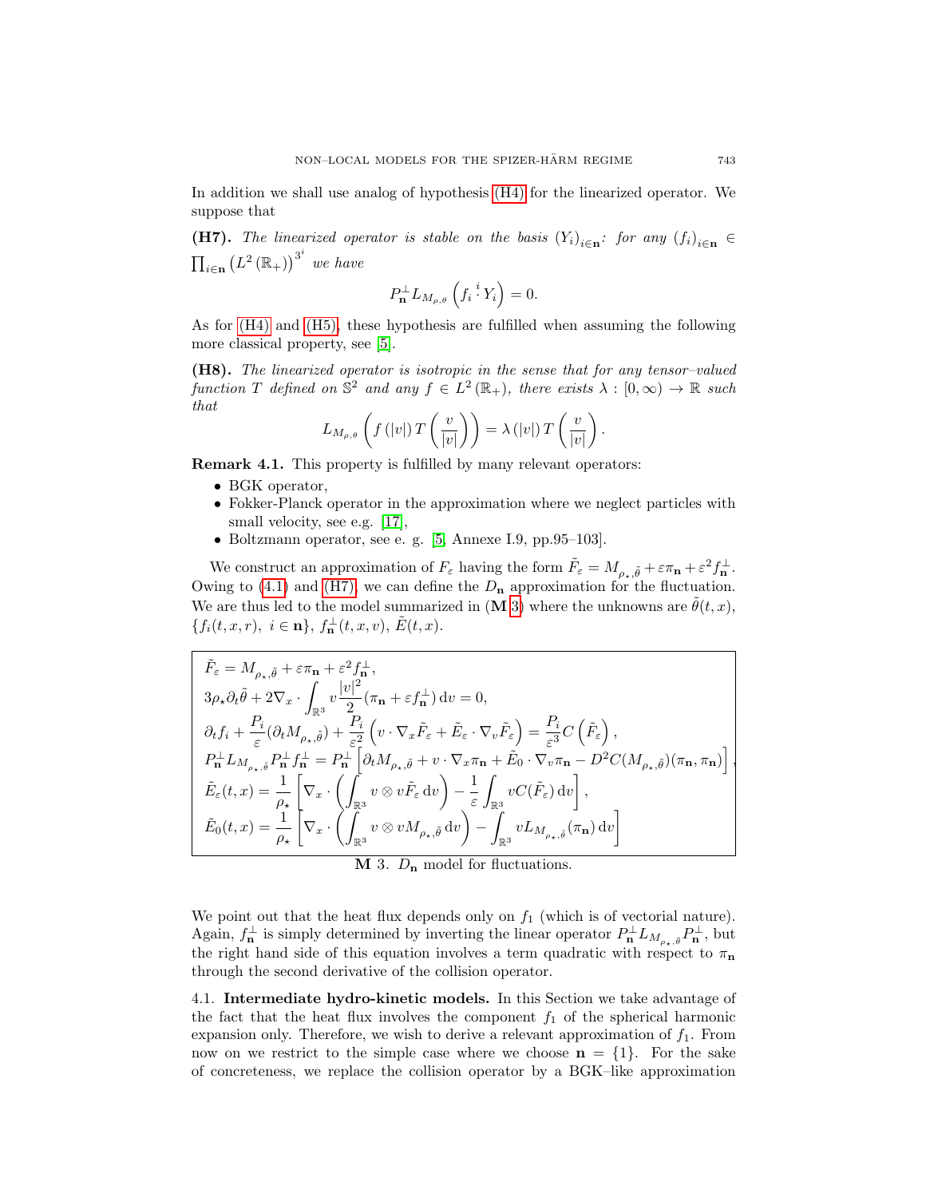In addition we shall use analog of hypothesis (H4) for the linearized operator. We suppose that

**(H7).** *The linearized operator is stable on the basis* $(Y_i)_{i\in\mathbf{n}}$*: for any* $(f_i)_{i\in\mathbf{n}} \in \prod_{i\in\mathbf{n}} \left(L^2(\mathbb{R}_+)\right)^{3^i}$ *we have*

$$P_{\mathbf{n}}^{\perp} L_{M_{\rho,\theta}} \left( f_i \overset{i}{\cdot} Y_i \right) = 0.$$

As for (H4) and (H5), these hypothesis are fulfilled when assuming the following more classical property, see [5].

**(H8).** *The linearized operator is isotropic in the sense that for any tensor–valued function* $T$ *defined on* $\mathbb{S}^2$ *and any* $f \in L^2(\mathbb{R}_+)$*, there exists* $\lambda : [0,\infty) \to \mathbb{R}$ *such that*

$$L_{M_{\rho,\theta}} \left( f(|v|)\, T\left(\frac{v}{|v|}\right) \right) = \lambda(|v|)\, T\left(\frac{v}{|v|}\right).$$

**Remark 4.1.** This property is fulfilled by many relevant operators:

- BGK operator,
- Fokker-Planck operator in the approximation where we neglect particles with small velocity, see e.g. [17],
- Boltzmann operator, see e. g. [5, Annexe I.9, pp.95–103].

We construct an approximation of $F_\varepsilon$ having the form $\tilde{F}_\varepsilon = M_{\rho_\star,\tilde{\theta}} + \varepsilon \pi_{\mathbf{n}} + \varepsilon^2 f_{\mathbf{n}}^{\perp}$. Owing to (4.1) and (H7), we can define the $D_{\mathbf{n}}$ approximation for the fluctuation. We are thus led to the model summarized in (**M** 3) where the unknowns are $\tilde{\theta}(t,x)$, $\{f_i(t,x,r),\ i\in\mathbf{n}\}$, $f_{\mathbf{n}}^{\perp}(t,x,v)$, $\tilde{E}(t,x)$.

$$
\begin{aligned}
&\tilde{F}_\varepsilon = M_{\rho_\star,\tilde{\theta}} + \varepsilon \pi_{\mathbf{n}} + \varepsilon^2 f_{\mathbf{n}}^{\perp},\\
&3\rho_\star \partial_t \tilde{\theta} + 2\nabla_x \cdot \int_{\mathbb{R}^3} v \frac{|v|^2}{2} (\pi_{\mathbf{n}} + \varepsilon f_{\mathbf{n}}^{\perp})\, \mathrm{d}v = 0,\\
&\partial_t f_i + \frac{P_i}{\varepsilon}(\partial_t M_{\rho_\star,\tilde{\theta}}) + \frac{P_i}{\varepsilon^2}\left( v\cdot\nabla_x \tilde{F}_\varepsilon + \tilde{E}_\varepsilon \cdot \nabla_v \tilde{F}_\varepsilon \right) = \frac{P_i}{\varepsilon^3} C\left(\tilde{F}_\varepsilon\right),\\
&P_{\mathbf{n}}^{\perp} L_{M_{\rho_\star,\tilde{\theta}}} P_{\mathbf{n}}^{\perp} f_{\mathbf{n}}^{\perp} = P_{\mathbf{n}}^{\perp}\left[ \partial_t M_{\rho_\star,\tilde{\theta}} + v\cdot\nabla_x \pi_{\mathbf{n}} + \tilde{E}_0 \cdot \nabla_v \pi_{\mathbf{n}} - D^2 C(M_{\rho_\star,\tilde{\theta}})(\pi_{\mathbf{n}},\pi_{\mathbf{n}}) \right],\\
&\tilde{E}_\varepsilon(t,x) = \frac{1}{\rho_\star}\left[ \nabla_x \cdot \left( \int_{\mathbb{R}^3} v\otimes v \tilde{F}_\varepsilon \,\mathrm{d}v \right) - \frac{1}{\varepsilon}\int_{\mathbb{R}^3} v C(\tilde{F}_\varepsilon)\,\mathrm{d}v \right],\\
&\tilde{E}_0(t,x) = \frac{1}{\rho_\star}\left[ \nabla_x \cdot \left( \int_{\mathbb{R}^3} v\otimes v M_{\rho_\star,\tilde{\theta}} \,\mathrm{d}v \right) - \int_{\mathbb{R}^3} v L_{M_{\rho_\star,\tilde{\theta}}}(\pi_{\mathbf{n}})\,\mathrm{d}v \right]
\end{aligned}
$$

**M** 3. $D_{\mathbf{n}}$ model for fluctuations.

We point out that the heat flux depends only on $f_1$ (which is of vectorial nature). Again, $f_{\mathbf{n}}^{\perp}$ is simply determined by inverting the linear operator $P_{\mathbf{n}}^{\perp} L_{M_{\rho_\star,\tilde{\theta}}} P_{\mathbf{n}}^{\perp}$, but the right hand side of this equation involves a term quadratic with respect to $\pi_{\mathbf{n}}$ through the second derivative of the collision operator.

4.1. **Intermediate hydro-kinetic models.** In this Section we take advantage of the fact that the heat flux involves the component $f_1$ of the spherical harmonic expansion only. Therefore, we wish to derive a relevant approximation of $f_1$. From now on we restrict to the simple case where we choose $\mathbf{n} = \{1\}$. For the sake of concreteness, we replace the collision operator by a BGK–like approximation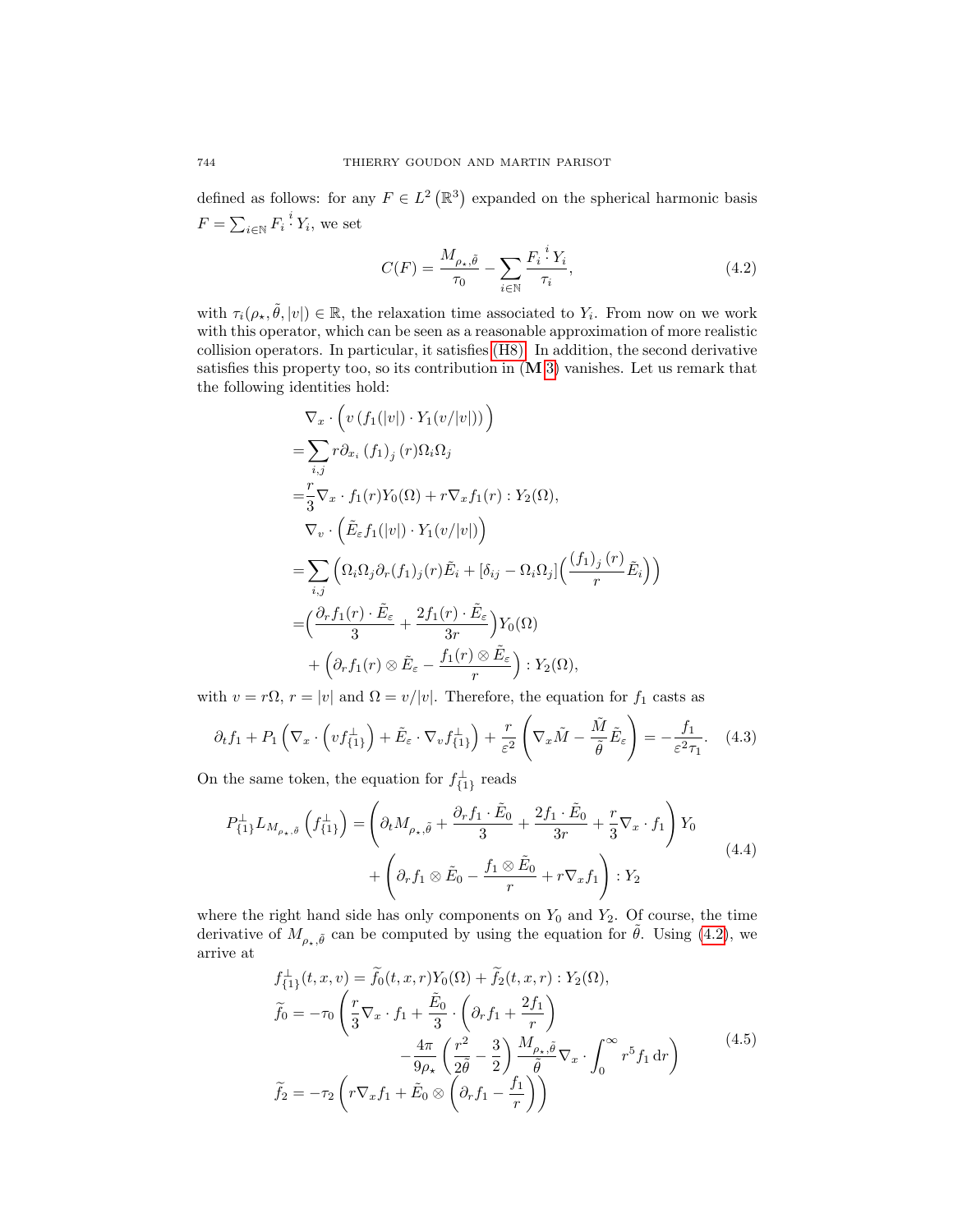defined as follows: for any $F \in L^2(\mathbb{R}^3)$ expanded on the spherical harmonic basis $F = \sum_{i\in\mathbb{N}} F_i \overset{i}{\cdot} Y_i$, we set

$$C(F) = \frac{M_{\rho_\star,\tilde{\theta}}}{\tau_0} - \sum_{i\in\mathbb{N}} \frac{F_i \overset{i}{\cdot} Y_i}{\tau_i}, \tag{4.2}$$

with $\tau_i(\rho_\star, \tilde{\theta}, |v|) \in \mathbb{R}$, the relaxation time associated to $Y_i$. From now on we work with this operator, which can be seen as a reasonable approximation of more realistic collision operators. In particular, it satisfies (H8). In addition, the second derivative satisfies this property too, so its contribution in (**M**3) vanishes. Let us remark that the following identities hold:

$$\begin{aligned}
&\nabla_x \cdot \Big( v\left(f_1(|v|) \cdot Y_1(v/|v|)\right)\Big) \\
=&\sum_{i,j} r\partial_{x_i} \left(f_1\right)_j(r)\Omega_i\Omega_j \\
=&\frac{r}{3}\nabla_x \cdot f_1(r)Y_0(\Omega) + r\nabla_x f_1(r) : Y_2(\Omega), \\
&\nabla_v \cdot \Big(\tilde{E}_\varepsilon f_1(|v|) \cdot Y_1(v/|v|)\Big) \\
=&\sum_{i,j} \Big(\Omega_i\Omega_j\partial_r(f_1)_j(r)\tilde{E}_i + [\delta_{ij} - \Omega_i\Omega_j]\Big(\frac{(f_1)_j(r)}{r}\tilde{E}_i\Big)\Big) \\
=&\Big(\frac{\partial_r f_1(r)\cdot\tilde{E}_\varepsilon}{3} + \frac{2f_1(r)\cdot\tilde{E}_\varepsilon}{3r}\Big)Y_0(\Omega) \\
&+ \Big(\partial_r f_1(r)\otimes\tilde{E}_\varepsilon - \frac{f_1(r)\otimes\tilde{E}_\varepsilon}{r}\Big) : Y_2(\Omega),
\end{aligned}$$

with $v = r\Omega$, $r = |v|$ and $\Omega = v/|v|$. Therefore, the equation for $f_1$ casts as

$$\partial_t f_1 + P_1\left(\nabla_x\cdot\left(vf^\perp_{\{1\}}\right) + \tilde{E}_\varepsilon\cdot\nabla_v f^\perp_{\{1\}}\right) + \frac{r}{\varepsilon^2}\left(\nabla_x\tilde{M} - \frac{\tilde{M}}{\tilde{\theta}}\tilde{E}_\varepsilon\right) = -\frac{f_1}{\varepsilon^2\tau_1}. \tag{4.3}$$

On the same token, the equation for $f^\perp_{\{1\}}$ reads

$$\begin{aligned}
P^\perp_{\{1\}}L_{M_{\rho_\star,\tilde{\theta}}}\left(f^\perp_{\{1\}}\right) = &\left(\partial_t M_{\rho_\star,\tilde{\theta}} + \frac{\partial_r f_1\cdot\tilde{E}_0}{3} + \frac{2f_1\cdot\tilde{E}_0}{3r} + \frac{r}{3}\nabla_x\cdot f_1\right)Y_0 \\
&+ \left(\partial_r f_1\otimes\tilde{E}_0 - \frac{f_1\otimes\tilde{E}_0}{r} + r\nabla_x f_1\right) : Y_2
\end{aligned} \tag{4.4}$$

where the right hand side has only components on $Y_0$ and $Y_2$. Of course, the time derivative of $M_{\rho_\star,\tilde{\theta}}$ can be computed by using the equation for $\tilde{\theta}$. Using (4.2), we arrive at

$$\begin{aligned}
&f^\perp_{\{1\}}(t,x,v) = \widetilde{f}_0(t,x,r)Y_0(\Omega) + \widetilde{f}_2(t,x,r) : Y_2(\Omega), \\
&\widetilde{f}_0 = -\tau_0\left(\frac{r}{3}\nabla_x\cdot f_1 + \frac{\tilde{E}_0}{3}\cdot\left(\partial_r f_1 + \frac{2f_1}{r}\right)\right. \\
&\qquad\qquad \left. - \frac{4\pi}{9\rho_\star}\left(\frac{r^2}{2\tilde{\theta}} - \frac{3}{2}\right)\frac{M_{\rho_\star,\tilde{\theta}}}{\tilde{\theta}}\nabla_x\cdot\int_0^\infty r^5 f_1\,\mathrm{d}r\right) \\
&\widetilde{f}_2 = -\tau_2\left(r\nabla_x f_1 + \tilde{E}_0\otimes\left(\partial_r f_1 - \frac{f_1}{r}\right)\right)
\end{aligned} \tag{4.5}$$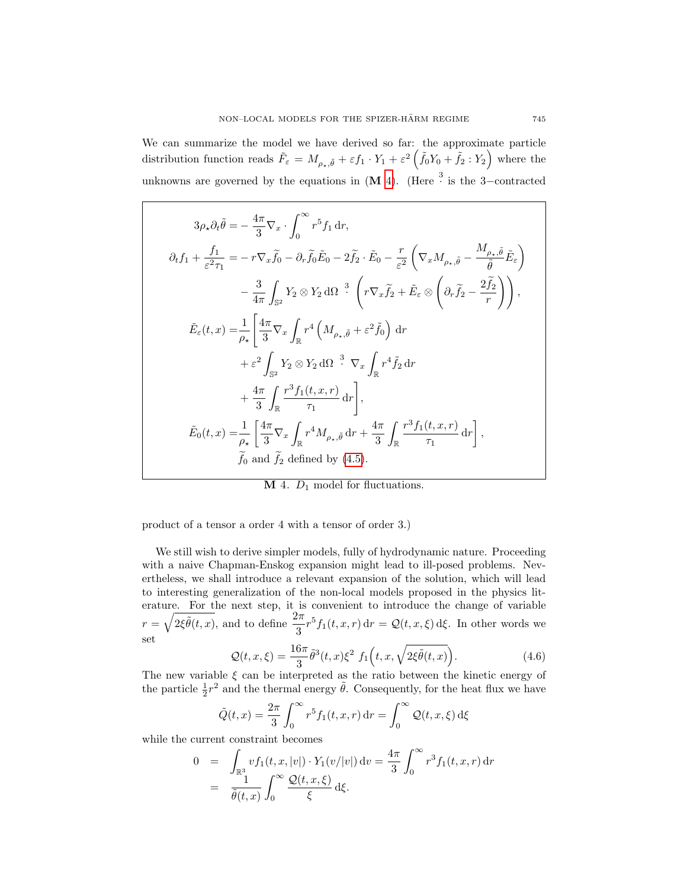We can summarize the model we have derived so far: the approximate particle distribution function reads $\tilde{F}_\varepsilon = M_{\rho_\star,\tilde{\theta}} + \varepsilon f_1 \cdot Y_1 + \varepsilon^2 \left(\tilde{f}_0 Y_0 + \tilde{f}_2 : Y_2\right)$ where the unknowns are governed by the equations in (**M** 4). (Here $\overset{3}{\cdot}$ is the 3−contracted product of a tensor a order 4 with a tensor of order 3.)

$$
\begin{aligned}
3\rho_\star \partial_t \tilde{\theta} =& -\frac{4\pi}{3}\nabla_x \cdot \int_0^\infty r^5 f_1 \,\mathrm{d}r,\\
\partial_t f_1 + \frac{f_1}{\varepsilon^2 \tau_1} =& -r\nabla_x \widetilde{f}_0 - \partial_r \widetilde{f}_0 \tilde{E}_0 - 2\widetilde{f}_2 \cdot \tilde{E}_0 - \frac{r}{\varepsilon^2}\left(\nabla_x M_{\rho_\star,\tilde{\theta}} - \frac{M_{\rho_\star,\tilde{\theta}}}{\tilde{\theta}}\tilde{E}_\varepsilon\right)\\
& - \frac{3}{4\pi}\int_{\mathbb{S}^2} Y_2 \otimes Y_2 \,\mathrm{d}\Omega \overset{3}{\cdot} \left(r\nabla_x \widetilde{f}_2 + \tilde{E}_\varepsilon \otimes \left(\partial_r \widetilde{f}_2 - \frac{2\widetilde{f}_2}{r}\right)\right),\\
\tilde{E}_\varepsilon(t,x) =& \frac{1}{\rho_\star}\Bigg[\frac{4\pi}{3}\nabla_x \int_{\mathbb{R}} r^4 \left(M_{\rho_\star,\tilde{\theta}} + \varepsilon^2 \tilde{f}_0\right)\,\mathrm{d}r\\
& + \varepsilon^2 \int_{\mathbb{S}^2} Y_2 \otimes Y_2 \,\mathrm{d}\Omega \overset{3}{\cdot} \nabla_x \int_{\mathbb{R}} r^4 \tilde{f}_2 \,\mathrm{d}r\\
& + \frac{4\pi}{3}\int_{\mathbb{R}} \frac{r^3 f_1(t,x,r)}{\tau_1}\,\mathrm{d}r\Bigg],\\
\tilde{E}_0(t,x) =& \frac{1}{\rho_\star}\left[\frac{4\pi}{3}\nabla_x \int_{\mathbb{R}} r^4 M_{\rho_\star,\tilde{\theta}}\,\mathrm{d}r + \frac{4\pi}{3}\int_{\mathbb{R}} \frac{r^3 f_1(t,x,r)}{\tau_1}\,\mathrm{d}r\right],\\
& \widetilde{f}_0 \text{ and } \widetilde{f}_2 \text{ defined by (4.5).}
\end{aligned}
$$

**M** 4. $D_1$ model for fluctuations.

We still wish to derive simpler models, fully of hydrodynamic nature. Proceeding with a naive Chapman-Enskog expansion might lead to ill-posed problems. Nevertheless, we shall introduce a relevant expansion of the solution, which will lead to interesting generalization of the non-local models proposed in the physics literature. For the next step, it is convenient to introduce the change of variable $r = \sqrt{2\xi\tilde{\theta}(t,x)}$, and to define $\frac{2\pi}{3} r^5 f_1(t,x,r)\,\mathrm{d}r = \mathcal{Q}(t,x,\xi)\,\mathrm{d}\xi$. In other words we set

$$
\mathcal{Q}(t,x,\xi) = \frac{16\pi}{3}\tilde{\theta}^3(t,x)\xi^2 \; f_1\Big(t,x,\sqrt{2\xi\tilde{\theta}(t,x)}\Big). \tag{4.6}
$$

The new variable $\xi$ can be interpreted as the ratio between the kinetic energy of the particle $\frac{1}{2}r^2$ and the thermal energy $\tilde{\theta}$. Consequently, for the heat flux we have

$$
\tilde{Q}(t,x) = \frac{2\pi}{3}\int_0^\infty r^5 f_1(t,x,r)\,\mathrm{d}r = \int_0^\infty \mathcal{Q}(t,x,\xi)\,\mathrm{d}\xi
$$

while the current constraint becomes

$$
\begin{aligned}
0 &= \int_{\mathbb{R}^3} v f_1(t,x,|v|)\cdot Y_1(v/|v|)\,\mathrm{d}v = \frac{4\pi}{3}\int_0^\infty r^3 f_1(t,x,r)\,\mathrm{d}r\\
&= \frac{1}{\tilde{\theta}(t,x)}\int_0^\infty \frac{\mathcal{Q}(t,x,\xi)}{\xi}\,\mathrm{d}\xi.
\end{aligned}
$$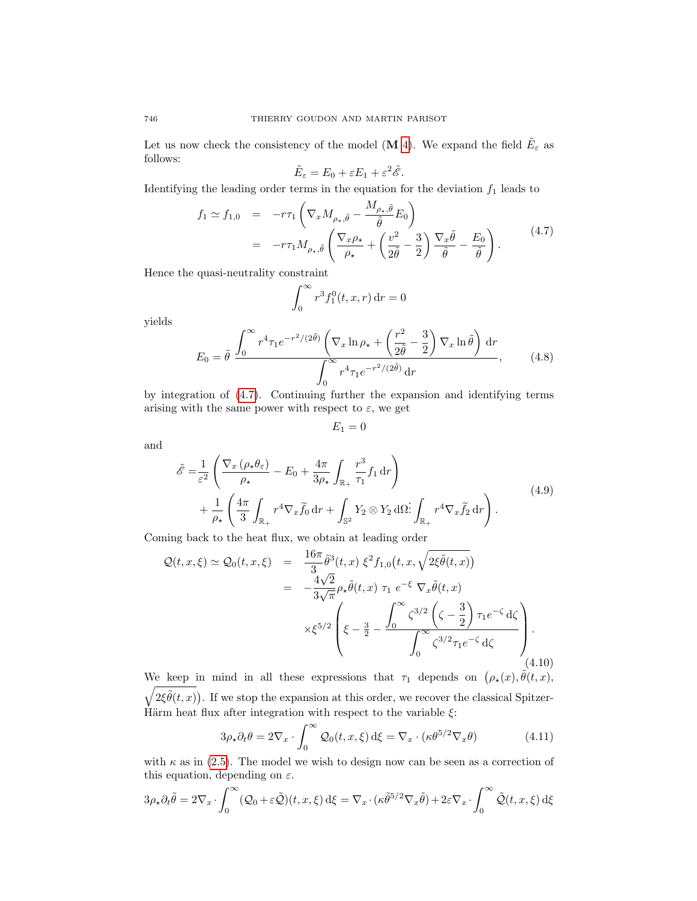Let us now check the consistency of the model (**M** 4). We expand the field $\tilde{E}_\varepsilon$ as follows:

$$\tilde{E}_\varepsilon = E_0 + \varepsilon E_1 + \varepsilon^2 \tilde{\mathscr{E}}.$$

Identifying the leading order terms in the equation for the deviation $f_1$ leads to

$$\begin{aligned} f_1 \simeq f_{1,0} &= -r\tau_1 \left( \nabla_x M_{\rho_\star,\tilde{\theta}} - \frac{M_{\rho_\star,\tilde{\theta}}}{\tilde{\theta}} E_0 \right) \\ &= -r\tau_1 M_{\rho_\star,\tilde{\theta}} \left( \frac{\nabla_x \rho_\star}{\rho_\star} + \left( \frac{v^2}{2\tilde{\theta}} - \frac{3}{2} \right) \frac{\nabla_x \tilde{\theta}}{\tilde{\theta}} - \frac{E_0}{\tilde{\theta}} \right). \end{aligned} \tag{4.7}$$

Hence the quasi-neutrality constraint

$$\int_0^\infty r^3 f_1^0(t,x,r)\,\mathrm{d}r = 0$$

yields

$$E_0 = \tilde{\theta}\, \frac{\displaystyle\int_0^\infty r^4 \tau_1 e^{-r^2/(2\tilde{\theta})} \left( \nabla_x \ln \rho_\star + \left( \frac{r^2}{2\tilde{\theta}} - \frac{3}{2} \right) \nabla_x \ln \tilde{\theta} \right) \mathrm{d}r}{\displaystyle\int_0^\infty r^4 \tau_1 e^{-r^2/(2\tilde{\theta})}\,\mathrm{d}r}, \tag{4.8}$$

by integration of (4.7). Continuing further the expansion and identifying terms arising with the same power with respect to $\varepsilon$, we get

$$E_1 = 0$$

and

$$\begin{aligned} \tilde{\mathscr{E}} =& \frac{1}{\varepsilon^2} \left( \frac{\nabla_x (\rho_\star \theta_\varepsilon)}{\rho_\star} - E_0 + \frac{4\pi}{3\rho_\star} \int_{\mathbb{R}_+} \frac{r^3}{\tau_1} f_1 \,\mathrm{d}r \right) \\ &+ \frac{1}{\rho_\star} \left( \frac{4\pi}{3} \int_{\mathbb{R}_+} r^4 \nabla_x \widetilde{f}_0 \,\mathrm{d}r + \int_{\mathbb{S}^2} Y_2 \otimes Y_2 \,\mathrm{d}\Omega \vdots \int_{\mathbb{R}_+} r^4 \nabla_x \widetilde{f}_2 \,\mathrm{d}r \right). \end{aligned} \tag{4.9}$$

Coming back to the heat flux, we obtain at leading order

$$\begin{aligned} \mathcal{Q}(t,x,\xi) \simeq \mathcal{Q}_0(t,x,\xi) &= \frac{16\pi}{3} \tilde{\theta}^3(t,x)\ \xi^2 f_{1,0}\big(t,x,\sqrt{2\xi\tilde{\theta}(t,x)}\big) \\ &= -\frac{4\sqrt{2}}{3\sqrt{\pi}} \rho_\star \tilde{\theta}(t,x)\ \tau_1\ e^{-\xi}\ \nabla_x \tilde{\theta}(t,x) \\ &\quad \times \xi^{5/2} \left( \xi - \tfrac{3}{2} - \frac{\displaystyle\int_0^\infty \zeta^{3/2} \left( \zeta - \frac{3}{2} \right) \tau_1 e^{-\zeta}\,\mathrm{d}\zeta}{\displaystyle\int_0^\infty \zeta^{3/2} \tau_1 e^{-\zeta}\,\mathrm{d}\zeta} \right). \end{aligned} \tag{4.10}$$

We keep in mind in all these expressions that $\tau_1$ depends on $\big(\rho_\star(x), \tilde{\theta}(t,x), \sqrt{2\xi\tilde{\theta}(t,x)}\big)$. If we stop the expansion at this order, we recover the classical Spitzer-Härm heat flux after integration with respect to the variable $\xi$:

$$3\rho_\star \partial_t \theta = 2\nabla_x \cdot \int_0^\infty \mathcal{Q}_0(t,x,\xi)\,\mathrm{d}\xi = \nabla_x \cdot (\kappa \theta^{5/2} \nabla_x \theta) \tag{4.11}$$

with $\kappa$ as in (2.5). The model we wish to design now can be seen as a correction of this equation, depending on $\varepsilon$.

$$3\rho_\star \partial_t \tilde{\theta} = 2\nabla_x \cdot \int_0^\infty (\mathcal{Q}_0 + \varepsilon \tilde{\mathcal{Q}})(t,x,\xi)\,\mathrm{d}\xi = \nabla_x \cdot (\kappa \tilde{\theta}^{5/2} \nabla_x \tilde{\theta}) + 2\varepsilon \nabla_x \cdot \int_0^\infty \tilde{\mathcal{Q}}(t,x,\xi)\,\mathrm{d}\xi$$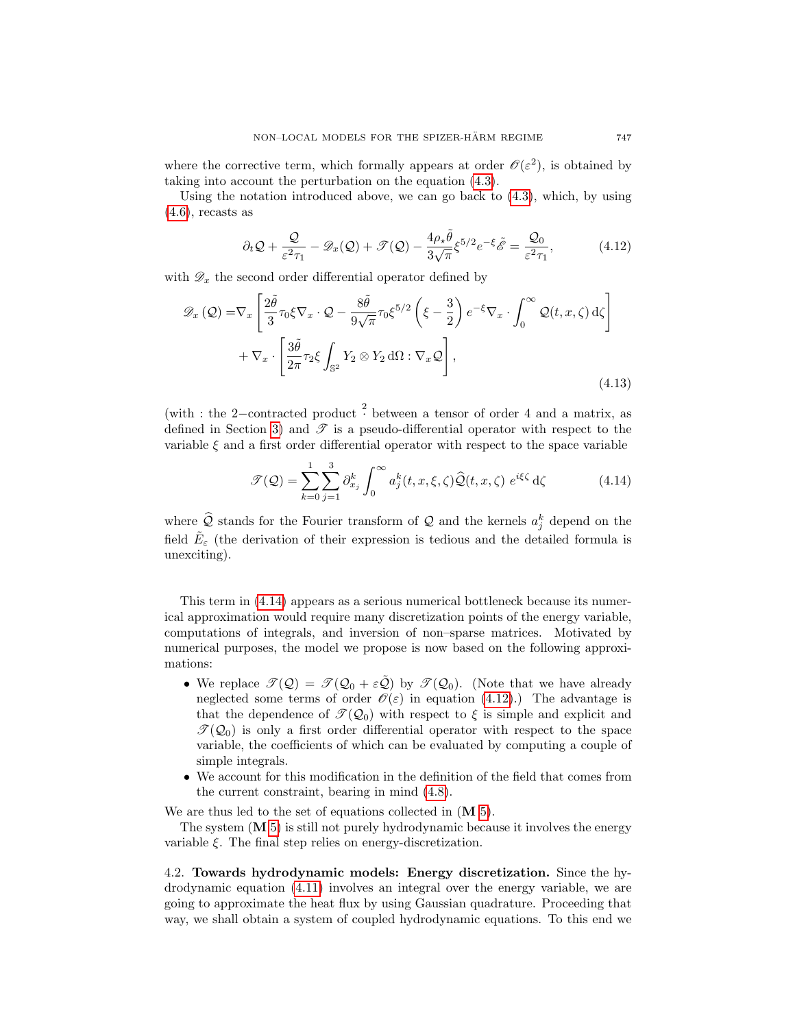where the corrective term, which formally appears at order $\mathscr{O}(\varepsilon^2)$, is obtained by taking into account the perturbation on the equation (4.3).

Using the notation introduced above, we can go back to (4.3), which, by using (4.6), recasts as

$$\partial_t \mathcal{Q} + \frac{\mathcal{Q}}{\varepsilon^2 \tau_1} - \mathscr{D}_x(\mathcal{Q}) + \mathscr{T}(\mathcal{Q}) - \frac{4\rho_\star \tilde{\theta}}{3\sqrt{\pi}} \xi^{5/2} e^{-\xi} \tilde{\mathscr{E}} = \frac{\mathcal{Q}_0}{\varepsilon^2 \tau_1}, \tag{4.12}$$

with $\mathscr{D}_x$ the second order differential operator defined by

$$\begin{aligned}
\mathscr{D}_x(\mathcal{Q}) = &\nabla_x \left[ \frac{2\tilde{\theta}}{3} \tau_0 \xi \nabla_x \cdot \mathcal{Q} - \frac{8\tilde{\theta}}{9\sqrt{\pi}} \tau_0 \xi^{5/2} \left( \xi - \frac{3}{2} \right) e^{-\xi} \nabla_x \cdot \int_0^\infty \mathcal{Q}(t,x,\zeta)\,\mathrm{d}\zeta \right] \\
&+ \nabla_x \cdot \left[ \frac{3\tilde{\theta}}{2\pi} \tau_2 \xi \int_{\mathbb{S}^2} Y_2 \otimes Y_2 \,\mathrm{d}\Omega : \nabla_x \mathcal{Q} \right],
\end{aligned} \tag{4.13}$$

(with : the 2−contracted product $\stackrel{2}{\cdot}$ between a tensor of order 4 and a matrix, as defined in Section 3) and $\mathscr{T}$ is a pseudo-differential operator with respect to the variable $\xi$ and a first order differential operator with respect to the space variable

$$\mathscr{T}(\mathcal{Q}) = \sum_{k=0}^{1} \sum_{j=1}^{3} \partial_{x_j}^k \int_0^\infty a_j^k(t,x,\xi,\zeta) \widehat{\mathcal{Q}}(t,x,\zeta)\; e^{i\xi\zeta}\,\mathrm{d}\zeta \tag{4.14}$$

where $\widehat{\mathcal{Q}}$ stands for the Fourier transform of $\mathcal{Q}$ and the kernels $a_j^k$ depend on the field $\tilde{E}_\varepsilon$ (the derivation of their expression is tedious and the detailed formula is unexciting).

This term in (4.14) appears as a serious numerical bottleneck because its numerical approximation would require many discretization points of the energy variable, computations of integrals, and inversion of non–sparse matrices. Motivated by numerical purposes, the model we propose is now based on the following approximations:

- We replace $\mathscr{T}(\mathcal{Q}) = \mathscr{T}(\mathcal{Q}_0 + \varepsilon\tilde{\mathcal{Q}})$ by $\mathscr{T}(\mathcal{Q}_0)$. (Note that we have already neglected some terms of order $\mathscr{O}(\varepsilon)$ in equation (4.12).) The advantage is that the dependence of $\mathscr{T}(\mathcal{Q}_0)$ with respect to $\xi$ is simple and explicit and $\mathscr{T}(\mathcal{Q}_0)$ is only a first order differential operator with respect to the space variable, the coefficients of which can be evaluated by computing a couple of simple integrals.
- We account for this modification in the definition of the field that comes from the current constraint, bearing in mind (4.8).

We are thus led to the set of equations collected in (**M** 5).

The system (**M** 5) is still not purely hydrodynamic because it involves the energy variable $\xi$. The final step relies on energy-discretization.

4.2. **Towards hydrodynamic models: Energy discretization.** Since the hydrodynamic equation (4.11) involves an integral over the energy variable, we are going to approximate the heat flux by using Gaussian quadrature. Proceeding that way, we shall obtain a system of coupled hydrodynamic equations. To this end we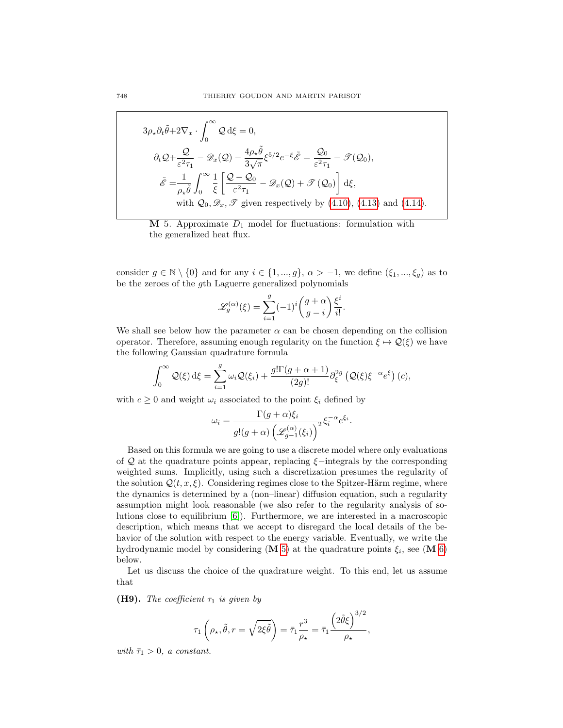$$
\begin{aligned}
&3\rho_\star \partial_t \tilde{\theta} + 2\nabla_x \cdot \int_0^\infty \mathcal{Q}\,\mathrm{d}\xi = 0,\\
&\partial_t \mathcal{Q} + \frac{\mathcal{Q}}{\varepsilon^2 \tau_1} - \mathscr{D}_x(\mathcal{Q}) - \frac{4\rho_\star \tilde{\theta}}{3\sqrt{\pi}} \xi^{5/2} e^{-\xi} \tilde{\mathscr{E}} = \frac{\mathcal{Q}_0}{\varepsilon^2 \tau_1} - \mathscr{T}(\mathcal{Q}_0),\\
&\tilde{\mathscr{E}} = \frac{1}{\rho_\star \tilde{\theta}} \int_0^\infty \frac{1}{\xi} \left[ \frac{\mathcal{Q} - \mathcal{Q}_0}{\varepsilon^2 \tau_1} - \mathscr{D}_x(\mathcal{Q}) + \mathscr{T}(\mathcal{Q}_0) \right] \mathrm{d}\xi,\\
&\qquad \text{with } \mathcal{Q}_0, \mathscr{D}_x, \mathscr{T} \text{ given respectively by (4.10), (4.13) and (4.14).}
\end{aligned}
$$

**M** 5. Approximate $D_1$ model for fluctuations: formulation with the generalized heat flux.

consider $g \in \mathbb{N} \setminus \{0\}$ and for any $i \in \{1, ..., g\}$, $\alpha > -1$, we define $(\xi_1, ..., \xi_g)$ as to be the zeroes of the $g$th Laguerre generalized polynomials

$$
\mathscr{L}_g^{(\alpha)}(\xi) = \sum_{i=1}^{g} (-1)^i \binom{g+\alpha}{g-i} \frac{\xi^i}{i!}.
$$

We shall see below how the parameter $\alpha$ can be chosen depending on the collision operator. Therefore, assuming enough regularity on the function $\xi \mapsto \mathcal{Q}(\xi)$ we have the following Gaussian quadrature formula

$$
\int_0^\infty \mathcal{Q}(\xi)\,\mathrm{d}\xi = \sum_{i=1}^{g} \omega_i \mathcal{Q}(\xi_i) + \frac{g!\Gamma(g+\alpha+1)}{(2g)!} \partial_\xi^{2g} \left( \mathcal{Q}(\xi) \xi^{-\alpha} e^{\xi} \right)(c),
$$

with $c \geq 0$ and weight $\omega_i$ associated to the point $\xi_i$ defined by

$$
\omega_i = \frac{\Gamma(g+\alpha)\xi_i}{g!(g+\alpha)\left(\mathscr{L}_{g-1}^{(\alpha)}(\xi_i)\right)^2} \xi_i^{-\alpha} e^{\xi_i}.
$$

Based on this formula we are going to use a discrete model where only evaluations of $\mathcal{Q}$ at the quadrature points appear, replacing $\xi-$integrals by the corresponding weighted sums. Implicitly, using such a discretization presumes the regularity of the solution $\mathcal{Q}(t, x, \xi)$. Considering regimes close to the Spitzer-Härm regime, where the dynamics is determined by a (non–linear) diffusion equation, such a regularity assumption might look reasonable (we also refer to the regularity analysis of solutions close to equilibrium [6]). Furthermore, we are interested in a macroscopic description, which means that we accept to disregard the local details of the behavior of the solution with respect to the energy variable. Eventually, we write the hydrodynamic model by considering (**M** 5) at the quadrature points $\xi_i$, see (**M** 6) below.

Let us discuss the choice of the quadrature weight. To this end, let us assume that

**(H9).** *The coefficient $\tau_1$ is given by*

$$
\tau_1 \left( \rho_\star, \tilde{\theta}, r = \sqrt{2\xi\tilde{\theta}} \right) = \bar{\tau}_1 \frac{r^3}{\rho_\star} = \bar{\tau}_1 \frac{\left(2\tilde{\theta}\xi\right)^{3/2}}{\rho_\star},
$$

*with $\bar{\tau}_1 > 0$, a constant.*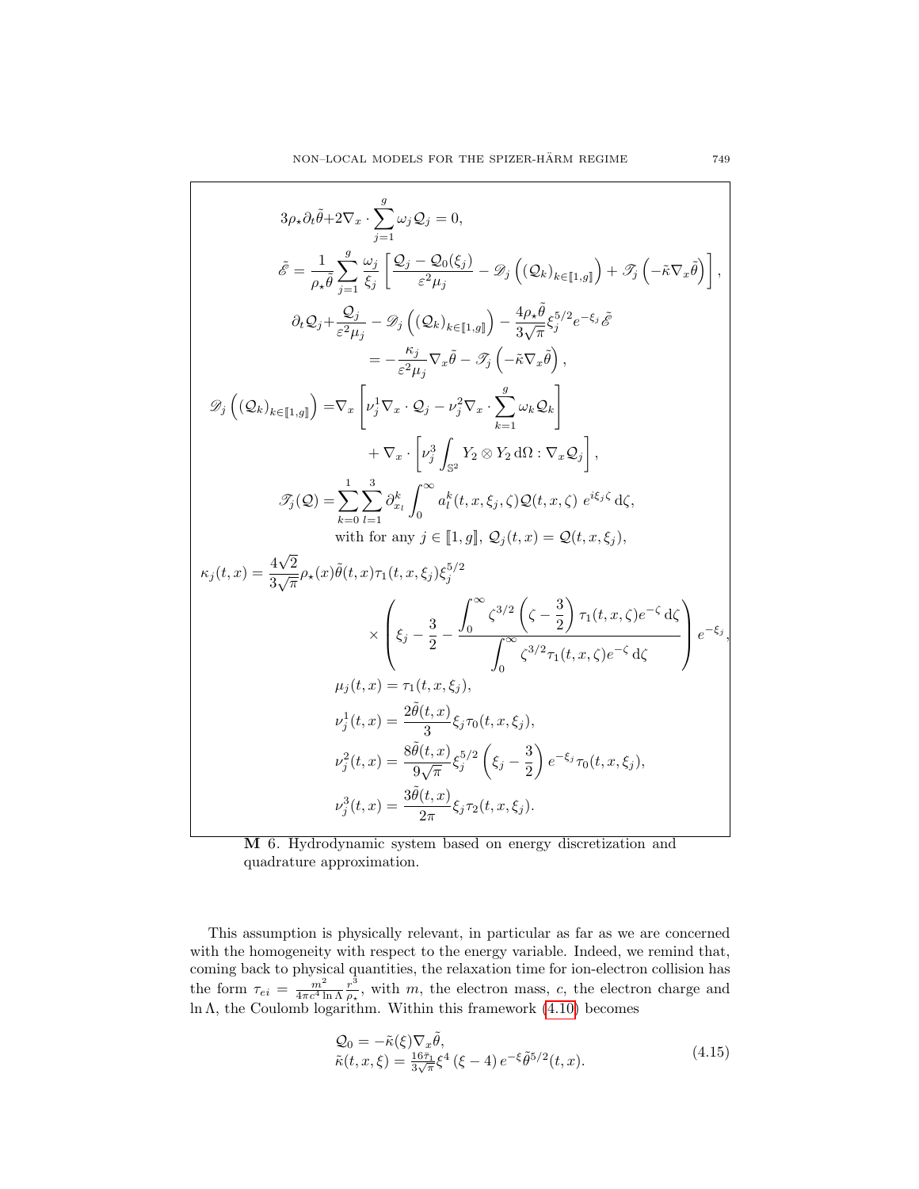$$
3\rho_\star \partial_t \tilde{\theta} + 2\nabla_x \cdot \sum_{j=1}^{g} \omega_j \mathcal{Q}_j = 0,
$$

$$
\tilde{\mathscr{E}} = \frac{1}{\rho_\star \tilde{\theta}} \sum_{j=1}^{g} \frac{\omega_j}{\xi_j} \left[ \frac{\mathcal{Q}_j - \mathcal{Q}_0(\xi_j)}{\varepsilon^2 \mu_j} - \mathscr{D}_j\left( (\mathcal{Q}_k)_{k\in[\![1,g]\!]} \right) + \mathscr{T}_j\left( -\tilde{\kappa} \nabla_x \tilde{\theta} \right) \right],
$$

$$
\begin{aligned}
\partial_t \mathcal{Q}_j + \frac{\mathcal{Q}_j}{\varepsilon^2 \mu_j} - \mathscr{D}_j\left( (\mathcal{Q}_k)_{k\in[\![1,g]\!]} \right) - \frac{4\rho_\star \tilde{\theta}}{3\sqrt{\pi}} \xi_j^{5/2} e^{-\xi_j} \tilde{\mathscr{E}} \\
= -\frac{\kappa_j}{\varepsilon^2 \mu_j} \nabla_x \tilde{\theta} - \mathscr{T}_j\left( -\tilde{\kappa} \nabla_x \tilde{\theta} \right),
\end{aligned}
$$

$$
\begin{aligned}
\mathscr{D}_j\left( (\mathcal{Q}_k)_{k\in[\![1,g]\!]} \right) = & \nabla_x \left[ \nu_j^1 \nabla_x \cdot \mathcal{Q}_j - \nu_j^2 \nabla_x \cdot \sum_{k=1}^{g} \omega_k \mathcal{Q}_k \right] \\
& + \nabla_x \cdot \left[ \nu_j^3 \int_{\mathbb{S}^2} Y_2 \otimes Y_2 \, \mathrm{d}\Omega : \nabla_x \mathcal{Q}_j \right],
\end{aligned}
$$

$$
\mathscr{T}_j(\mathcal{Q}) = \sum_{k=0}^{1} \sum_{l=1}^{3} \partial_{x_l}^k \int_0^\infty a_l^k(t,x,\xi_j,\zeta) \mathcal{Q}(t,x,\zeta) \, e^{i\xi_j \zeta} \, \mathrm{d}\zeta,
$$

with for any $j \in [\![1,g]\!]$, $\mathcal{Q}_j(t,x) = \mathcal{Q}(t,x,\xi_j)$,

$$
\begin{aligned}
\kappa_j(t,x) = & \frac{4\sqrt{2}}{3\sqrt{\pi}} \rho_\star(x) \tilde{\theta}(t,x) \tau_1(t,x,\xi_j) \xi_j^{5/2} \\
& \times \left( \xi_j - \frac{3}{2} - \frac{\displaystyle\int_0^\infty \zeta^{3/2} \left( \zeta - \frac{3}{2} \right) \tau_1(t,x,\zeta) e^{-\zeta} \, \mathrm{d}\zeta}{\displaystyle\int_0^\infty \zeta^{3/2} \tau_1(t,x,\zeta) e^{-\zeta} \, \mathrm{d}\zeta} \right) e^{-\xi_j},
\end{aligned}
$$

$$
\mu_j(t,x) = \tau_1(t,x,\xi_j),
$$

$$
\nu_j^1(t,x) = \frac{2\tilde{\theta}(t,x)}{3} \xi_j \tau_0(t,x,\xi_j),
$$

$$
\nu_j^2(t,x) = \frac{8\tilde{\theta}(t,x)}{9\sqrt{\pi}} \xi_j^{5/2} \left( \xi_j - \frac{3}{2} \right) e^{-\xi_j} \tau_0(t,x,\xi_j),
$$

$$
\nu_j^3(t,x) = \frac{3\tilde{\theta}(t,x)}{2\pi} \xi_j \tau_2(t,x,\xi_j).
$$

**M** 6. Hydrodynamic system based on energy discretization and quadrature approximation.

This assumption is physically relevant, in particular as far as we are concerned with the homogeneity with respect to the energy variable. Indeed, we remind that, coming back to physical quantities, the relaxation time for ion-electron collision has the form $\tau_{ei} = \frac{m^2}{4\pi c^4 \ln \Lambda} \frac{r^3}{\rho_\star}$, with $m$, the electron mass, $c$, the electron charge and $\ln \Lambda$, the Coulomb logarithm. Within this framework (4.10) becomes

$$
\begin{aligned}
&\mathcal{Q}_0 = -\tilde{\kappa}(\xi) \nabla_x \tilde{\theta}, \\
&\tilde{\kappa}(t,x,\xi) = \tfrac{16\bar{\tau}_1}{3\sqrt{\pi}} \xi^4 \left( \xi - 4 \right) e^{-\xi} \tilde{\theta}^{5/2}(t,x).
\end{aligned}
\tag{4.15}
$$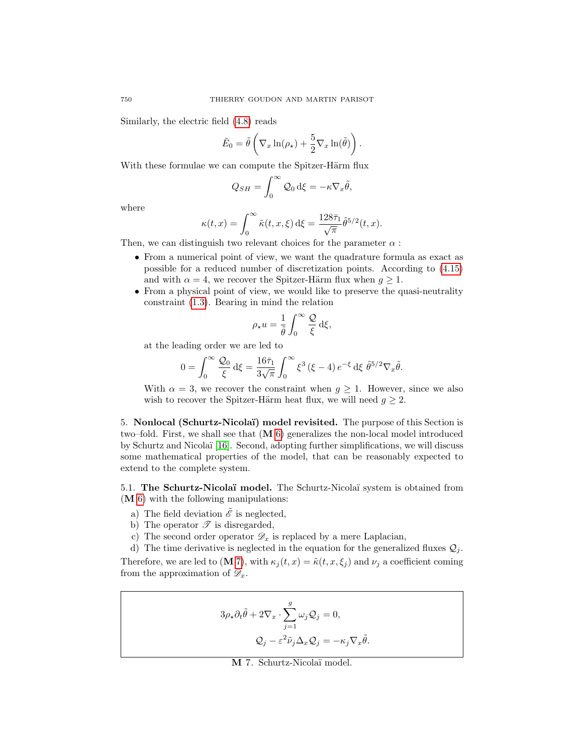Similarly, the electric field (4.8) reads

$$\tilde{E}_0 = \tilde{\theta}\left(\nabla_x \ln(\rho_\star) + \frac{5}{2}\nabla_x \ln(\tilde{\theta})\right).$$

With these formulae we can compute the Spitzer-Härm flux

$$Q_{SH} = \int_0^\infty \mathcal{Q}_0 \,\mathrm{d}\xi = -\kappa \nabla_x \tilde{\theta},$$

where

$$\kappa(t,x) = \int_0^\infty \tilde{\kappa}(t,x,\xi)\,\mathrm{d}\xi = \frac{128\bar{\tau}_1}{\sqrt{\pi}}\tilde{\theta}^{5/2}(t,x).$$

Then, we can distinguish two relevant choices for the parameter $\alpha$ :

- From a numerical point of view, we want the quadrature formula as exact as possible for a reduced number of discretization points. According to (4.15) and with $\alpha = 4$, we recover the Spitzer-Härm flux when $g \geq 1$.
- From a physical point of view, we would like to preserve the quasi-neutrality constraint (1.3). Bearing in mind the relation

  $$\rho_\star u = \frac{1}{\tilde{\theta}}\int_0^\infty \frac{\mathcal{Q}}{\xi}\,\mathrm{d}\xi,$$

  at the leading order we are led to

  $$0 = \int_0^\infty \frac{\mathcal{Q}_0}{\xi}\,\mathrm{d}\xi = \frac{16\bar{\tau}_1}{3\sqrt{\pi}}\int_0^\infty \xi^3\,(\xi - 4)\,e^{-\xi}\,\mathrm{d}\xi\;\tilde{\theta}^{5/2}\nabla_x\tilde{\theta}.$$

  With $\alpha = 3$, we recover the constraint when $g \geq 1$. However, since we also wish to recover the Spitzer-Härm heat flux, we will need $g \geq 2$.

## 5. Nonlocal (Schurtz-Nicolaï) model revisited.

The purpose of this Section is two–fold. First, we shall see that (**M** 6) generalizes the non-local model introduced by Schurtz and Nicolaï [16]. Second, adopting further simplifications, we will discuss some mathematical properties of the model, that can be reasonably expected to extend to the complete system.

### 5.1. The Schurtz-Nicolaï model.

The Schurtz-Nicolaï system is obtained from (**M** 6) with the following manipulations:

a) The field deviation $\tilde{\mathscr{E}}$ is neglected,
b) The operator $\mathscr{T}$ is disregarded,
c) The second order operator $\mathscr{D}_x$ is replaced by a mere Laplacian,
d) The time derivative is neglected in the equation for the generalized fluxes $\mathcal{Q}_j$.

Therefore, we are led to (**M** 7), with $\kappa_j(t,x) = \tilde{\kappa}(t,x,\xi_j)$ and $\nu_j$ a coefficient coming from the approximation of $\mathscr{D}_x$.

$$3\rho_\star \partial_t \tilde{\theta} + 2\nabla_x \cdot \sum_{j=1}^{g} \omega_j \mathcal{Q}_j = 0,$$

$$\mathcal{Q}_j - \varepsilon^2 \tilde{\nu}_j \Delta_x \mathcal{Q}_j = -\kappa_j \nabla_x \tilde{\theta}.$$

**M** 7. Schurtz-Nicolaï model.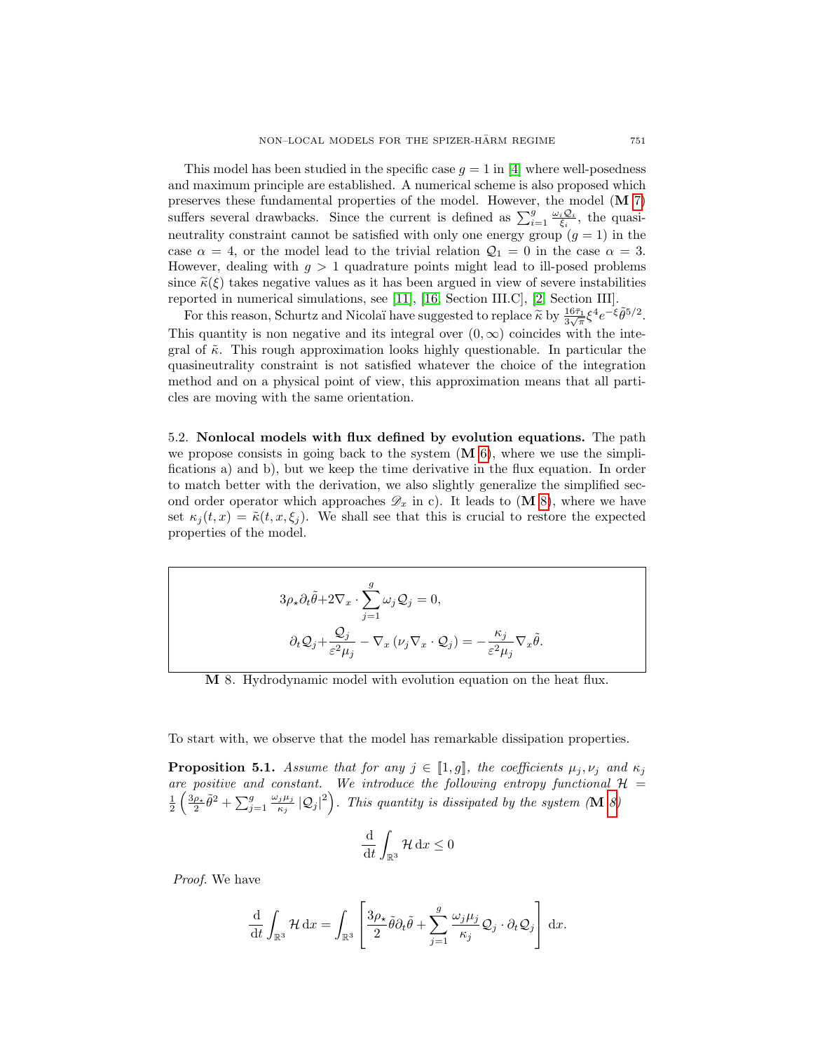This model has been studied in the specific case $g = 1$ in [4] where well-posedness and maximum principle are established. A numerical scheme is also proposed which preserves these fundamental properties of the model. However, the model (**M** 7) suffers several drawbacks. Since the current is defined as $\sum_{i=1}^{g} \frac{\omega_i \mathcal{Q}_i}{\xi_i}$, the quasi-neutrality constraint cannot be satisfied with only one energy group ($g = 1$) in the case $\alpha = 4$, or the model lead to the trivial relation $\mathcal{Q}_1 = 0$ in the case $\alpha = 3$. However, dealing with $g > 1$ quadrature points might lead to ill-posed problems since $\widetilde{\kappa}(\xi)$ takes negative values as it has been argued in view of severe instabilities reported in numerical simulations, see [11], [16, Section III.C], [2, Section III].

For this reason, Schurtz and Nicolaï have suggested to replace $\widetilde{\kappa}$ by $\frac{16\bar{\tau}_1}{3\sqrt{\pi}}\xi^4 e^{-\xi}\tilde{\theta}^{5/2}$. This quantity is non negative and its integral over $(0, \infty)$ coincides with the integral of $\tilde{\kappa}$. This rough approximation looks highly questionable. In particular the quasineutrality constraint is not satisfied whatever the choice of the integration method and on a physical point of view, this approximation means that all particles are moving with the same orientation.

## 5.2. Nonlocal models with flux defined by evolution equations.

The path we propose consists in going back to the system (**M** 6), where we use the simplifications a) and b), but we keep the time derivative in the flux equation. In order to match better with the derivation, we also slightly generalize the simplified second order operator which approaches $\mathscr{D}_x$ in c). It leads to (**M** 8), where we have set $\kappa_j(t, x) = \tilde{\kappa}(t, x, \xi_j)$. We shall see that this is crucial to restore the expected properties of the model.

$$
\begin{aligned}
&3\rho_\star \partial_t \tilde{\theta} + 2\nabla_x \cdot \sum_{j=1}^{g} \omega_j \mathcal{Q}_j = 0, \\
&\partial_t \mathcal{Q}_j + \frac{\mathcal{Q}_j}{\varepsilon^2 \mu_j} - \nabla_x \left(\nu_j \nabla_x \cdot \mathcal{Q}_j\right) = -\frac{\kappa_j}{\varepsilon^2 \mu_j} \nabla_x \tilde{\theta}.
\end{aligned}
$$

**M** 8. Hydrodynamic model with evolution equation on the heat flux.

To start with, we observe that the model has remarkable dissipation properties.

**Proposition 5.1.** *Assume that for any $j \in [\![1, g]\!]$, the coefficients $\mu_j, \nu_j$ and $\kappa_j$ are positive and constant. We introduce the following entropy functional $\mathcal{H} = \frac{1}{2}\left(\frac{3\rho_\star}{2}\tilde{\theta}^2 + \sum_{j=1}^{g} \frac{\omega_j \mu_j}{\kappa_j} |\mathcal{Q}_j|^2\right)$. This quantity is dissipated by the system (**M** 8)*

$$
\frac{\mathrm{d}}{\mathrm{d}t} \int_{\mathbb{R}^3} \mathcal{H} \, \mathrm{d}x \leq 0
$$

*Proof.* We have

$$
\frac{\mathrm{d}}{\mathrm{d}t} \int_{\mathbb{R}^3} \mathcal{H} \, \mathrm{d}x = \int_{\mathbb{R}^3} \left[ \frac{3\rho_\star}{2} \tilde{\theta} \partial_t \tilde{\theta} + \sum_{j=1}^{g} \frac{\omega_j \mu_j}{\kappa_j} \mathcal{Q}_j \cdot \partial_t \mathcal{Q}_j \right] \mathrm{d}x.
$$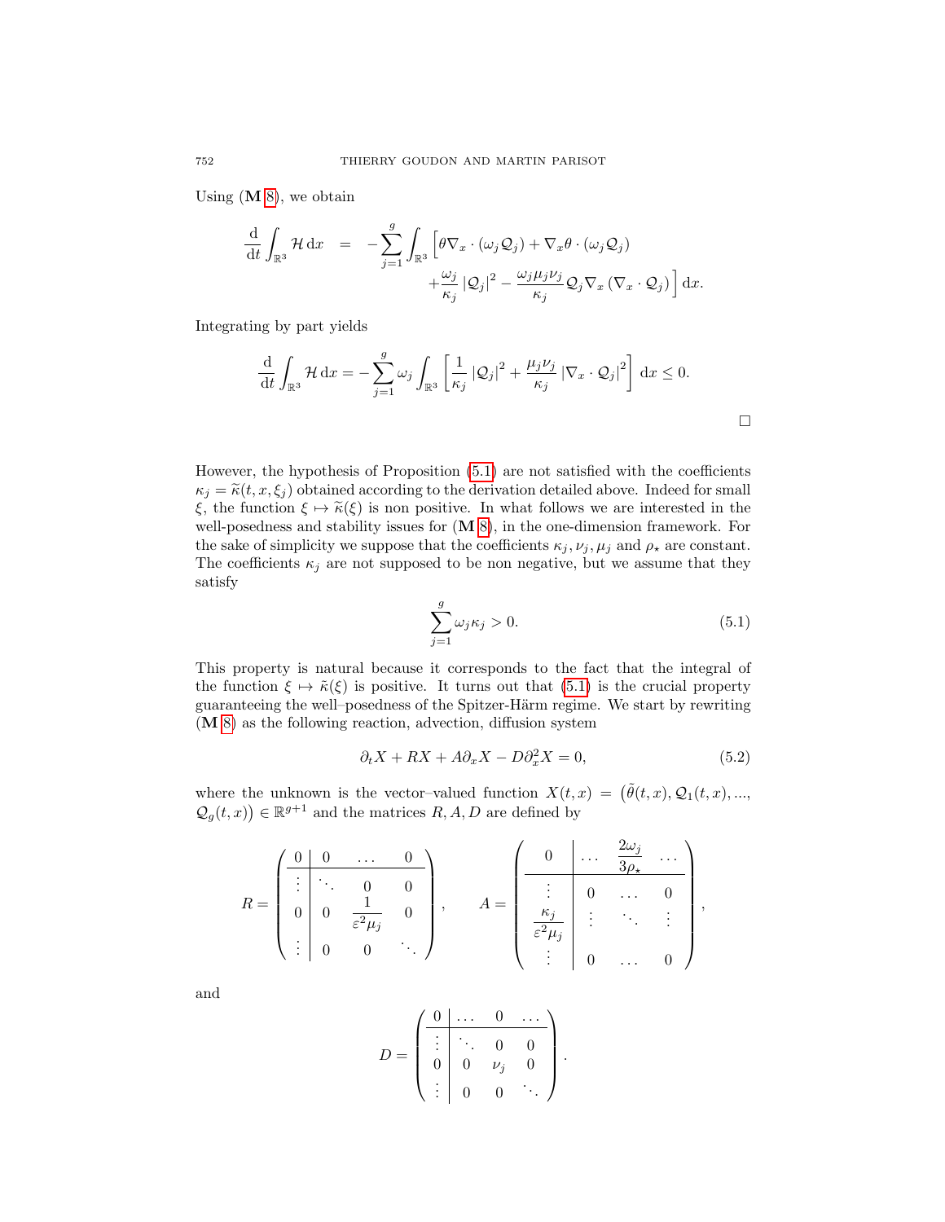Using ($\mathbf{M}\,8$), we obtain

$$
\begin{aligned}
\frac{\mathrm{d}}{\mathrm{d}t}\int_{\mathbb{R}^3}\mathcal{H}\,\mathrm{d}x \quad = \quad -\sum_{j=1}^{g}\int_{\mathbb{R}^3}\Big[&\theta\nabla_x\cdot(\omega_j\mathcal{Q}_j)+\nabla_x\theta\cdot(\omega_j\mathcal{Q}_j)\\
&+\frac{\omega_j}{\kappa_j}\left|\mathcal{Q}_j\right|^2-\frac{\omega_j\mu_j\nu_j}{\kappa_j}\mathcal{Q}_j\nabla_x\left(\nabla_x\cdot\mathcal{Q}_j\right)\Big]\,\mathrm{d}x.
\end{aligned}
$$

Integrating by part yields

$$
\frac{\mathrm{d}}{\mathrm{d}t}\int_{\mathbb{R}^3}\mathcal{H}\,\mathrm{d}x=-\sum_{j=1}^{g}\omega_j\int_{\mathbb{R}^3}\left[\frac{1}{\kappa_j}\left|\mathcal{Q}_j\right|^2+\frac{\mu_j\nu_j}{\kappa_j}\left|\nabla_x\cdot\mathcal{Q}_j\right|^2\right]\,\mathrm{d}x\le 0.
$$

□

However, the hypothesis of Proposition (5.1) are not satisfied with the coefficients $\kappa_j=\widetilde{\kappa}(t,x,\xi_j)$ obtained according to the derivation detailed above. Indeed for small $\xi$, the function $\xi\mapsto\widetilde{\kappa}(\xi)$ is non positive. In what follows we are interested in the well-posedness and stability issues for ($\mathbf{M}\,8$), in the one-dimension framework. For the sake of simplicity we suppose that the coefficients $\kappa_j,\nu_j,\mu_j$ and $\rho_\star$ are constant. The coefficients $\kappa_j$ are not supposed to be non negative, but we assume that they satisfy

$$
\sum_{j=1}^{g}\omega_j\kappa_j>0. \tag{5.1}
$$

This property is natural because it corresponds to the fact that the integral of the function $\xi\mapsto\tilde{\kappa}(\xi)$ is positive. It turns out that (5.1) is the crucial property guaranteeing the well–posedness of the Spitzer-Härm regime. We start by rewriting ($\mathbf{M}\,8$) as the following reaction, advection, diffusion system

$$
\partial_t X+RX+A\partial_x X-D\partial_x^2 X=0, \tag{5.2}
$$

where the unknown is the vector–valued function $X(t,x)=\big(\tilde{\theta}(t,x),\mathcal{Q}_1(t,x),...,\mathcal{Q}_g(t,x)\big)\in\mathbb{R}^{g+1}$ and the matrices $R,A,D$ are defined by

$$
R=\left(\begin{array}{c|ccc}
0 & 0 & \dots & 0\\
\hline
\vdots & \ddots & 0 & 0\\
0 & 0 & \dfrac{1}{\varepsilon^2\mu_j} & 0\\
\vdots & 0 & 0 & \ddots
\end{array}\right),\qquad
A=\left(\begin{array}{c|ccc}
0 & \dots & \dfrac{2\omega_j}{3\rho_\star} & \dots\\
\hline
\vdots & 0 & \dots & 0\\
\dfrac{\kappa_j}{\varepsilon^2\mu_j} & \vdots & \ddots & \vdots\\
\vdots & 0 & \dots & 0
\end{array}\right),
$$

and

$$
D=\left(\begin{array}{c|ccc}
0 & \dots & 0 & \dots\\
\hline
\vdots & \ddots & 0 & 0\\
0 & 0 & \nu_j & 0\\
\vdots & 0 & 0 & \ddots
\end{array}\right).
$$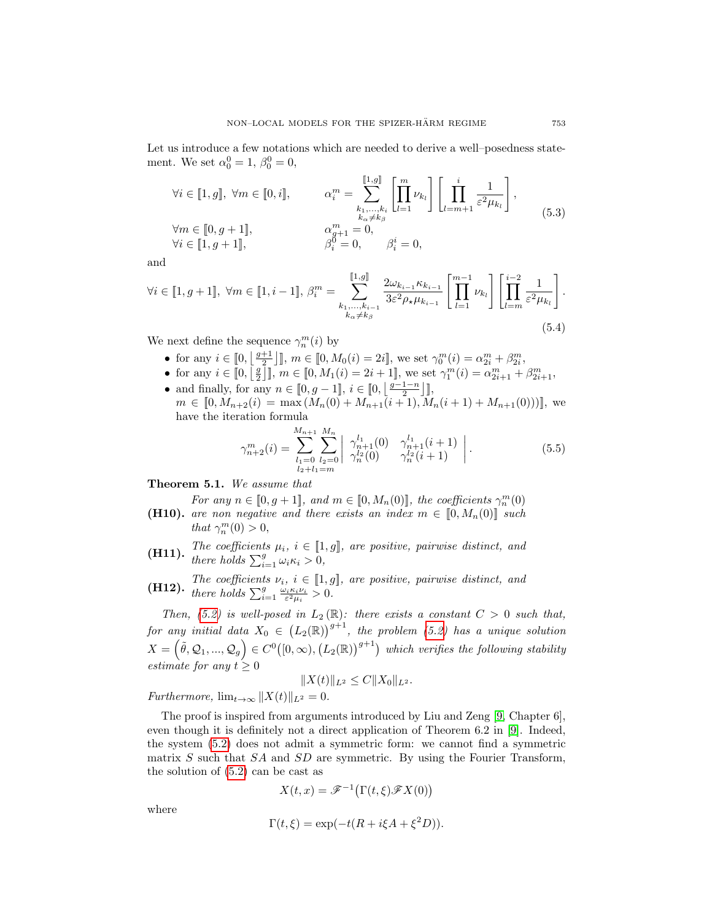Let us introduce a few notations which are needed to derive a well–posedness statement. We set $\alpha_0^0 = 1$, $\beta_0^0 = 0$,

$$
\begin{aligned}
&\forall i \in [\![1, g]\!],\ \forall m \in [\![0, i]\!], && \alpha_i^m = \sum_{\substack{k_1,\ldots,k_i\\ k_\alpha \neq k_\beta}}^{[\![1,g]\!]} \left[\prod_{l=1}^{m} \nu_{k_l}\right]\left[\prod_{l=m+1}^{i} \frac{1}{\varepsilon^2 \mu_{k_l}}\right],\\
&\forall m \in [\![0, g+1]\!], && \alpha_{g+1}^m = 0,\\
&\forall i \in [\![1, g+1]\!], && \beta_i^0 = 0, \qquad \beta_i^i = 0,
\end{aligned}
\tag{5.3}
$$

and

$$
\forall i \in [\![1, g+1]\!],\ \forall m \in [\![1, i-1]\!],\ \beta_i^m = \sum_{\substack{k_1,\ldots,k_{i-1}\\ k_\alpha \neq k_\beta}}^{[\![1,g]\!]} \frac{2\omega_{k_{i-1}}\kappa_{k_{i-1}}}{3\varepsilon^2 \rho_\star \mu_{k_{i-1}}} \left[\prod_{l=1}^{m-1} \nu_{k_l}\right]\left[\prod_{l=m}^{i-2} \frac{1}{\varepsilon^2 \mu_{k_l}}\right].
\tag{5.4}
$$

We next define the sequence $\gamma_n^m(i)$ by

- for any $i \in [\![0, \lfloor \frac{g+1}{2} \rfloor]\!]$, $m \in [\![0, M_0(i) = 2i]\!]$, we set $\gamma_0^m(i) = \alpha_{2i}^m + \beta_{2i}^m$,
- for any $i \in [\![0, \lfloor \frac{g}{2} \rfloor]\!]$, $m \in [\![0, M_1(i) = 2i+1]\!]$, we set $\gamma_1^m(i) = \alpha_{2i+1}^m + \beta_{2i+1}^m$,
- and finally, for any $n \in [\![0, g-1]\!]$, $i \in [\![0, \lfloor \frac{g-1-n}{2} \rfloor]\!]$, $m \in [\![0, M_{n+2}(i) = \max(M_n(0) + M_{n+1}(i+1), M_n(i+1) + M_{n+1}(0))]\!]$, we have the iteration formula

$$
\gamma_{n+2}^m(i) = \sum_{\substack{l_1=0\\ l_2+l_1=m}}^{M_{n+1}} \sum_{l_2=0}^{M_n} \begin{vmatrix} \gamma_{n+1}^{l_1}(0) & \gamma_{n+1}^{l_1}(i+1) \\ \gamma_n^{l_2}(0) & \gamma_n^{l_2}(i+1) \end{vmatrix}.
\tag{5.5}
$$

**Theorem 5.1.** *We assume that*

**(H10).** *For any $n \in [\![0, g+1]\!]$, and $m \in [\![0, M_n(0)]\!]$, the coefficients $\gamma_n^m(0)$ are non negative and there exists an index $m \in [\![0, M_n(0)]\!]$ such that $\gamma_n^m(0) > 0$,*

**(H11).** *The coefficients $\mu_i$, $i \in [\![1, g]\!]$, are positive, pairwise distinct, and there holds $\sum_{i=1}^{g} \omega_i \kappa_i > 0$,*

**(H12).** *The coefficients $\nu_i$, $i \in [\![1, g]\!]$, are positive, pairwise distinct, and there holds $\sum_{i=1}^{g} \frac{\omega_i \kappa_i \nu_i}{\varepsilon^2 \mu_i} > 0$.*

*Then, (5.2) is well-posed in $L_2(\mathbb{R})$: there exists a constant $C > 0$ such that, for any initial data $X_0 \in (L_2(\mathbb{R}))^{g+1}$, the problem (5.2) has a unique solution $X = (\tilde{\theta}, \mathcal{Q}_1, \ldots, \mathcal{Q}_g) \in C^0([0, \infty), (L_2(\mathbb{R}))^{g+1})$ which verifies the following stability estimate for any $t \geq 0$*

$$
\|X(t)\|_{L^2} \leq C \|X_0\|_{L^2}.
$$

*Furthermore, $\lim_{t\to\infty} \|X(t)\|_{L^2} = 0$.*

The proof is inspired from arguments introduced by Liu and Zeng [9, Chapter 6], even though it is definitely not a direct application of Theorem 6.2 in [9]. Indeed, the system (5.2) does not admit a symmetric form: we cannot find a symmetric matrix $S$ such that $SA$ and $SD$ are symmetric. By using the Fourier Transform, the solution of (5.2) can be cast as

$$
X(t, x) = \mathscr{F}^{-1}\big(\Gamma(t, \xi) \mathscr{F} X(0)\big)
$$

where

$$
\Gamma(t, \xi) = \exp(-t(R + i\xi A + \xi^2 D)).
$$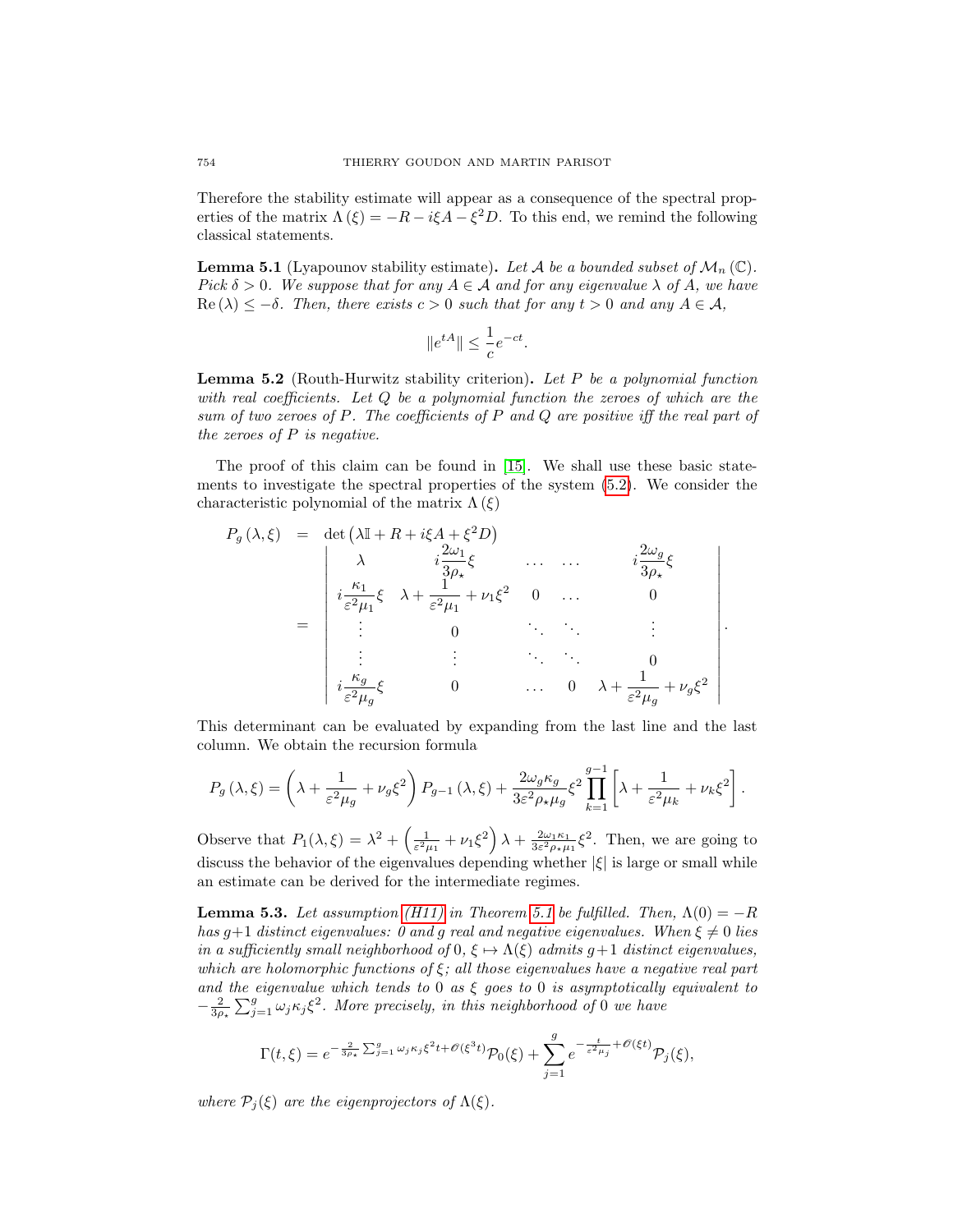Therefore the stability estimate will appear as a consequence of the spectral properties of the matrix $\Lambda(\xi) = -R - i\xi A - \xi^2 D$. To this end, we remind the following classical statements.

**Lemma 5.1** (Lyapounov stability estimate)**.** *Let $\mathcal{A}$ be a bounded subset of $\mathcal{M}_n(\mathbb{C})$. Pick $\delta > 0$. We suppose that for any $A \in \mathcal{A}$ and for any eigenvalue $\lambda$ of $A$, we have $\mathrm{Re}(\lambda) \leq -\delta$. Then, there exists $c > 0$ such that for any $t > 0$ and any $A \in \mathcal{A}$,*

$$\|e^{tA}\| \leq \frac{1}{c} e^{-ct}.$$

**Lemma 5.2** (Routh-Hurwitz stability criterion)**.** *Let $P$ be a polynomial function with real coefficients. Let $Q$ be a polynomial function the zeroes of which are the sum of two zeroes of $P$. The coefficients of $P$ and $Q$ are positive iff the real part of the zeroes of $P$ is negative.*

The proof of this claim can be found in [15]. We shall use these basic statements to investigate the spectral properties of the system (5.2). We consider the characteristic polynomial of the matrix $\Lambda(\xi)$

$$
\begin{aligned}
P_g(\lambda, \xi) &= \det\left(\lambda \mathbb{I} + R + i\xi A + \xi^2 D\right) \\
&= \begin{vmatrix}
\lambda & i\dfrac{2\omega_1}{3\rho_\star}\xi & \dots & \dots & i\dfrac{2\omega_g}{3\rho_\star}\xi \\
i\dfrac{\kappa_1}{\varepsilon^2\mu_1}\xi & \lambda + \dfrac{1}{\varepsilon^2\mu_1} + \nu_1\xi^2 & 0 & \dots & 0 \\
\vdots & 0 & \ddots & \ddots & \vdots \\
\vdots & \vdots & \ddots & \ddots & 0 \\
i\dfrac{\kappa_g}{\varepsilon^2\mu_g}\xi & 0 & \dots & 0 & \lambda + \dfrac{1}{\varepsilon^2\mu_g} + \nu_g\xi^2
\end{vmatrix}.
\end{aligned}
$$

This determinant can be evaluated by expanding from the last line and the last column. We obtain the recursion formula

$$P_g(\lambda, \xi) = \left(\lambda + \frac{1}{\varepsilon^2\mu_g} + \nu_g\xi^2\right) P_{g-1}(\lambda, \xi) + \frac{2\omega_g\kappa_g}{3\varepsilon^2\rho_\star\mu_g}\xi^2 \prod_{k=1}^{g-1}\left[\lambda + \frac{1}{\varepsilon^2\mu_k} + \nu_k\xi^2\right].$$

Observe that $P_1(\lambda, \xi) = \lambda^2 + \left(\frac{1}{\varepsilon^2\mu_1} + \nu_1\xi^2\right)\lambda + \frac{2\omega_1\kappa_1}{3\varepsilon^2\rho_\star\mu_1}\xi^2$. Then, we are going to discuss the behavior of the eigenvalues depending whether $|\xi|$ is large or small while an estimate can be derived for the intermediate regimes.

**Lemma 5.3.** *Let assumption (H11) in Theorem 5.1 be fulfilled. Then, $\Lambda(0) = -R$ has $g+1$ distinct eigenvalues: 0 and $g$ real and negative eigenvalues. When $\xi \neq 0$ lies in a sufficiently small neighborhood of 0, $\xi \mapsto \Lambda(\xi)$ admits $g+1$ distinct eigenvalues, which are holomorphic functions of $\xi$; all those eigenvalues have a negative real part and the eigenvalue which tends to 0 as $\xi$ goes to 0 is asymptotically equivalent to $-\frac{2}{3\rho_\star}\sum_{j=1}^{g}\omega_j\kappa_j\xi^2$. More precisely, in this neighborhood of 0 we have*

$$\Gamma(t, \xi) = e^{-\frac{2}{3\rho_\star}\sum_{j=1}^{g}\omega_j\kappa_j\xi^2 t + \mathscr{O}(\xi^3 t)}\mathcal{P}_0(\xi) + \sum_{j=1}^{g} e^{-\frac{t}{\varepsilon^2\mu_j} + \mathscr{O}(\xi t)}\mathcal{P}_j(\xi),$$

*where $\mathcal{P}_j(\xi)$ are the eigenprojectors of $\Lambda(\xi)$.*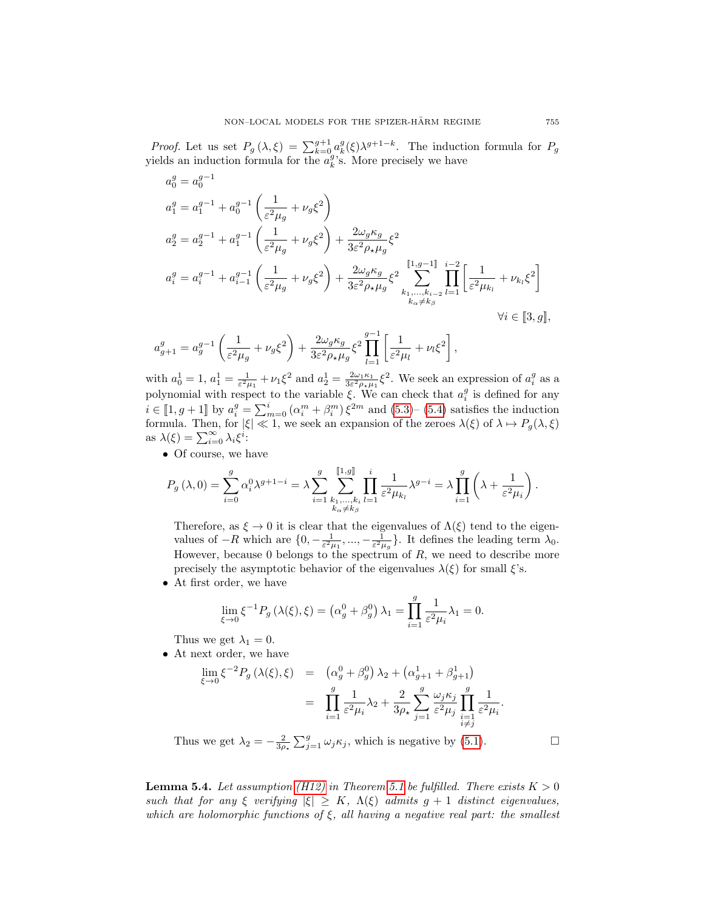*Proof.* Let us set $P_g(\lambda,\xi) = \sum_{k=0}^{g+1} a_k^g(\xi)\lambda^{g+1-k}$. The induction formula for $P_g$ yields an induction formula for the $a_k^g$'s. More precisely we have

$$
\begin{aligned}
a_0^g &= a_0^{g-1}\\
a_1^g &= a_1^{g-1} + a_0^{g-1}\left(\frac{1}{\varepsilon^2\mu_g} + \nu_g\xi^2\right)\\
a_2^g &= a_2^{g-1} + a_1^{g-1}\left(\frac{1}{\varepsilon^2\mu_g} + \nu_g\xi^2\right) + \frac{2\omega_g\kappa_g}{3\varepsilon^2\rho_\star\mu_g}\xi^2\\
a_i^g &= a_i^{g-1} + a_{i-1}^{g-1}\left(\frac{1}{\varepsilon^2\mu_g} + \nu_g\xi^2\right) + \frac{2\omega_g\kappa_g}{3\varepsilon^2\rho_\star\mu_g}\xi^2 \sum_{\substack{k_1,\dots,k_{i-2}\\ k_\alpha\neq k_\beta}}^{[\![1,g-1]\!]} \prod_{l=1}^{i-2}\left[\frac{1}{\varepsilon^2\mu_{k_l}} + \nu_{k_l}\xi^2\right]
\end{aligned}
$$

$$\forall i\in[\![3,g]\!],$$

$$
a_{g+1}^g = a_g^{g-1}\left(\frac{1}{\varepsilon^2\mu_g} + \nu_g\xi^2\right) + \frac{2\omega_g\kappa_g}{3\varepsilon^2\rho_\star\mu_g}\xi^2 \prod_{l=1}^{g-1}\left[\frac{1}{\varepsilon^2\mu_l} + \nu_l\xi^2\right],
$$

with $a_0^1 = 1$, $a_1^1 = \frac{1}{\varepsilon^2\mu_1} + \nu_1\xi^2$ and $a_2^1 = \frac{2\omega_1\kappa_1}{3\varepsilon^2\rho_\star\mu_1}\xi^2$. We seek an expression of $a_i^g$ as a polynomial with respect to the variable $\xi$. We can check that $a_i^g$ is defined for any $i\in[\![1,g+1]\!]$ by $a_i^g = \sum_{m=0}^{i}(\alpha_i^m + \beta_i^m)\xi^{2m}$ and (5.3)– (5.4) satisfies the induction formula. Then, for $|\xi|\ll 1$, we seek an expansion of the zeroes $\lambda(\xi)$ of $\lambda\mapsto P_g(\lambda,\xi)$ as $\lambda(\xi) = \sum_{i=0}^{\infty}\lambda_i\xi^i$:

- Of course, we have

$$
P_g(\lambda,0) = \sum_{i=0}^{g}\alpha_i^0\lambda^{g+1-i} = \lambda\sum_{i=1}^{g}\sum_{\substack{k_1,\dots,k_i\\ k_\alpha\neq k_\beta}}^{[\![1,g]\!]}\prod_{l=1}^{i}\frac{1}{\varepsilon^2\mu_{k_l}}\lambda^{g-i} = \lambda\prod_{i=1}^{g}\left(\lambda + \frac{1}{\varepsilon^2\mu_i}\right).
$$

  Therefore, as $\xi\to 0$ it is clear that the eigenvalues of $\Lambda(\xi)$ tend to the eigenvalues of $-R$ which are $\{0, -\frac{1}{\varepsilon^2\mu_1}, \dots, -\frac{1}{\varepsilon^2\mu_g}\}$. It defines the leading term $\lambda_0$. However, because 0 belongs to the spectrum of $R$, we need to describe more precisely the asymptotic behavior of the eigenvalues $\lambda(\xi)$ for small $\xi$'s.

- At first order, we have

$$
\lim_{\xi\to 0}\xi^{-1}P_g(\lambda(\xi),\xi) = \left(\alpha_g^0 + \beta_g^0\right)\lambda_1 = \prod_{i=1}^{g}\frac{1}{\varepsilon^2\mu_i}\lambda_1 = 0.
$$

  Thus we get $\lambda_1 = 0$.

- At next order, we have

$$
\begin{aligned}
\lim_{\xi\to 0}\xi^{-2}P_g(\lambda(\xi),\xi) &= \left(\alpha_g^0 + \beta_g^0\right)\lambda_2 + \left(\alpha_{g+1}^1 + \beta_{g+1}^1\right)\\
&= \prod_{i=1}^{g}\frac{1}{\varepsilon^2\mu_i}\lambda_2 + \frac{2}{3\rho_\star}\sum_{j=1}^{g}\frac{\omega_j\kappa_j}{\varepsilon^2\mu_j}\prod_{\substack{i=1\\ i\neq j}}^{g}\frac{1}{\varepsilon^2\mu_i}.
\end{aligned}
$$

  Thus we get $\lambda_2 = -\frac{2}{3\rho_\star}\sum_{j=1}^{g}\omega_j\kappa_j$, which is negative by (5.1). □

**Lemma 5.4.** *Let assumption (H12) in Theorem 5.1 be fulfilled. There exists $K>0$ such that for any $\xi$ verifying $|\xi|\geq K$, $\Lambda(\xi)$ admits $g+1$ distinct eigenvalues, which are holomorphic functions of $\xi$, all having a negative real part: the smallest*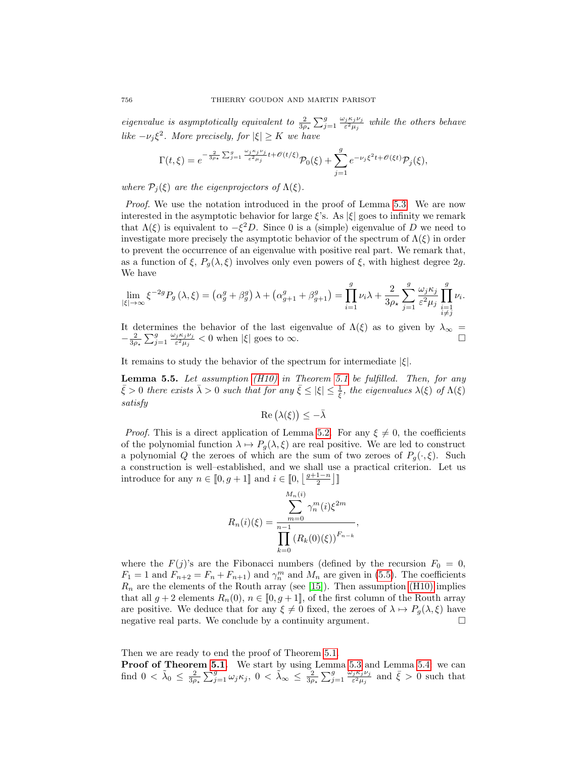*eigenvalue is asymptotically equivalent to* $\frac{2}{3\rho_\star}\sum_{j=1}^{g}\frac{\omega_j\kappa_j\nu_j}{\varepsilon^2\mu_j}$ *while the others behave like* $-\nu_j\xi^2$*. More precisely, for* $|\xi|\geq K$ *we have*

$$\Gamma(t,\xi)=e^{-\frac{2}{3\rho_\star}\sum_{j=1}^{g}\frac{\omega_j\kappa_j\nu_j}{\varepsilon^2\mu_j}t+\mathscr{O}(t/\xi)}\mathcal{P}_0(\xi)+\sum_{j=1}^{g}e^{-\nu_j\xi^2t+\mathscr{O}(\xi t)}\mathcal{P}_j(\xi),$$

*where* $\mathcal{P}_j(\xi)$ *are the eigenprojectors of* $\Lambda(\xi)$*.*

*Proof.* We use the notation introduced in the proof of Lemma 5.3. We are now interested in the asymptotic behavior for large $\xi$'s. As $|\xi|$ goes to infinity we remark that $\Lambda(\xi)$ is equivalent to $-\xi^2 D$. Since 0 is a (simple) eigenvalue of $D$ we need to investigate more precisely the asymptotic behavior of the spectrum of $\Lambda(\xi)$ in order to prevent the occurrence of an eigenvalue with positive real part. We remark that, as a function of $\xi$, $P_g(\lambda,\xi)$ involves only even powers of $\xi$, with highest degree $2g$. We have

$$\lim_{|\xi|\to\infty}\xi^{-2g}P_g(\lambda,\xi)=\left(\alpha_g^g+\beta_g^g\right)\lambda+\left(\alpha_{g+1}^g+\beta_{g+1}^g\right)=\prod_{i=1}^{g}\nu_i\lambda+\frac{2}{3\rho_\star}\sum_{j=1}^{g}\frac{\omega_j\kappa_j}{\varepsilon^2\mu_j}\prod_{\substack{i=1\\ i\neq j}}^{g}\nu_i.$$

It determines the behavior of the last eigenvalue of $\Lambda(\xi)$ as to given by $\lambda_\infty = -\frac{2}{3\rho_\star}\sum_{j=1}^{g}\frac{\omega_j\kappa_j\nu_j}{\varepsilon^2\mu_j}<0$ when $|\xi|$ goes to $\infty$. $\square$

It remains to study the behavior of the spectrum for intermediate $|\xi|$.

**Lemma 5.5.** *Let assumption (H10) in Theorem 5.1 be fulfilled. Then, for any* $\bar{\xi}>0$ *there exists* $\bar{\lambda}>0$ *such that for any* $\bar{\xi}\leq|\xi|\leq\frac{1}{\bar{\xi}}$*, the eigenvalues* $\lambda(\xi)$ *of* $\Lambda(\xi)$ *satisfy*

$$\mathrm{Re}\left(\lambda(\xi)\right)\leq-\bar{\lambda}$$

*Proof.* This is a direct application of Lemma 5.2. For any $\xi\neq0$, the coefficients of the polynomial function $\lambda\mapsto P_g(\lambda,\xi)$ are real positive. We are led to construct a polynomial $Q$ the zeroes of which are the sum of two zeroes of $P_g(\cdot,\xi)$. Such a construction is well–established, and we shall use a practical criterion. Let us introduce for any $n\in[\![0,g+1]\!]$ and $i\in[\![0,\left\lfloor\frac{g+1-n}{2}\right\rfloor]\!]$

$$R_n(i)(\xi)=\frac{\displaystyle\sum_{m=0}^{M_n(i)}\gamma_n^m(i)\xi^{2m}}{\displaystyle\prod_{k=0}^{n-1}\left(R_k(0)(\xi)\right)^{F_{n-k}}},$$

where the $F(j)$'s are the Fibonacci numbers (defined by the recursion $F_0=0$, $F_1=1$ and $F_{n+2}=F_n+F_{n+1}$) and $\gamma_n^m$ and $M_n$ are given in (5.5). The coefficients $R_n$ are the elements of the Routh array (see [15]). Then assumption (H10) implies that all $g+2$ elements $R_n(0)$, $n\in[\![0,g+1]\!]$, of the first column of the Routh array are positive. We deduce that for any $\xi\neq0$ fixed, the zeroes of $\lambda\mapsto P_g(\lambda,\xi)$ have negative real parts. We conclude by a continuity argument. $\square$

Then we are ready to end the proof of Theorem 5.1.

**Proof of Theorem 5.1.** We start by using Lemma 5.3 and Lemma 5.4: we can find $0<\tilde{\lambda}_0\leq\frac{2}{3\rho_\star}\sum_{j=1}^{g}\omega_j\kappa_j$, $0<\tilde{\lambda}_\infty\leq\frac{2}{3\rho_\star}\sum_{j=1}^{g}\frac{\omega_j\kappa_j\nu_j}{\varepsilon^2\mu_j}$ and $\bar{\xi}>0$ such that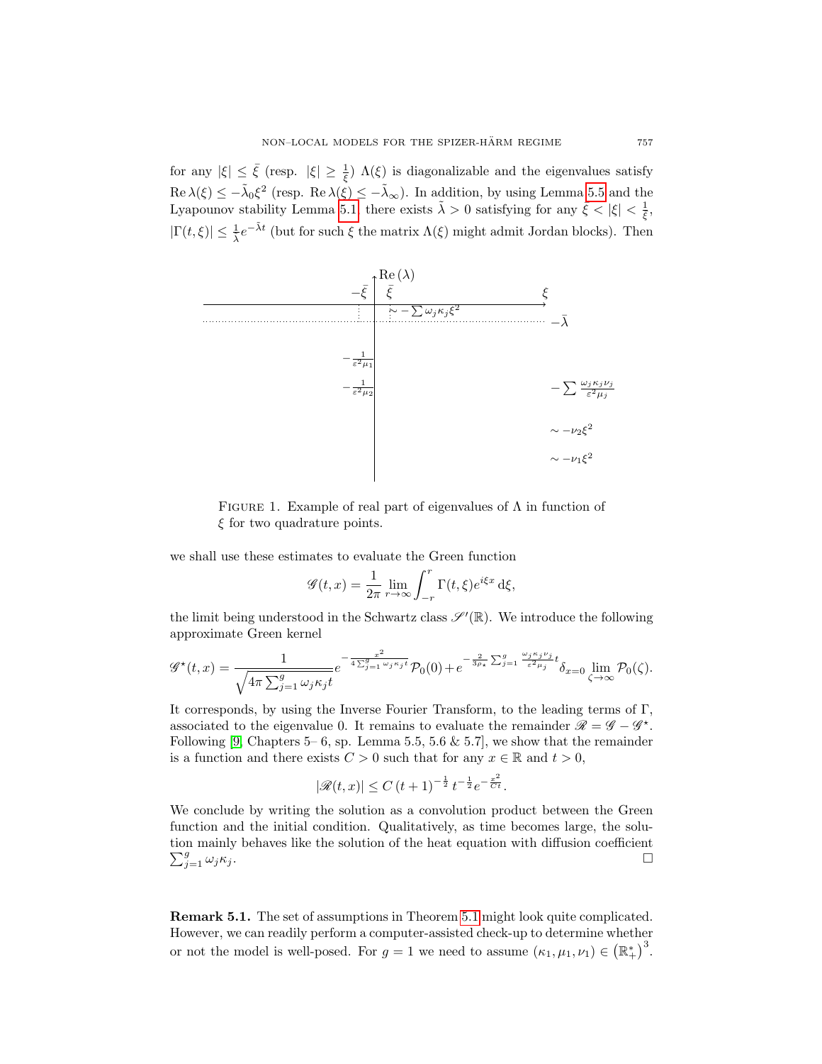for any $|\xi| \le \bar{\xi}$ (resp. $|\xi| \ge \frac{1}{\bar{\xi}}$) $\Lambda(\xi)$ is diagonalizable and the eigenvalues satisfy $\operatorname{Re}\lambda(\xi) \le -\tilde{\lambda}_0 \xi^2$ (resp. $\operatorname{Re}\lambda(\xi) \le -\tilde{\lambda}_\infty$). In addition, by using Lemma 5.5 and the Lyapounov stability Lemma 5.1, there exists $\tilde{\lambda} > 0$ satisfying for any $\bar{\xi} < |\xi| < \frac{1}{\bar{\xi}}$, $|\Gamma(t,\xi)| \le \frac{1}{\tilde{\lambda}} e^{-\tilde{\lambda} t}$ (but for such $\xi$ the matrix $\Lambda(\xi)$ might admit Jordan blocks). Then

Figure 1. Example of real part of eigenvalues of $\Lambda$ in function of $\xi$ for two quadrature points.

we shall use these estimates to evaluate the Green function

$$\mathscr{G}(t,x) = \frac{1}{2\pi} \lim_{r\to\infty} \int_{-r}^{r} \Gamma(t,\xi) e^{i\xi x} \, \mathrm{d}\xi,$$

the limit being understood in the Schwartz class $\mathscr{S}'(\mathbb{R})$. We introduce the following approximate Green kernel

$$\mathscr{G}^\star(t,x) = \frac{1}{\sqrt{4\pi \sum_{j=1}^g \omega_j \kappa_j t}} e^{-\frac{x^2}{4\sum_{j=1}^g \omega_j \kappa_j t}} \mathcal{P}_0(0) + e^{-\frac{2}{3\rho_\star} \sum_{j=1}^g \frac{\omega_j \kappa_j \nu_j}{\varepsilon^2 \mu_j} t} \delta_{x=0} \lim_{\zeta\to\infty} \mathcal{P}_0(\zeta).$$

It corresponds, by using the Inverse Fourier Transform, to the leading terms of $\Gamma$, associated to the eigenvalue 0. It remains to evaluate the remainder $\mathscr{R} = \mathscr{G} - \mathscr{G}^\star$. Following [9, Chapters 5– 6, sp. Lemma 5.5, 5.6 & 5.7], we show that the remainder is a function and there exists $C > 0$ such that for any $x \in \mathbb{R}$ and $t > 0$,

$$|\mathscr{R}(t,x)| \le C\,(t+1)^{-\frac{1}{2}}\, t^{-\frac{1}{2}} e^{-\frac{x^2}{Ct}}.$$

We conclude by writing the solution as a convolution product between the Green function and the initial condition. Qualitatively, as time becomes large, the solution mainly behaves like the solution of the heat equation with diffusion coefficient $\sum_{j=1}^g \omega_j \kappa_j$. □

**Remark 5.1.** The set of assumptions in Theorem 5.1 might look quite complicated. However, we can readily perform a computer-assisted check-up to determine whether or not the model is well-posed. For $g = 1$ we need to assume $(\kappa_1, \mu_1, \nu_1) \in \left(\mathbb{R}_+^*\right)^3$.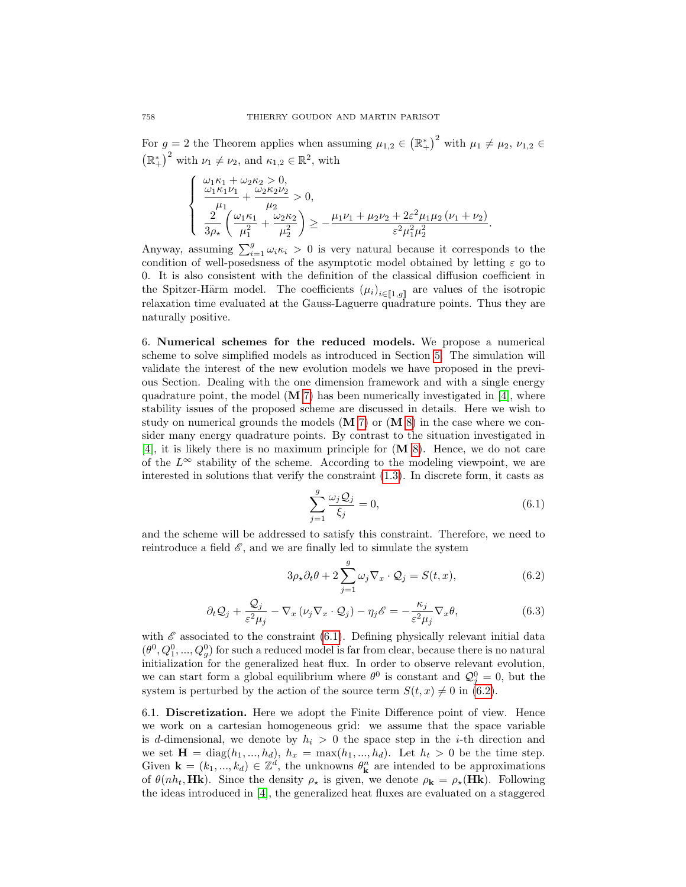For $g = 2$ the Theorem applies when assuming $\mu_{1,2} \in (\mathbb{R}_+^*)^2$ with $\mu_1 \neq \mu_2$, $\nu_{1,2} \in (\mathbb{R}_+^*)^2$ with $\nu_1 \neq \nu_2$, and $\kappa_{1,2} \in \mathbb{R}^2$, with

$$
\left\{
\begin{array}{l}
\omega_1\kappa_1 + \omega_2\kappa_2 > 0, \\
\dfrac{\omega_1\kappa_1\nu_1}{\mu_1} + \dfrac{\omega_2\kappa_2\nu_2}{\mu_2} > 0, \\
\dfrac{2}{3\rho_\star}\left(\dfrac{\omega_1\kappa_1}{\mu_1^2} + \dfrac{\omega_2\kappa_2}{\mu_2^2}\right) \geq -\dfrac{\mu_1\nu_1 + \mu_2\nu_2 + 2\varepsilon^2\mu_1\mu_2\left(\nu_1 + \nu_2\right)}{\varepsilon^2\mu_1^2\mu_2^2}.
\end{array}
\right.
$$

Anyway, assuming $\sum_{i=1}^{g} \omega_i\kappa_i > 0$ is very natural because it corresponds to the condition of well-posedsness of the asymptotic model obtained by letting $\varepsilon$ go to 0. It is also consistent with the definition of the classical diffusion coefficient in the Spitzer-Härm model. The coefficients $(\mu_i)_{i\in[\![1,g]\!]}$ are values of the isotropic relaxation time evaluated at the Gauss-Laguerre quadrature points. Thus they are naturally positive.

6. **Numerical schemes for the reduced models.** We propose a numerical scheme to solve simplified models as introduced in Section 5. The simulation will validate the interest of the new evolution models we have proposed in the previous Section. Dealing with the one dimension framework and with a single energy quadrature point, the model (**M** 7) has been numerically investigated in [4], where stability issues of the proposed scheme are discussed in details. Here we wish to study on numerical grounds the models (**M** 7) or (**M** 8) in the case where we consider many energy quadrature points. By contrast to the situation investigated in [4], it is likely there is no maximum principle for (**M** 8). Hence, we do not care of the $L^\infty$ stability of the scheme. According to the modeling viewpoint, we are interested in solutions that verify the constraint (1.3). In discrete form, it casts as

$$
\sum_{j=1}^{g} \frac{\omega_j \mathcal{Q}_j}{\xi_j} = 0, \tag{6.1}
$$

and the scheme will be addressed to satisfy this constraint. Therefore, we need to reintroduce a field $\mathscr{E}$, and we are finally led to simulate the system

$$
3\rho_\star \partial_t \theta + 2\sum_{j=1}^{g} \omega_j \nabla_x \cdot \mathcal{Q}_j = S(t,x), \tag{6.2}
$$

$$
\partial_t \mathcal{Q}_j + \frac{\mathcal{Q}_j}{\varepsilon^2\mu_j} - \nabla_x\left(\nu_j \nabla_x \cdot \mathcal{Q}_j\right) - \eta_j \mathscr{E} = -\frac{\kappa_j}{\varepsilon^2\mu_j}\nabla_x\theta, \tag{6.3}
$$

with $\mathscr{E}$ associated to the constraint (6.1). Defining physically relevant initial data $(\theta^0, Q_1^0, ..., Q_g^0)$ for such a reduced model is far from clear, because there is no natural initialization for the generalized heat flux. In order to observe relevant evolution, we can start form a global equilibrium where $\theta^0$ is constant and $\mathcal{Q}_j^0 = 0$, but the system is perturbed by the action of the source term $S(t,x) \neq 0$ in (6.2).

6.1. **Discretization.** Here we adopt the Finite Difference point of view. Hence we work on a cartesian homogeneous grid: we assume that the space variable is $d$-dimensional, we denote by $h_i > 0$ the space step in the $i$-th direction and we set $\mathbf{H} = \mathrm{diag}(h_1, ..., h_d)$, $h_x = \max(h_1, ..., h_d)$. Let $h_t > 0$ be the time step. Given $\mathbf{k} = (k_1, ..., k_d) \in \mathbb{Z}^d$, the unknowns $\theta_\mathbf{k}^n$ are intended to be approximations of $\theta(nh_t, \mathbf{Hk})$. Since the density $\rho_\star$ is given, we denote $\rho_\mathbf{k} = \rho_\star(\mathbf{Hk})$. Following the ideas introduced in [4], the generalized heat fluxes are evaluated on a staggered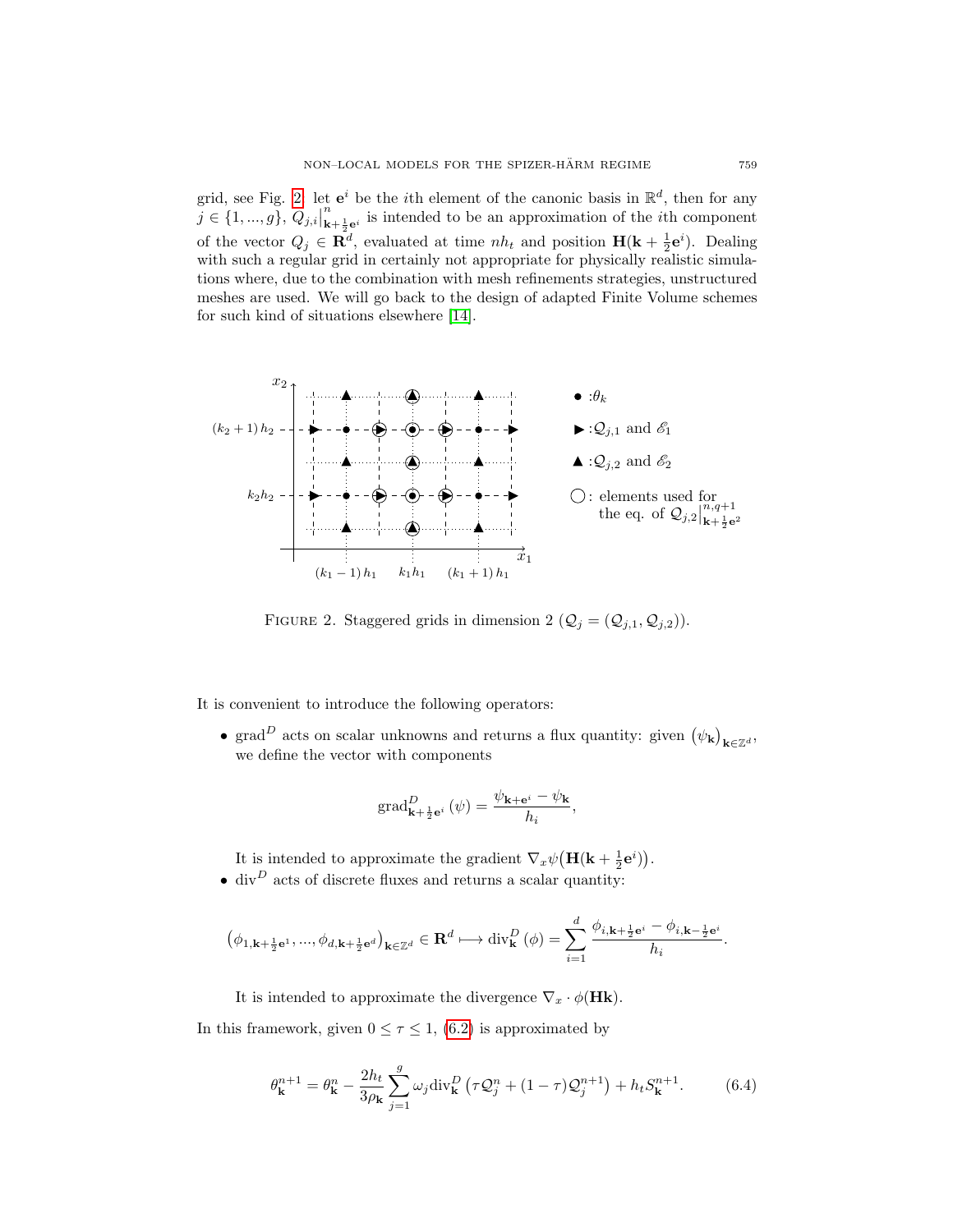grid, see Fig. 2: let $\mathbf{e}^i$ be the $i$th element of the canonic basis in $\mathbb{R}^d$, then for any $j \in \{1, ..., g\}$, $Q_{j,i}\big|^n_{\mathbf{k}+\frac{1}{2}\mathbf{e}^i}$ is intended to be an approximation of the $i$th component of the vector $Q_j \in \mathbf{R}^d$, evaluated at time $nh_t$ and position $\mathbf{H}(\mathbf{k} + \frac{1}{2}\mathbf{e}^i)$. Dealing with such a regular grid in certainly not appropriate for physically realistic simulations where, due to the combination with mesh refinements strategies, unstructured meshes are used. We will go back to the design of adapted Finite Volume schemes for such kind of situations elsewhere [14].

FIGURE 2. Staggered grids in dimension 2 ($\mathcal{Q}_j = (\mathcal{Q}_{j,1}, \mathcal{Q}_{j,2})$).

It is convenient to introduce the following operators:

- $\mathrm{grad}^D$ acts on scalar unknowns and returns a flux quantity: given $\left(\psi_{\mathbf{k}}\right)_{\mathbf{k}\in\mathbb{Z}^d}$, we define the vector with components

$$\mathrm{grad}^D_{\mathbf{k}+\frac{1}{2}\mathbf{e}^i}\left(\psi\right) = \frac{\psi_{\mathbf{k}+\mathbf{e}^i} - \psi_{\mathbf{k}}}{h_i},$$

  It is intended to approximate the gradient $\nabla_x \psi\big(\mathbf{H}(\mathbf{k} + \frac{1}{2}\mathbf{e}^i)\big)$.

- $\mathrm{div}^D$ acts of discrete fluxes and returns a scalar quantity:

$$\left(\phi_{1,\mathbf{k}+\frac{1}{2}\mathbf{e}^1}, ..., \phi_{d,\mathbf{k}+\frac{1}{2}\mathbf{e}^d}\right)_{\mathbf{k}\in\mathbb{Z}^d} \in \mathbf{R}^d \longmapsto \mathrm{div}^D_{\mathbf{k}}\left(\phi\right) = \sum_{i=1}^{d} \frac{\phi_{i,\mathbf{k}+\frac{1}{2}\mathbf{e}^i} - \phi_{i,\mathbf{k}-\frac{1}{2}\mathbf{e}^i}}{h_i}.$$

  It is intended to approximate the divergence $\nabla_x \cdot \phi(\mathbf{H}\mathbf{k})$.

In this framework, given $0 \le \tau \le 1$, (6.2) is approximated by

$$\theta^{n+1}_{\mathbf{k}} = \theta^n_{\mathbf{k}} - \frac{2h_t}{3\rho_{\mathbf{k}}} \sum_{j=1}^{g} \omega_j \mathrm{div}^D_{\mathbf{k}}\left(\tau \mathcal{Q}^n_j + (1-\tau)\mathcal{Q}^{n+1}_j\right) + h_t S^{n+1}_{\mathbf{k}}. \tag{6.4}$$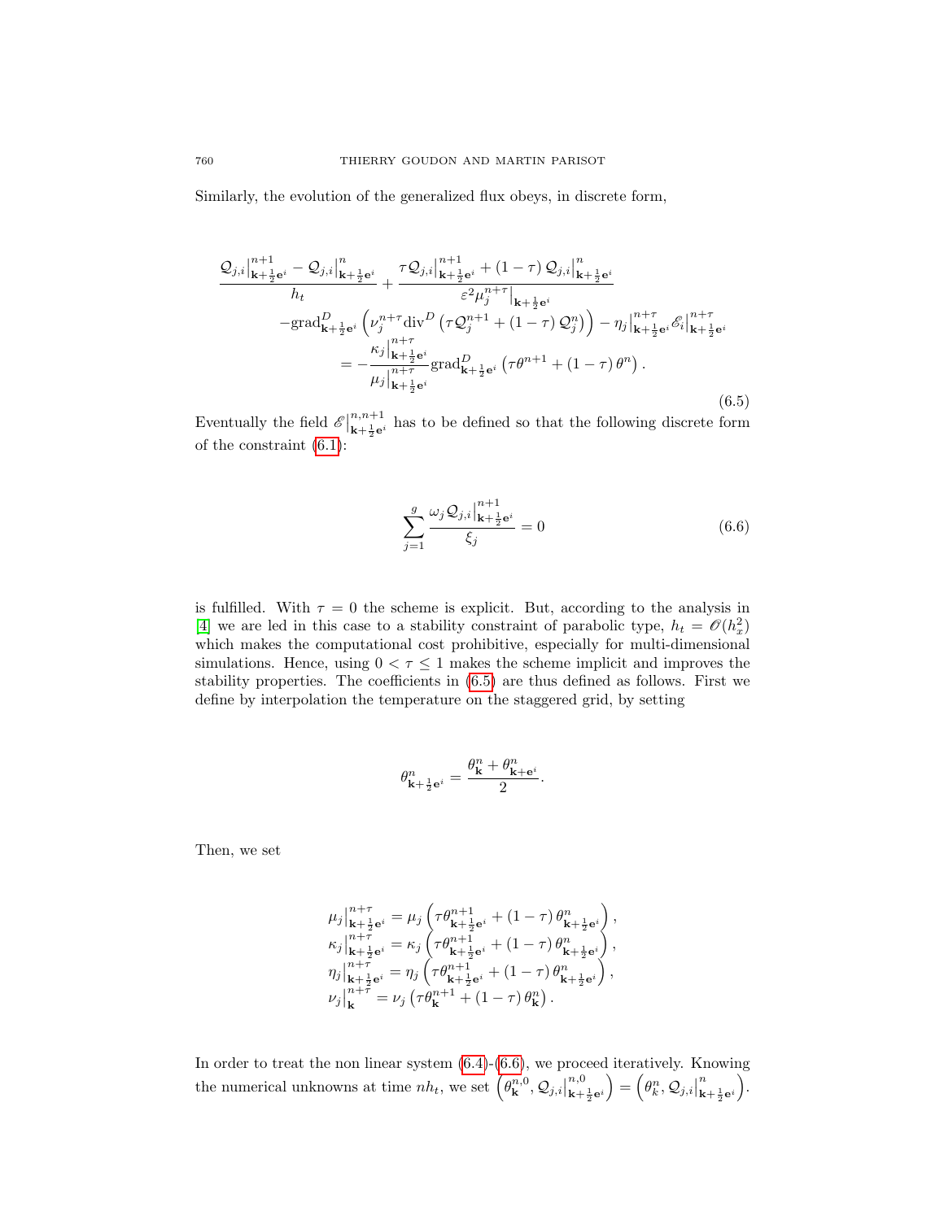Similarly, the evolution of the generalized flux obeys, in discrete form,

$$
\begin{aligned}
&\frac{\mathcal{Q}_{j,i}\big|^{n+1}_{\mathbf{k}+\frac{1}{2}\mathbf{e}^i} - \mathcal{Q}_{j,i}\big|^{n}_{\mathbf{k}+\frac{1}{2}\mathbf{e}^i}}{h_t} + \frac{\tau \mathcal{Q}_{j,i}\big|^{n+1}_{\mathbf{k}+\frac{1}{2}\mathbf{e}^i} + (1-\tau)\,\mathcal{Q}_{j,i}\big|^{n}_{\mathbf{k}+\frac{1}{2}\mathbf{e}^i}}{\varepsilon^2 \mu_j^{n+\tau}\big|_{\mathbf{k}+\frac{1}{2}\mathbf{e}^i}} \\
&\qquad - \mathrm{grad}^D_{\mathbf{k}+\frac{1}{2}\mathbf{e}^i}\left(\nu_j^{n+\tau}\mathrm{div}^D\left(\tau \mathcal{Q}_j^{n+1} + (1-\tau)\,\mathcal{Q}_j^n\right)\right) - \eta_j\big|^{n+\tau}_{\mathbf{k}+\frac{1}{2}\mathbf{e}^i}\mathscr{E}_i\big|^{n+\tau}_{\mathbf{k}+\frac{1}{2}\mathbf{e}^i} \\
&\qquad = -\frac{\kappa_j\big|^{n+\tau}_{\mathbf{k}+\frac{1}{2}\mathbf{e}^i}}{\mu_j\big|^{n+\tau}_{\mathbf{k}+\frac{1}{2}\mathbf{e}^i}}\mathrm{grad}^D_{\mathbf{k}+\frac{1}{2}\mathbf{e}^i}\left(\tau\theta^{n+1} + (1-\tau)\,\theta^n\right).
\end{aligned}
\tag{6.5}
$$

Eventually the field $\mathscr{E}\big|^{n,n+1}_{\mathbf{k}+\frac{1}{2}\mathbf{e}^i}$ has to be defined so that the following discrete form of the constraint (6.1):

$$
\sum_{j=1}^{g} \frac{\omega_j \mathcal{Q}_{j,i}\big|^{n+1}_{\mathbf{k}+\frac{1}{2}\mathbf{e}^i}}{\xi_j} = 0 \tag{6.6}
$$

is fulfilled. With $\tau = 0$ the scheme is explicit. But, according to the analysis in [4] we are led in this case to a stability constraint of parabolic type, $h_t = \mathscr{O}(h_x^2)$ which makes the computational cost prohibitive, especially for multi-dimensional simulations. Hence, using $0 < \tau \leq 1$ makes the scheme implicit and improves the stability properties. The coefficients in (6.5) are thus defined as follows. First we define by interpolation the temperature on the staggered grid, by setting

$$
\theta^n_{\mathbf{k}+\frac{1}{2}\mathbf{e}^i} = \frac{\theta^n_{\mathbf{k}} + \theta^n_{\mathbf{k}+\mathbf{e}^i}}{2}.
$$

Then, we set

$$
\begin{aligned}
\mu_j\big|^{n+\tau}_{\mathbf{k}+\frac{1}{2}\mathbf{e}^i} &= \mu_j\left(\tau\theta^{n+1}_{\mathbf{k}+\frac{1}{2}\mathbf{e}^i} + (1-\tau)\,\theta^n_{\mathbf{k}+\frac{1}{2}\mathbf{e}^i}\right),\\
\kappa_j\big|^{n+\tau}_{\mathbf{k}+\frac{1}{2}\mathbf{e}^i} &= \kappa_j\left(\tau\theta^{n+1}_{\mathbf{k}+\frac{1}{2}\mathbf{e}^i} + (1-\tau)\,\theta^n_{\mathbf{k}+\frac{1}{2}\mathbf{e}^i}\right),\\
\eta_j\big|^{n+\tau}_{\mathbf{k}+\frac{1}{2}\mathbf{e}^i} &= \eta_j\left(\tau\theta^{n+1}_{\mathbf{k}+\frac{1}{2}\mathbf{e}^i} + (1-\tau)\,\theta^n_{\mathbf{k}+\frac{1}{2}\mathbf{e}^i}\right),\\
\nu_j\big|^{n+\tau}_{\mathbf{k}} &= \nu_j\left(\tau\theta^{n+1}_{\mathbf{k}} + (1-\tau)\,\theta^n_{\mathbf{k}}\right).
\end{aligned}
$$

In order to treat the non linear system (6.4)-(6.6), we proceed iteratively. Knowing the numerical unknowns at time $nh_t$, we set $\left(\theta^{n,0}_{\mathbf{k}}, \mathcal{Q}_{j,i}\big|^{n,0}_{\mathbf{k}+\frac{1}{2}\mathbf{e}^i}\right) = \left(\theta^n_k, \mathcal{Q}_{j,i}\big|^{n}_{\mathbf{k}+\frac{1}{2}\mathbf{e}^i}\right)$.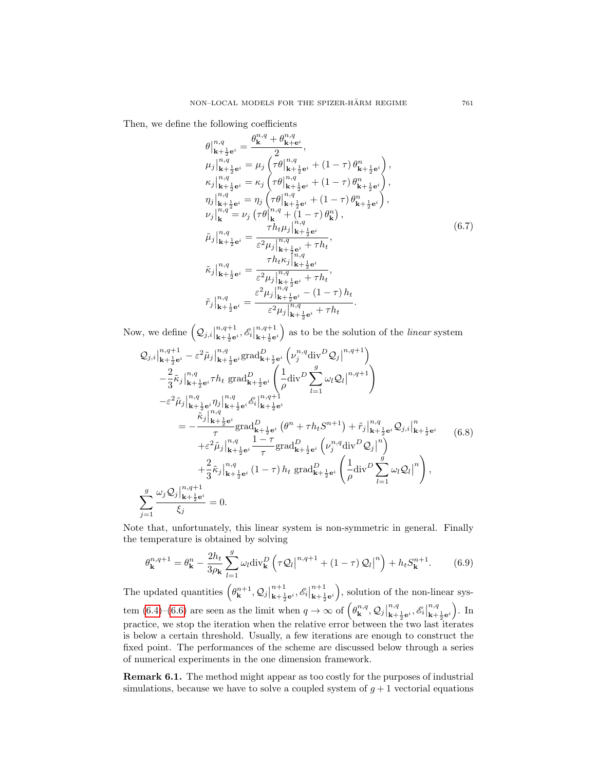Then, we define the following coefficients

$$
\begin{aligned}
\theta\big|^{n,q}_{\mathbf{k}+\frac{1}{2}\mathbf{e}^i} &= \frac{\theta^{n,q}_{\mathbf{k}} + \theta^{n,q}_{\mathbf{k}+\mathbf{e}^i}}{2},\\
\mu_j\big|^{n,q}_{\mathbf{k}+\frac{1}{2}\mathbf{e}^i} &= \mu_j\left(\tau\theta\big|^{n,q}_{\mathbf{k}+\frac{1}{2}\mathbf{e}^i} + (1-\tau)\,\theta^{n}_{\mathbf{k}+\frac{1}{2}\mathbf{e}^i}\right),\\
\kappa_j\big|^{n,q}_{\mathbf{k}+\frac{1}{2}\mathbf{e}^i} &= \kappa_j\left(\tau\theta\big|^{n,q}_{\mathbf{k}+\frac{1}{2}\mathbf{e}^i} + (1-\tau)\,\theta^{n}_{\mathbf{k}+\frac{1}{2}\mathbf{e}^i}\right),\\
\eta_j\big|^{n,q}_{\mathbf{k}+\frac{1}{2}\mathbf{e}^i} &= \eta_j\left(\tau\theta\big|^{n,q}_{\mathbf{k}+\frac{1}{2}\mathbf{e}^i} + (1-\tau)\,\theta^{n}_{\mathbf{k}+\frac{1}{2}\mathbf{e}^i}\right),\\
\nu_j\big|^{n,q}_{\mathbf{k}} &= \nu_j\left(\tau\theta\big|^{n,q}_{\mathbf{k}} + (1-\tau)\,\theta^{n}_{\mathbf{k}}\right),\\
\tilde{\mu}_j\big|^{n,q}_{\mathbf{k}+\frac{1}{2}\mathbf{e}^i} &= \frac{\tau h_t \mu_j\big|^{n,q}_{\mathbf{k}+\frac{1}{2}\mathbf{e}^i}}{\varepsilon^2\mu_j\big|^{n,q}_{\mathbf{k}+\frac{1}{2}\mathbf{e}^i} + \tau h_t},\\
\tilde{\kappa}_j\big|^{n,q}_{\mathbf{k}+\frac{1}{2}\mathbf{e}^i} &= \frac{\tau h_t \kappa_j\big|^{n,q}_{\mathbf{k}+\frac{1}{2}\mathbf{e}^i}}{\varepsilon^2\mu_j\big|^{n,q}_{\mathbf{k}+\frac{1}{2}\mathbf{e}^i} + \tau h_t},\\
\tilde{r}_j\big|^{n,q}_{\mathbf{k}+\frac{1}{2}\mathbf{e}^i} &= \frac{\varepsilon^2\mu_j\big|^{n,q}_{\mathbf{k}+\frac{1}{2}\mathbf{e}^i} - (1-\tau)\,h_t}{\varepsilon^2\mu_j\big|^{n,q}_{\mathbf{k}+\frac{1}{2}\mathbf{e}^i} + \tau h_t}.
\end{aligned}
\tag{6.7}
$$

Now, we define $\left(\mathcal{Q}_{j,i}\big|^{n,q+1}_{\mathbf{k}+\frac{1}{2}\mathbf{e}^i}, \mathscr{E}_i\big|^{n,q+1}_{\mathbf{k}+\frac{1}{2}\mathbf{e}^i}\right)$ as to be the solution of the *linear* system

$$
\begin{aligned}
&\mathcal{Q}_{j,i}\big|^{n,q+1}_{\mathbf{k}+\frac{1}{2}\mathbf{e}^i} - \varepsilon^2\tilde{\mu}_j\big|^{n,q}_{\mathbf{k}+\frac{1}{2}\mathbf{e}^i}\mathrm{grad}^D_{\mathbf{k}+\frac{1}{2}\mathbf{e}^i}\left(\nu_j^{n,q}\mathrm{div}^D\mathcal{Q}_j\big|^{n,q+1}\right)\\
&\quad -\frac{2}{3}\tilde{\kappa}_j\big|^{n,q}_{\mathbf{k}+\frac{1}{2}\mathbf{e}^i}\tau h_t\ \mathrm{grad}^D_{\mathbf{k}+\frac{1}{2}\mathbf{e}^i}\left(\frac{1}{\rho}\mathrm{div}^D\sum_{l=1}^{g}\omega_l\mathcal{Q}_l\big|^{n,q+1}\right)\\
&\quad -\varepsilon^2\tilde{\mu}_j\big|^{n,q}_{\mathbf{k}+\frac{1}{2}\mathbf{e}^i}\eta_j\big|^{n,q}_{\mathbf{k}+\frac{1}{2}\mathbf{e}^i}\mathscr{E}_i\big|^{n,q+1}_{\mathbf{k}+\frac{1}{2}\mathbf{e}^i}\\
&\qquad = -\frac{\tilde{\kappa}_j\big|^{n,q}_{\mathbf{k}+\frac{1}{2}\mathbf{e}^i}}{\tau}\mathrm{grad}^D_{\mathbf{k}+\frac{1}{2}\mathbf{e}^i}\left(\theta^n + \tau h_t S^{n+1}\right) + \tilde{r}_j\big|^{n,q}_{\mathbf{k}+\frac{1}{2}\mathbf{e}^i}\mathcal{Q}_{j,i}\big|^{n}_{\mathbf{k}+\frac{1}{2}\mathbf{e}^i}\\
&\qquad\quad +\varepsilon^2\tilde{\mu}_j\big|^{n,q}_{\mathbf{k}+\frac{1}{2}\mathbf{e}^i}\frac{1-\tau}{\tau}\mathrm{grad}^D_{\mathbf{k}+\frac{1}{2}\mathbf{e}^i}\left(\nu_j^{n,q}\mathrm{div}^D\mathcal{Q}_j\big|^{n}\right)\\
&\qquad\quad +\frac{2}{3}\tilde{\kappa}_j\big|^{n,q}_{\mathbf{k}+\frac{1}{2}\mathbf{e}^i}(1-\tau)\,h_t\ \mathrm{grad}^D_{\mathbf{k}+\frac{1}{2}\mathbf{e}^i}\left(\frac{1}{\rho}\mathrm{div}^D\sum_{l=1}^{g}\omega_l\mathcal{Q}_l\big|^{n}\right),\\
&\sum_{j=1}^{g}\frac{\omega_j\mathcal{Q}_j\big|^{n,q+1}_{\mathbf{k}+\frac{1}{2}\mathbf{e}^i}}{\xi_j} = 0.
\end{aligned}
\tag{6.8}
$$

Note that, unfortunately, this linear system is non-symmetric in general. Finally the temperature is obtained by solving

$$
\theta^{n,q+1}_{\mathbf{k}} = \theta^n_{\mathbf{k}} - \frac{2h_t}{3\rho_{\mathbf{k}}}\sum_{l=1}^{g}\omega_l\mathrm{div}^D_{\mathbf{k}}\left(\tau\mathcal{Q}_l\big|^{n,q+1} + (1-\tau)\,\mathcal{Q}_l\big|^{n}\right) + h_t S^{n+1}_{\mathbf{k}}. \tag{6.9}
$$

The updated quantities $\left(\theta^{n+1}_{\mathbf{k}}, \mathcal{Q}_j\big|^{n+1}_{\mathbf{k}+\frac{1}{2}\mathbf{e}^i}, \mathscr{E}_i\big|^{n+1}_{\mathbf{k}+\frac{1}{2}\mathbf{e}^i}\right)$, solution of the non-linear system (6.4)–(6.6) are seen as the limit when $q\to\infty$ of $\left(\theta^{n,q}_{\mathbf{k}}, \mathcal{Q}_j\big|^{n,q}_{\mathbf{k}+\frac{1}{2}\mathbf{e}^i}, \mathscr{E}_i\big|^{n,q}_{\mathbf{k}+\frac{1}{2}\mathbf{e}^i}\right)$. In practice, we stop the iteration when the relative error between the two last iterates is below a certain threshold. Usually, a few iterations are enough to construct the fixed point. The performances of the scheme are discussed below through a series of numerical experiments in the one dimension framework.

**Remark 6.1.** The method might appear as too costly for the purposes of industrial simulations, because we have to solve a coupled system of $g+1$ vectorial equations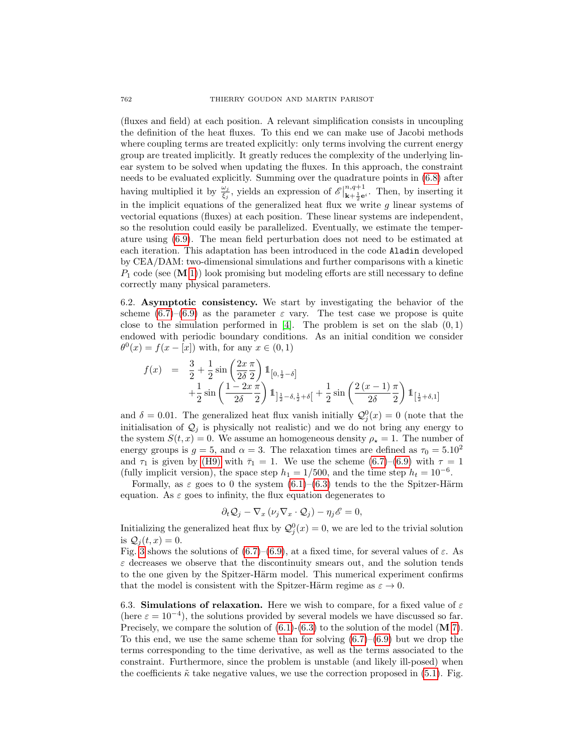(fluxes and field) at each position. A relevant simplification consists in uncoupling the definition of the heat fluxes. To this end we can make use of Jacobi methods where coupling terms are treated explicitly: only terms involving the current energy group are treated implicitly. It greatly reduces the complexity of the underlying linear system to be solved when updating the fluxes. In this approach, the constraint needs to be evaluated explicitly. Summing over the quadrature points in (6.8) after having multiplied it by $\frac{\omega_j}{\xi_j}$, yields an expression of $\mathscr{E}|^{n,q+1}_{\mathbf{k}+\frac{1}{2}\mathbf{e}^i}$. Then, by inserting it in the implicit equations of the generalized heat flux we write $g$ linear systems of vectorial equations (fluxes) at each position. These linear systems are independent, so the resolution could easily be parallelized. Eventually, we estimate the temperature using (6.9). The mean field perturbation does not need to be estimated at each iteration. This adaptation has been introduced in the code `Aladin` developed by CEA/DAM: two-dimensional simulations and further comparisons with a kinetic $P_1$ code (see (**M** 1)) look promising but modeling efforts are still necessary to define correctly many physical parameters.

6.2. **Asymptotic consistency.** We start by investigating the behavior of the scheme (6.7)–(6.9) as the parameter $\varepsilon$ vary. The test case we propose is quite close to the simulation performed in [4]. The problem is set on the slab $(0,1)$ endowed with periodic boundary conditions. As an initial condition we consider $\theta^0(x) = f(x - [x])$ with, for any $x \in (0,1)$

$$
\begin{aligned}
f(x) \quad = \quad & \frac{3}{2} + \frac{1}{2}\sin\left(\frac{2x}{2\delta}\frac{\pi}{2}\right)\mathbb{1}_{[0,\frac{1}{2}-\delta]} \\
& + \frac{1}{2}\sin\left(\frac{1-2x}{2\delta}\frac{\pi}{2}\right)\mathbb{1}_{]\frac{1}{2}-\delta,\frac{1}{2}+\delta[} + \frac{1}{2}\sin\left(\frac{2\,(x-1)}{2\delta}\frac{\pi}{2}\right)\mathbb{1}_{[\frac{1}{2}+\delta,1]}
\end{aligned}
$$

and $\delta = 0.01$. The generalized heat flux vanish initially $\mathcal{Q}_j^0(x) = 0$ (note that the initialisation of $\mathcal{Q}_j$ is physically not realistic) and we do not bring any energy to the system $S(t,x) = 0$. We assume an homogeneous density $\rho_\star = 1$. The number of energy groups is $g = 5$, and $\alpha = 3$. The relaxation times are defined as $\tau_0 = 5.10^2$ and $\tau_1$ is given by (H9) with $\bar{\tau}_1 = 1$. We use the scheme (6.7)–(6.9) with $\tau = 1$ (fully implicit version), the space step $h_1 = 1/500$, and the time step $h_t = 10^{-6}$.

Formally, as $\varepsilon$ goes to 0 the system (6.1)–(6.3) tends to the the Spitzer-Härm equation. As $\varepsilon$ goes to infinity, the flux equation degenerates to

$$
\partial_t \mathcal{Q}_j - \nabla_x\left(\nu_j \nabla_x \cdot \mathcal{Q}_j\right) - \eta_j \mathscr{E} = 0,
$$

Initializing the generalized heat flux by $\mathcal{Q}_j^0(x) = 0$, we are led to the trivial solution is $\mathcal{Q}_j(t,x) = 0$.

Fig. 3 shows the solutions of (6.7)–(6.9), at a fixed time, for several values of $\varepsilon$. As $\varepsilon$ decreases we observe that the discontinuity smears out, and the solution tends to the one given by the Spitzer-Härm model. This numerical experiment confirms that the model is consistent with the Spitzer-Härm regime as $\varepsilon \to 0$.

6.3. **Simulations of relaxation.** Here we wish to compare, for a fixed value of $\varepsilon$ (here $\varepsilon = 10^{-4}$), the solutions provided by several models we have discussed so far. Precisely, we compare the solution of (6.1)-(6.3) to the solution of the model (**M** 7). To this end, we use the same scheme than for solving (6.7)–(6.9) but we drop the terms corresponding to the time derivative, as well as the terms associated to the constraint. Furthermore, since the problem is unstable (and likely ill-posed) when the coefficients $\tilde{\kappa}$ take negative values, we use the correction proposed in (5.1). Fig.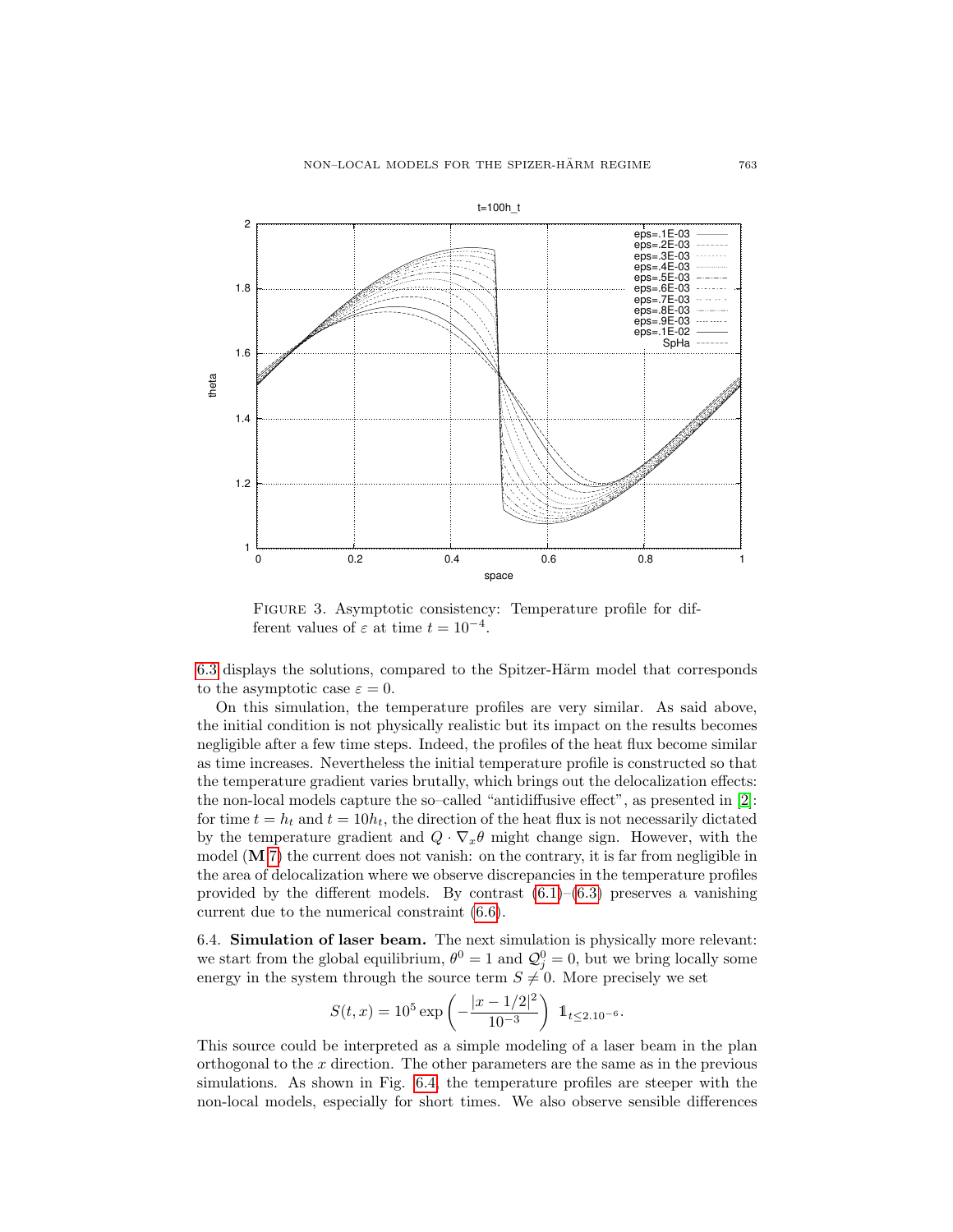FIGURE 3. Asymptotic consistency: Temperature profile for different values of $\varepsilon$ at time $t = 10^{-4}$.

6.3 displays the solutions, compared to the Spitzer-Härm model that corresponds to the asymptotic case $\varepsilon = 0$.

On this simulation, the temperature profiles are very similar. As said above, the initial condition is not physically realistic but its impact on the results becomes negligible after a few time steps. Indeed, the profiles of the heat flux become similar as time increases. Nevertheless the initial temperature profile is constructed so that the temperature gradient varies brutally, which brings out the delocalization effects: the non-local models capture the so–called "antidiffusive effect", as presented in [2]: for time $t = h_t$ and $t = 10h_t$, the direction of the heat flux is not necessarily dictated by the temperature gradient and $Q \cdot \nabla_x \theta$ might change sign. However, with the model (**M**7) the current does not vanish: on the contrary, it is far from negligible in the area of delocalization where we observe discrepancies in the temperature profiles provided by the different models. By contrast (6.1)–(6.3) preserves a vanishing current due to the numerical constraint (6.6).

6.4. **Simulation of laser beam.** The next simulation is physically more relevant: we start from the global equilibrium, $\theta^0 = 1$ and $\mathcal{Q}_j^0 = 0$, but we bring locally some energy in the system through the source term $S \neq 0$. More precisely we set

$$S(t, x) = 10^5 \exp\left(-\frac{|x - 1/2|^2}{10^{-3}}\right) \mathbb{1}_{t \leq 2.10^{-6}}.$$

This source could be interpreted as a simple modeling of a laser beam in the plan orthogonal to the $x$ direction. The other parameters are the same as in the previous simulations. As shown in Fig. 6.4, the temperature profiles are steeper with the non-local models, especially for short times. We also observe sensible differences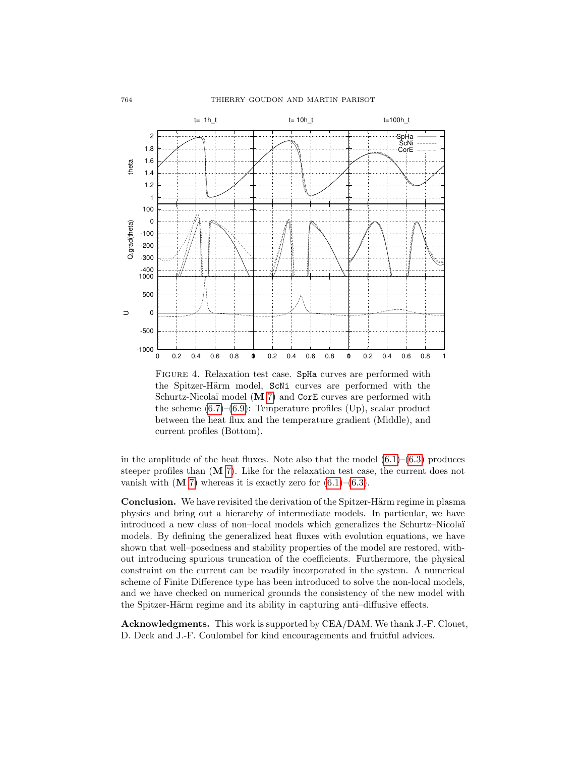FIGURE 4. Relaxation test case. `SpHa` curves are performed with the Spitzer-Härm model, `ScNi` curves are performed with the Schurtz-Nicolaï model (**M** 7) and `CorE` curves are performed with the scheme (6.7)–(6.9): Temperature profiles (Up), scalar product between the heat flux and the temperature gradient (Middle), and current profiles (Bottom).

in the amplitude of the heat fluxes. Note also that the model (6.1)–(6.3) produces steeper profiles than (**M** 7). Like for the relaxation test case, the current does not vanish with (**M** 7) whereas it is exactly zero for (6.1)–(6.3).

**Conclusion.** We have revisited the derivation of the Spitzer-Härm regime in plasma physics and bring out a hierarchy of intermediate models. In particular, we have introduced a new class of non–local models which generalizes the Schurtz–Nicolaï models. By defining the generalized heat fluxes with evolution equations, we have shown that well–posedness and stability properties of the model are restored, without introducing spurious truncation of the coefficients. Furthermore, the physical constraint on the current can be readily incorporated in the system. A numerical scheme of Finite Difference type has been introduced to solve the non-local models, and we have checked on numerical grounds the consistency of the new model with the Spitzer-Härm regime and its ability in capturing anti–diffusive effects.

**Acknowledgments.** This work is supported by CEA/DAM. We thank J.-F. Clouet, D. Deck and J.-F. Coulombel for kind encouragements and fruitful advices.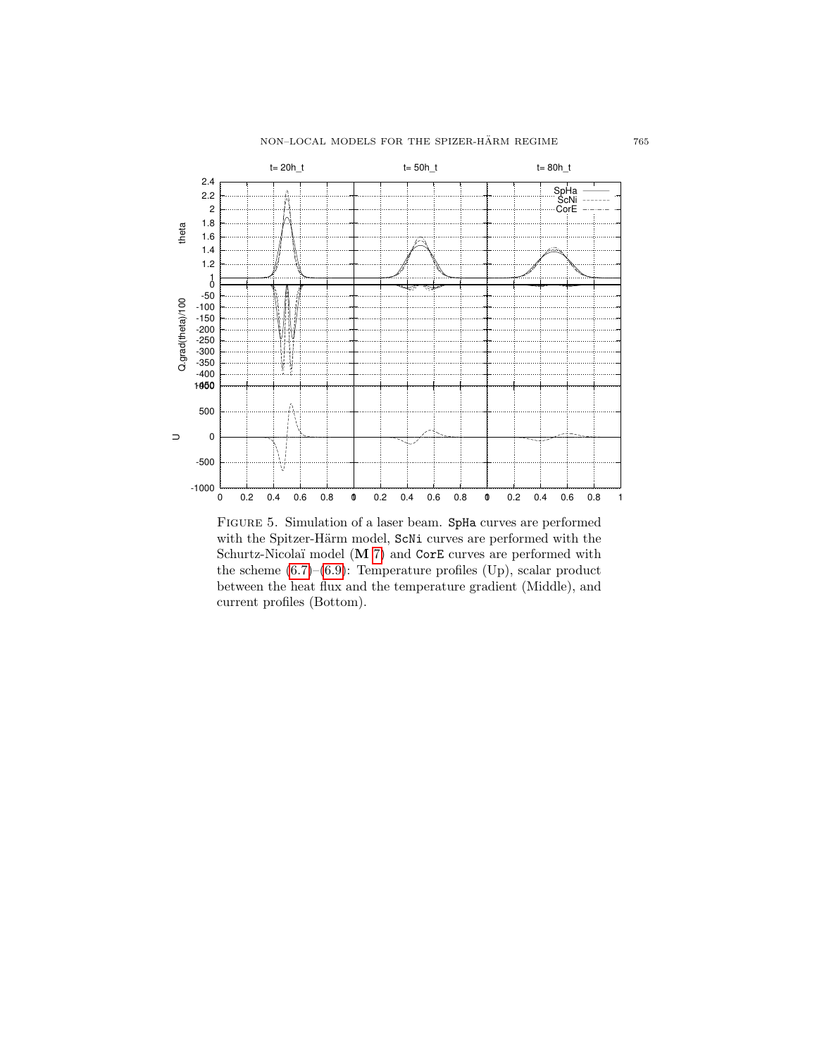FIGURE 5. Simulation of a laser beam. SpHa curves are performed with the Spitzer-Härm model, ScNi curves are performed with the Schurtz-Nicolaï model (**M** 7) and CorE curves are performed with the scheme (6.7)–(6.9): Temperature profiles (Up), scalar product between the heat flux and the temperature gradient (Middle), and current profiles (Bottom).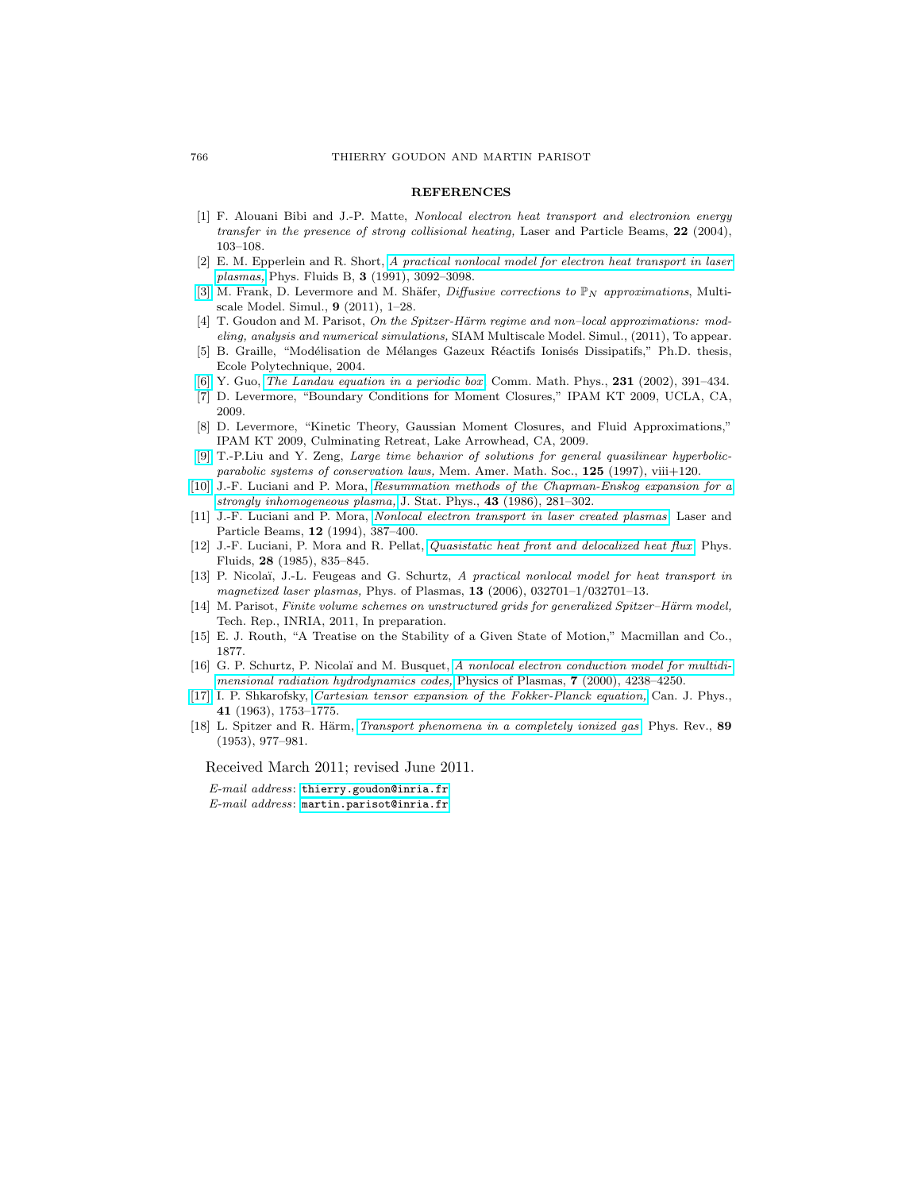## REFERENCES

[1] F. Alouani Bibi and J.-P. Matte, *Nonlocal electron heat transport and electronion energy transfer in the presence of strong collisional heating,* Laser and Particle Beams, **22** (2004), 103–108.

[2] E. M. Epperlein and R. Short, *A practical nonlocal model for electron heat transport in laser plasmas,* Phys. Fluids B, **3** (1991), 3092–3098.

[3] M. Frank, D. Levermore and M. Shäfer, *Diffusive corrections to $\mathbb{P}_N$ approximations*, Multiscale Model. Simul., **9** (2011), 1–28.

[4] T. Goudon and M. Parisot, *On the Spitzer-Härm regime and non–local approximations: modeling, analysis and numerical simulations,* SIAM Multiscale Model. Simul., (2011), To appear.

[5] B. Graille, "Modélisation de Mélanges Gazeux Réactifs Ionisés Dissipatifs," Ph.D. thesis, Ecole Polytechnique, 2004.

[6] Y. Guo, *The Landau equation in a periodic box,* Comm. Math. Phys., **231** (2002), 391–434.

[7] D. Levermore, "Boundary Conditions for Moment Closures," IPAM KT 2009, UCLA, CA, 2009.

[8] D. Levermore, "Kinetic Theory, Gaussian Moment Closures, and Fluid Approximations," IPAM KT 2009, Culminating Retreat, Lake Arrowhead, CA, 2009.

[9] T.-P.Liu and Y. Zeng, *Large time behavior of solutions for general quasilinear hyperbolic-parabolic systems of conservation laws,* Mem. Amer. Math. Soc., **125** (1997), viii+120.

[10] J.-F. Luciani and P. Mora, *Resummation methods of the Chapman-Enskog expansion for a strongly inhomogeneous plasma,* J. Stat. Phys., **43** (1986), 281–302.

[11] J.-F. Luciani and P. Mora, *Nonlocal electron transport in laser created plasmas,* Laser and Particle Beams, **12** (1994), 387–400.

[12] J.-F. Luciani, P. Mora and R. Pellat, *Quasistatic heat front and delocalized heat flux,* Phys. Fluids, **28** (1985), 835–845.

[13] P. Nicolaï, J.-L. Feugeas and G. Schurtz, *A practical nonlocal model for heat transport in magnetized laser plasmas,* Phys. of Plasmas, **13** (2006), 032701–1/032701–13.

[14] M. Parisot, *Finite volume schemes on unstructured grids for generalized Spitzer–Härm model,* Tech. Rep., INRIA, 2011, In preparation.

[15] E. J. Routh, "A Treatise on the Stability of a Given State of Motion," Macmillan and Co., 1877.

[16] G. P. Schurtz, P. Nicolaï and M. Busquet, *A nonlocal electron conduction model for multidimensional radiation hydrodynamics codes,* Physics of Plasmas, **7** (2000), 4238–4250.

[17] I. P. Shkarofsky, *Cartesian tensor expansion of the Fokker-Planck equation,* Can. J. Phys., **41** (1963), 1753–1775.

[18] L. Spitzer and R. Härm, *Transport phenomena in a completely ionized gas,* Phys. Rev., **89** (1953), 977–981.

Received March 2011; revised June 2011.

*E-mail address*: thierry.goudon@inria.fr
*E-mail address*: martin.parisot@inria.fr